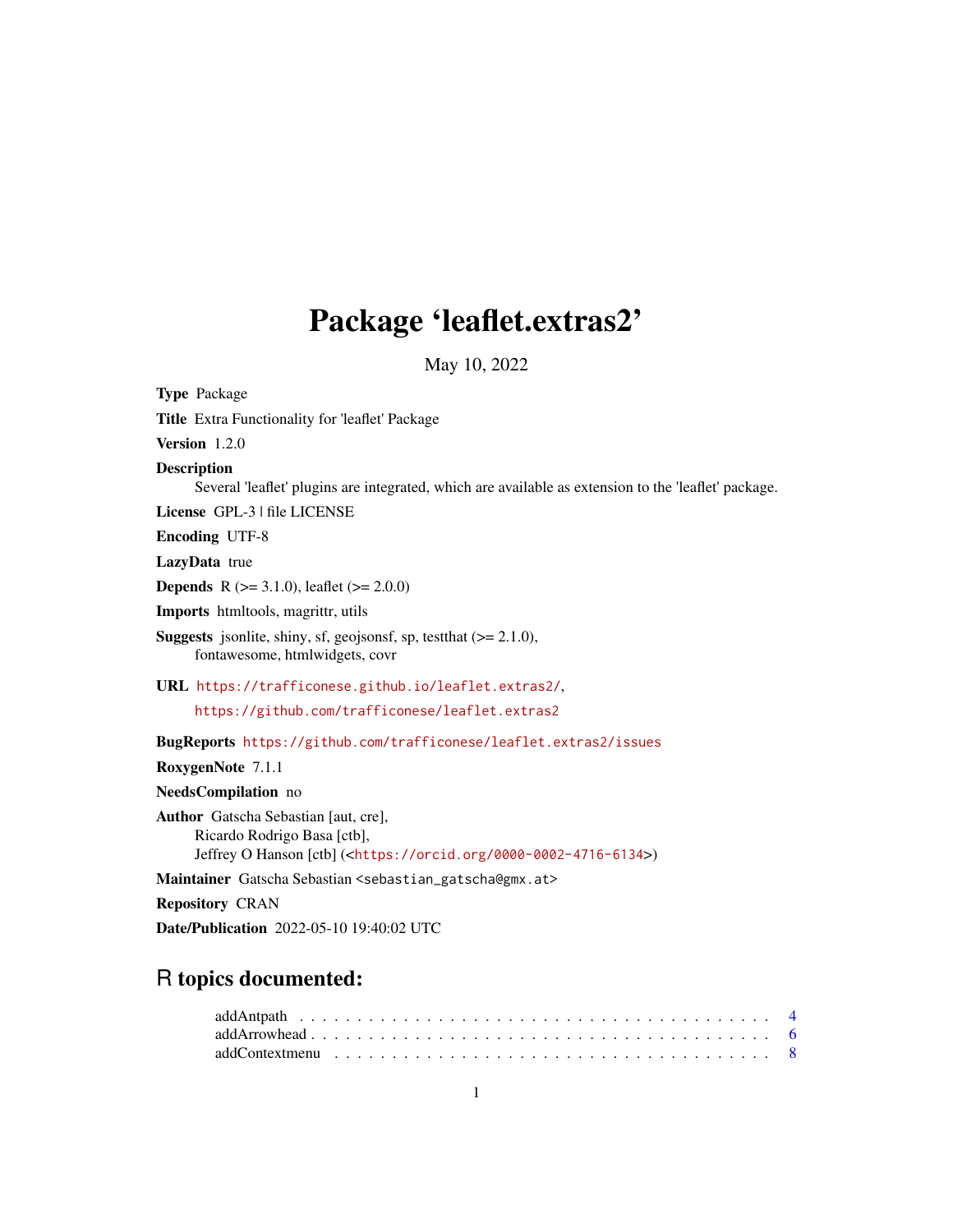# Package 'leaflet.extras2'

May 10, 2022

**Type** Package

**Title** Extra Functionality for 'leaflet' Package

**Version** 1.2.0

**Description** Several 'leaflet' plugins are integrated, which are available as extension to the 'leaflet' package.

**License** GPL-3 | file LICENSE

**Encoding** UTF-8

**LazyData** true

**Depends** R (>= 3.1.0), leaflet (>= 2.0.0)

**Imports** htmltools, magrittr, utils

**Suggests** jsonlite, shiny, sf, geojsonsf, sp, testthat (>= 2.1.0), fontawesome, htmlwidgets, covr

**URL** https://trafficonese.github.io/leaflet.extras2/, https://github.com/trafficonese/leaflet.extras2

**BugReports** https://github.com/trafficonese/leaflet.extras2/issues

**RoxygenNote** 7.1.1

**NeedsCompilation** no

**Author** Gatscha Sebastian [aut, cre], Ricardo Rodrigo Basa [ctb], Jeffrey O Hanson [ctb] (<https://orcid.org/0000-0002-4716-6134>)

**Maintainer** Gatscha Sebastian <sebastian_gatscha@gmx.at>

**Repository** CRAN

**Date/Publication** 2022-05-10 19:40:02 UTC

## R topics documented:

addAntpath . . . . . . . . . . . . . . . . . . . . . . . . . . . . . . . . . . . . . . . . 4
addArrowhead . . . . . . . . . . . . . . . . . . . . . . . . . . . . . . . . . . . . . . . . 6
addContextmenu . . . . . . . . . . . . . . . . . . . . . . . . . . . . . . . . . . . . . . . . 8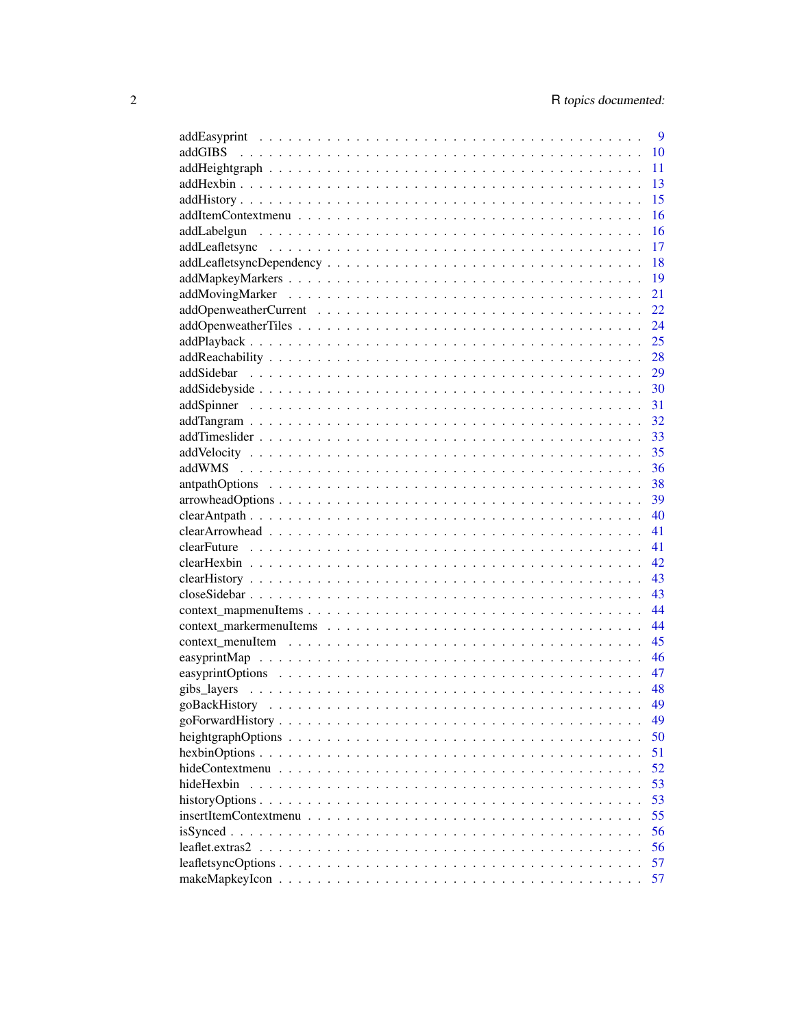addEasyprint . . . . . . . . . . . . . . . . . . . . . . . . . . . . . . . . . . . . 9
addGIBS . . . . . . . . . . . . . . . . . . . . . . . . . . . . . . . . . . . . . . . 10
addHeightgraph . . . . . . . . . . . . . . . . . . . . . . . . . . . . . . . . . . . 11
addHexbin . . . . . . . . . . . . . . . . . . . . . . . . . . . . . . . . . . . . . . 13
addHistory . . . . . . . . . . . . . . . . . . . . . . . . . . . . . . . . . . . . . 15
addItemContextmenu . . . . . . . . . . . . . . . . . . . . . . . . . . . . . . . . 16
addLabelgun . . . . . . . . . . . . . . . . . . . . . . . . . . . . . . . . . . . . 16
addLeafletsync . . . . . . . . . . . . . . . . . . . . . . . . . . . . . . . . . . . 17
addLeafletsyncDependency . . . . . . . . . . . . . . . . . . . . . . . . . . . . 18
addMapkeyMarkers . . . . . . . . . . . . . . . . . . . . . . . . . . . . . . . . . 19
addMovingMarker . . . . . . . . . . . . . . . . . . . . . . . . . . . . . . . . . . 21
addOpenweatherCurrent . . . . . . . . . . . . . . . . . . . . . . . . . . . . . . 22
addOpenweatherTiles . . . . . . . . . . . . . . . . . . . . . . . . . . . . . . . 24
addPlayback . . . . . . . . . . . . . . . . . . . . . . . . . . . . . . . . . . . . 25
addReachability . . . . . . . . . . . . . . . . . . . . . . . . . . . . . . . . . . 28
addSidebar . . . . . . . . . . . . . . . . . . . . . . . . . . . . . . . . . . . . 29
addSidebyside . . . . . . . . . . . . . . . . . . . . . . . . . . . . . . . . . . . 30
addSpinner . . . . . . . . . . . . . . . . . . . . . . . . . . . . . . . . . . . . 31
addTangram . . . . . . . . . . . . . . . . . . . . . . . . . . . . . . . . . . . . 32
addTimeslider . . . . . . . . . . . . . . . . . . . . . . . . . . . . . . . . . . . 33
addVelocity . . . . . . . . . . . . . . . . . . . . . . . . . . . . . . . . . . . . 35
addWMS . . . . . . . . . . . . . . . . . . . . . . . . . . . . . . . . . . . . . . 36
antpathOptions . . . . . . . . . . . . . . . . . . . . . . . . . . . . . . . . . . 38
arrowheadOptions . . . . . . . . . . . . . . . . . . . . . . . . . . . . . . . . . 39
clearAntpath . . . . . . . . . . . . . . . . . . . . . . . . . . . . . . . . . . . . 40
clearArrowhead . . . . . . . . . . . . . . . . . . . . . . . . . . . . . . . . . . 41
clearFuture . . . . . . . . . . . . . . . . . . . . . . . . . . . . . . . . . . . . 41
clearHexbin . . . . . . . . . . . . . . . . . . . . . . . . . . . . . . . . . . . . 42
clearHistory . . . . . . . . . . . . . . . . . . . . . . . . . . . . . . . . . . . . 43
closeSidebar . . . . . . . . . . . . . . . . . . . . . . . . . . . . . . . . . . . . 43
context_mapmenuItems . . . . . . . . . . . . . . . . . . . . . . . . . . . . . . 44
context_markermenuItems . . . . . . . . . . . . . . . . . . . . . . . . . . . . 44
context_menuItem . . . . . . . . . . . . . . . . . . . . . . . . . . . . . . . . . 45
easyprintMap . . . . . . . . . . . . . . . . . . . . . . . . . . . . . . . . . . . 46
easyprintOptions . . . . . . . . . . . . . . . . . . . . . . . . . . . . . . . . . 47
gibs_layers . . . . . . . . . . . . . . . . . . . . . . . . . . . . . . . . . . . . 48
goBackHistory . . . . . . . . . . . . . . . . . . . . . . . . . . . . . . . . . . . 49
goForwardHistory . . . . . . . . . . . . . . . . . . . . . . . . . . . . . . . . . 49
heightgraphOptions . . . . . . . . . . . . . . . . . . . . . . . . . . . . . . . . 50
hexbinOptions . . . . . . . . . . . . . . . . . . . . . . . . . . . . . . . . . . . 51
hideContextmenu . . . . . . . . . . . . . . . . . . . . . . . . . . . . . . . . . 52
hideHexbin . . . . . . . . . . . . . . . . . . . . . . . . . . . . . . . . . . . . 53
historyOptions . . . . . . . . . . . . . . . . . . . . . . . . . . . . . . . . . . . 53
insertItemContextmenu . . . . . . . . . . . . . . . . . . . . . . . . . . . . . . 55
isSynced . . . . . . . . . . . . . . . . . . . . . . . . . . . . . . . . . . . . . . 56
leaflet.extras2 . . . . . . . . . . . . . . . . . . . . . . . . . . . . . . . . . . . 56
leafletsyncOptions . . . . . . . . . . . . . . . . . . . . . . . . . . . . . . . . . 57
makeMapkeyIcon . . . . . . . . . . . . . . . . . . . . . . . . . . . . . . . . . . 57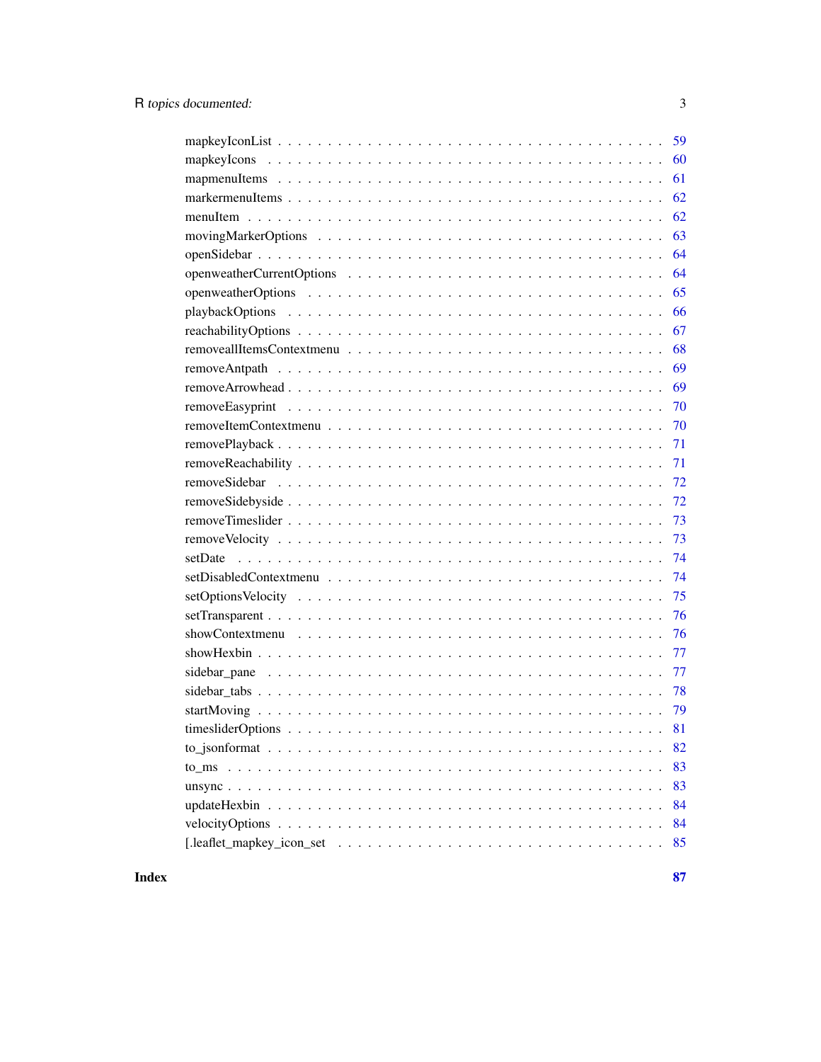mapkeyIconList . . . . . . . . . . . . . . . . . . . . . . . . . . . . . . . . . . . . 59
mapkeyIcons . . . . . . . . . . . . . . . . . . . . . . . . . . . . . . . . . . . . . . 60
mapmenuItems . . . . . . . . . . . . . . . . . . . . . . . . . . . . . . . . . . . . . 61
markermenuItems . . . . . . . . . . . . . . . . . . . . . . . . . . . . . . . . . . . 62
menuItem . . . . . . . . . . . . . . . . . . . . . . . . . . . . . . . . . . . . . . . . 62
movingMarkerOptions . . . . . . . . . . . . . . . . . . . . . . . . . . . . . . . . 63
openSidebar . . . . . . . . . . . . . . . . . . . . . . . . . . . . . . . . . . . . . . 64
openweatherCurrentOptions . . . . . . . . . . . . . . . . . . . . . . . . . . . . 64
openweatherOptions . . . . . . . . . . . . . . . . . . . . . . . . . . . . . . . . . 65
playbackOptions . . . . . . . . . . . . . . . . . . . . . . . . . . . . . . . . . . . 66
reachabilityOptions . . . . . . . . . . . . . . . . . . . . . . . . . . . . . . . . . 67
removeallItemsContextmenu . . . . . . . . . . . . . . . . . . . . . . . . . . . . 68
removeAntpath . . . . . . . . . . . . . . . . . . . . . . . . . . . . . . . . . . . . 69
removeArrowhead . . . . . . . . . . . . . . . . . . . . . . . . . . . . . . . . . . 69
removeEasyprint . . . . . . . . . . . . . . . . . . . . . . . . . . . . . . . . . . . 70
removeItemContextmenu . . . . . . . . . . . . . . . . . . . . . . . . . . . . . . 70
removePlayback . . . . . . . . . . . . . . . . . . . . . . . . . . . . . . . . . . . 71
removeReachability . . . . . . . . . . . . . . . . . . . . . . . . . . . . . . . . . 71
removeSidebar . . . . . . . . . . . . . . . . . . . . . . . . . . . . . . . . . . . . 72
removeSidebyside . . . . . . . . . . . . . . . . . . . . . . . . . . . . . . . . . . 72
removeTimeslider . . . . . . . . . . . . . . . . . . . . . . . . . . . . . . . . . . 73
removeVelocity . . . . . . . . . . . . . . . . . . . . . . . . . . . . . . . . . . . . 73
setDate . . . . . . . . . . . . . . . . . . . . . . . . . . . . . . . . . . . . . . . . . 74
setDisabledContextmenu . . . . . . . . . . . . . . . . . . . . . . . . . . . . . . 74
setOptionsVelocity . . . . . . . . . . . . . . . . . . . . . . . . . . . . . . . . . . 75
setTransparent . . . . . . . . . . . . . . . . . . . . . . . . . . . . . . . . . . . . 76
showContextmenu . . . . . . . . . . . . . . . . . . . . . . . . . . . . . . . . . . 76
showHexbin . . . . . . . . . . . . . . . . . . . . . . . . . . . . . . . . . . . . . . 77
sidebar_pane . . . . . . . . . . . . . . . . . . . . . . . . . . . . . . . . . . . . . 77
sidebar_tabs . . . . . . . . . . . . . . . . . . . . . . . . . . . . . . . . . . . . . 78
startMoving . . . . . . . . . . . . . . . . . . . . . . . . . . . . . . . . . . . . . . 79
timesliderOptions . . . . . . . . . . . . . . . . . . . . . . . . . . . . . . . . . . 81
to_jsonformat . . . . . . . . . . . . . . . . . . . . . . . . . . . . . . . . . . . . 82
to_ms . . . . . . . . . . . . . . . . . . . . . . . . . . . . . . . . . . . . . . . . . . 83
unsync . . . . . . . . . . . . . . . . . . . . . . . . . . . . . . . . . . . . . . . . . 83
updateHexbin . . . . . . . . . . . . . . . . . . . . . . . . . . . . . . . . . . . . . 84
velocityOptions . . . . . . . . . . . . . . . . . . . . . . . . . . . . . . . . . . . . 84
[.leaflet_mapkey_icon_set . . . . . . . . . . . . . . . . . . . . . . . . . . . . . 85

**Index** **87**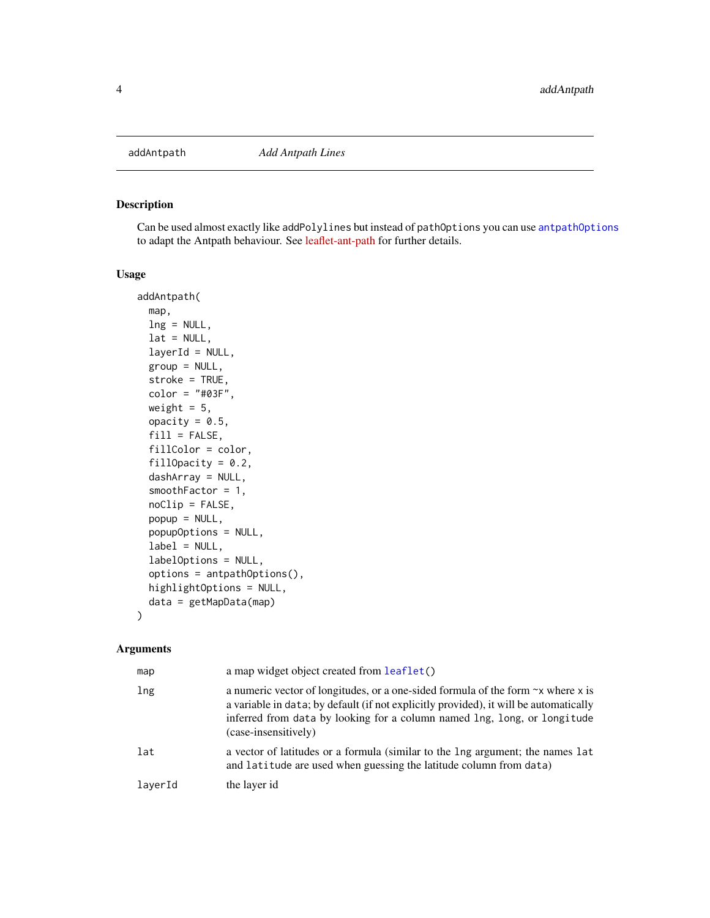addAntpath *Add Antpath Lines*

## Description

Can be used almost exactly like `addPolylines` but instead of `pathOptions` you can use `antpathOptions` to adapt the Antpath behaviour. See leaflet-ant-path for further details.

## Usage

```
addAntpath(
  map,
  lng = NULL,
  lat = NULL,
  layerId = NULL,
  group = NULL,
  stroke = TRUE,
  color = "#03F",
  weight = 5,
  opacity = 0.5,
  fill = FALSE,
  fillColor = color,
  fillOpacity = 0.2,
  dashArray = NULL,
  smoothFactor = 1,
  noClip = FALSE,
  popup = NULL,
  popupOptions = NULL,
  label = NULL,
  labelOptions = NULL,
  options = antpathOptions(),
  highlightOptions = NULL,
  data = getMapData(map)
)
```

## Arguments

| | |
|---|---|
| `map` | a map widget object created from `leaflet()` |
| `lng` | a numeric vector of longitudes, or a one-sided formula of the form `~x` where `x` is a variable in `data`; by default (if not explicitly provided), it will be automatically inferred from `data` by looking for a column named `lng`, `long`, or `longitude` (case-insensitively) |
| `lat` | a vector of latitudes or a formula (similar to the `lng` argument; the names `lat` and `latitude` are used when guessing the latitude column from `data`) |
| `layerId` | the layer id |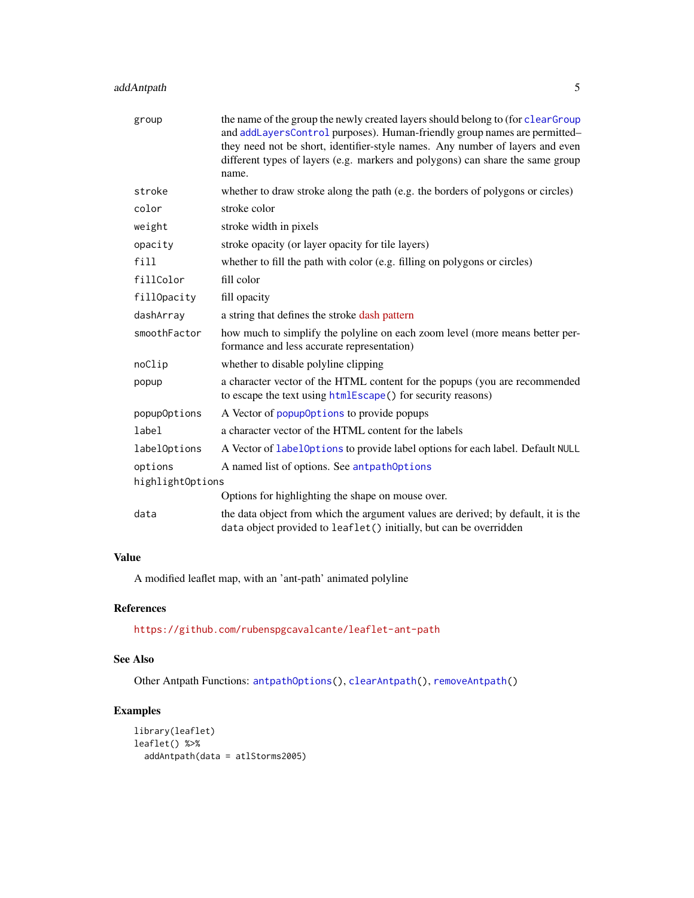| | |
|---|---|
| `group` | the name of the group the newly created layers should belong to (for `clearGroup` and `addLayersControl` purposes). Human-friendly group names are permitted–they need not be short, identifier-style names. Any number of layers and even different types of layers (e.g. markers and polygons) can share the same group name. |
| `stroke` | whether to draw stroke along the path (e.g. the borders of polygons or circles) |
| `color` | stroke color |
| `weight` | stroke width in pixels |
| `opacity` | stroke opacity (or layer opacity for tile layers) |
| `fill` | whether to fill the path with color (e.g. filling on polygons or circles) |
| `fillColor` | fill color |
| `fillOpacity` | fill opacity |
| `dashArray` | a string that defines the stroke dash pattern |
| `smoothFactor` | how much to simplify the polyline on each zoom level (more means better performance and less accurate representation) |
| `noClip` | whether to disable polyline clipping |
| `popup` | a character vector of the HTML content for the popups (you are recommended to escape the text using `htmlEscape()` for security reasons) |
| `popupOptions` | A Vector of `popupOptions` to provide popups |
| `label` | a character vector of the HTML content for the labels |
| `labelOptions` | A Vector of `labelOptions` to provide label options for each label. Default `NULL` |
| `options` | A named list of options. See `antpathOptions` |
| `highlightOptions` | Options for highlighting the shape on mouse over. |
| `data` | the data object from which the argument values are derived; by default, it is the `data` object provided to `leaflet()` initially, but can be overridden |

## Value

A modified leaflet map, with an 'ant-path' animated polyline

## References

https://github.com/rubenspgcavalcante/leaflet-ant-path

## See Also

Other Antpath Functions: `antpathOptions()`, `clearAntpath()`, `removeAntpath()`

## Examples

```
library(leaflet)
leaflet() %>%
  addAntpath(data = atlStorms2005)
```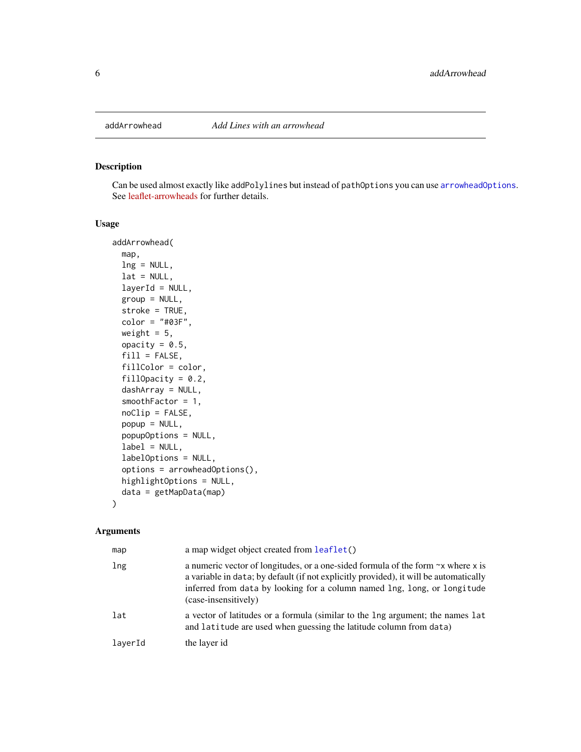## addArrowhead — *Add Lines with an arrowhead*

### Description

Can be used almost exactly like `addPolylines` but instead of `pathOptions` you can use `arrowheadOptions`. See leaflet-arrowheads for further details.

### Usage

```
addArrowhead(
  map,
  lng = NULL,
  lat = NULL,
  layerId = NULL,
  group = NULL,
  stroke = TRUE,
  color = "#03F",
  weight = 5,
  opacity = 0.5,
  fill = FALSE,
  fillColor = color,
  fillOpacity = 0.2,
  dashArray = NULL,
  smoothFactor = 1,
  noClip = FALSE,
  popup = NULL,
  popupOptions = NULL,
  label = NULL,
  labelOptions = NULL,
  options = arrowheadOptions(),
  highlightOptions = NULL,
  data = getMapData(map)
)
```

### Arguments

| | |
|---|---|
| `map` | a map widget object created from `leaflet()` |
| `lng` | a numeric vector of longitudes, or a one-sided formula of the form `~x` where `x` is a variable in `data`; by default (if not explicitly provided), it will be automatically inferred from `data` by looking for a column named `lng`, `long`, or `longitude` (case-insensitively) |
| `lat` | a vector of latitudes or a formula (similar to the `lng` argument; the names `lat` and `latitude` are used when guessing the latitude column from `data`) |
| `layerId` | the layer id |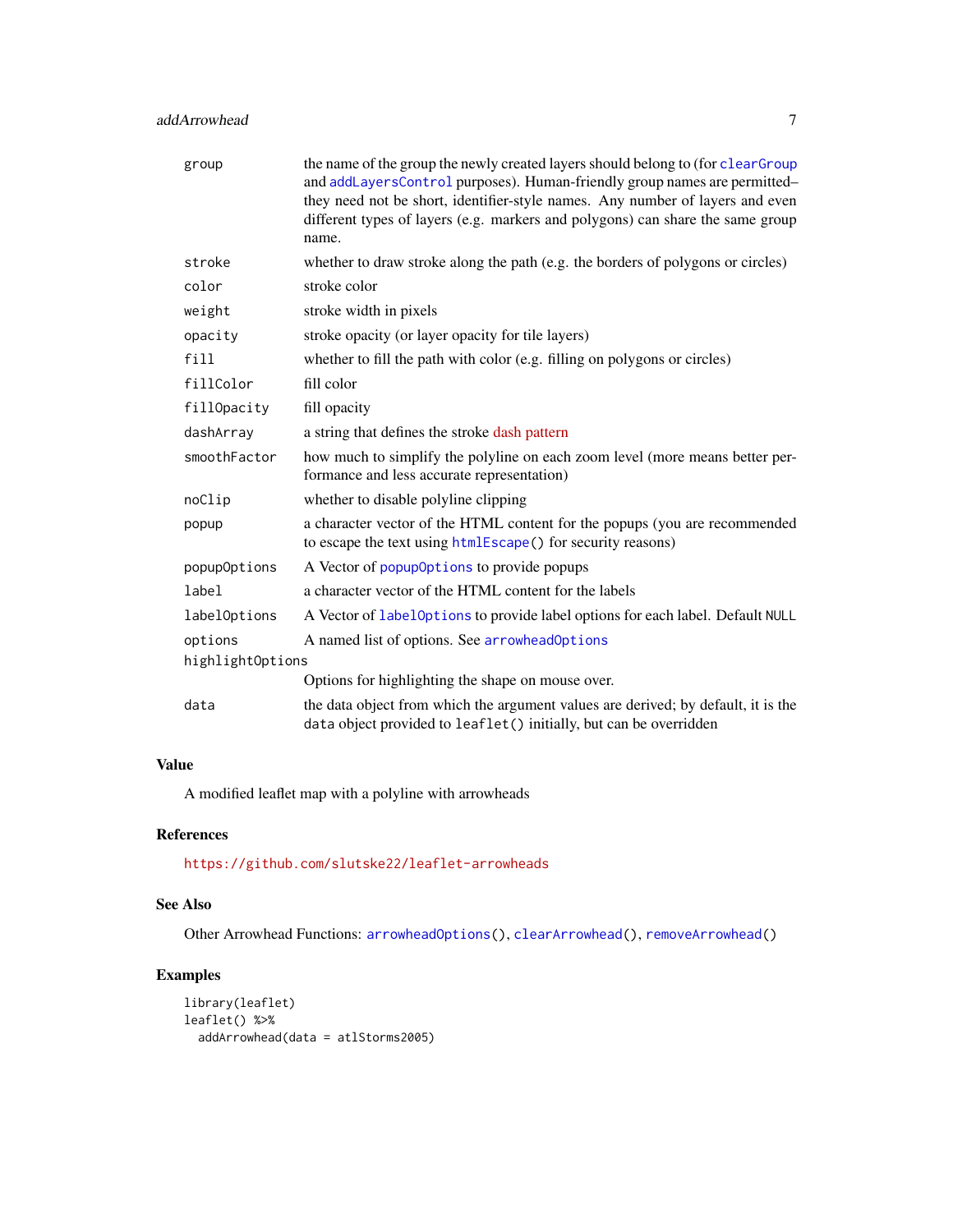| | |
|---|---|
| `group` | the name of the group the newly created layers should belong to (for `clearGroup` and `addLayersControl` purposes). Human-friendly group names are permitted–they need not be short, identifier-style names. Any number of layers and even different types of layers (e.g. markers and polygons) can share the same group name. |
| `stroke` | whether to draw stroke along the path (e.g. the borders of polygons or circles) |
| `color` | stroke color |
| `weight` | stroke width in pixels |
| `opacity` | stroke opacity (or layer opacity for tile layers) |
| `fill` | whether to fill the path with color (e.g. filling on polygons or circles) |
| `fillColor` | fill color |
| `fillOpacity` | fill opacity |
| `dashArray` | a string that defines the stroke dash pattern |
| `smoothFactor` | how much to simplify the polyline on each zoom level (more means better performance and less accurate representation) |
| `noClip` | whether to disable polyline clipping |
| `popup` | a character vector of the HTML content for the popups (you are recommended to escape the text using `htmlEscape()` for security reasons) |
| `popupOptions` | A Vector of `popupOptions` to provide popups |
| `label` | a character vector of the HTML content for the labels |
| `labelOptions` | A Vector of `labelOptions` to provide label options for each label. Default `NULL` |
| `options` | A named list of options. See `arrowheadOptions` |
| `highlightOptions` | Options for highlighting the shape on mouse over. |
| `data` | the data object from which the argument values are derived; by default, it is the `data` object provided to `leaflet()` initially, but can be overridden |

## Value

A modified leaflet map with a polyline with arrowheads

## References

https://github.com/slutske22/leaflet-arrowheads

## See Also

Other Arrowhead Functions: `arrowheadOptions()`, `clearArrowhead()`, `removeArrowhead()`

## Examples

```
library(leaflet)
leaflet() %>%
  addArrowhead(data = atlStorms2005)
```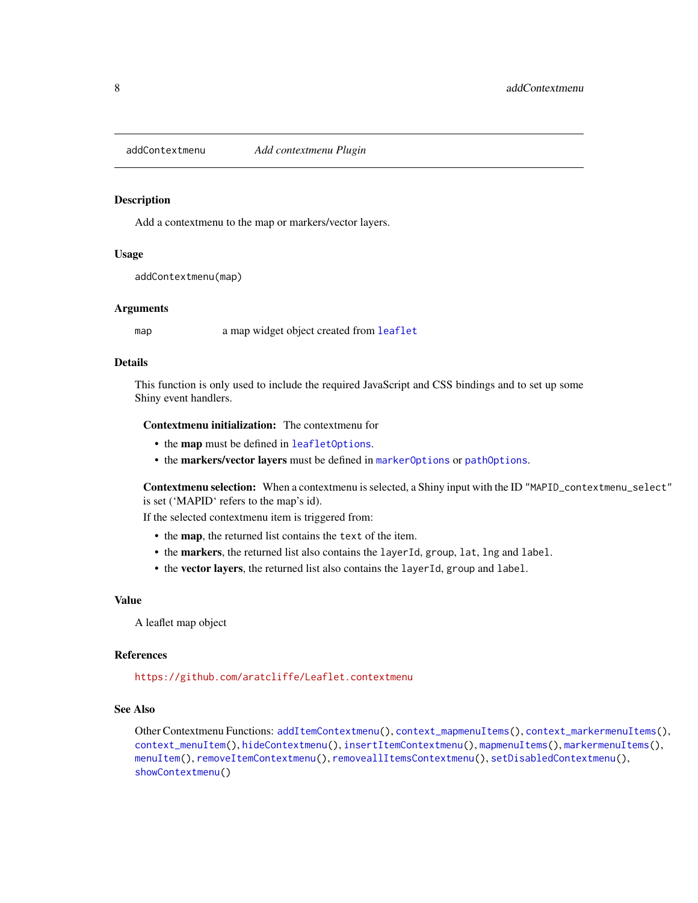# addContextmenu — *Add contextmenu Plugin*

## Description

Add a contextmenu to the map or markers/vector layers.

## Usage

```
addContextmenu(map)
```

## Arguments

| | |
|---|---|
| map | a map widget object created from `leaflet` |

## Details

This function is only used to include the required JavaScript and CSS bindings and to set up some Shiny event handlers.

**Contextmenu initialization:** The contextmenu for

- the **map** must be defined in `leafletOptions`.
- the **markers/vector layers** must be defined in `markerOptions` or `pathOptions`.

**Contextmenu selection:** When a contextmenu is selected, a Shiny input with the ID `"MAPID_contextmenu_select"` is set ('MAPID' refers to the map's id).

If the selected contextmenu item is triggered from:

- the **map**, the returned list contains the `text` of the item.
- the **markers**, the returned list also contains the `layerId`, `group`, `lat`, `lng` and `label`.
- the **vector layers**, the returned list also contains the `layerId`, `group` and `label`.

## Value

A leaflet map object

## References

https://github.com/aratcliffe/Leaflet.contextmenu

## See Also

Other Contextmenu Functions: `addItemContextmenu()`, `context_mapmenuItems()`, `context_markermenuItems()`, `context_menuItem()`, `hideContextmenu()`, `insertItemContextmenu()`, `mapmenuItems()`, `markermenuItems()`, `menuItem()`, `removeItemContextmenu()`, `removeallItemsContextmenu()`, `setDisabledContextmenu()`, `showContextmenu()`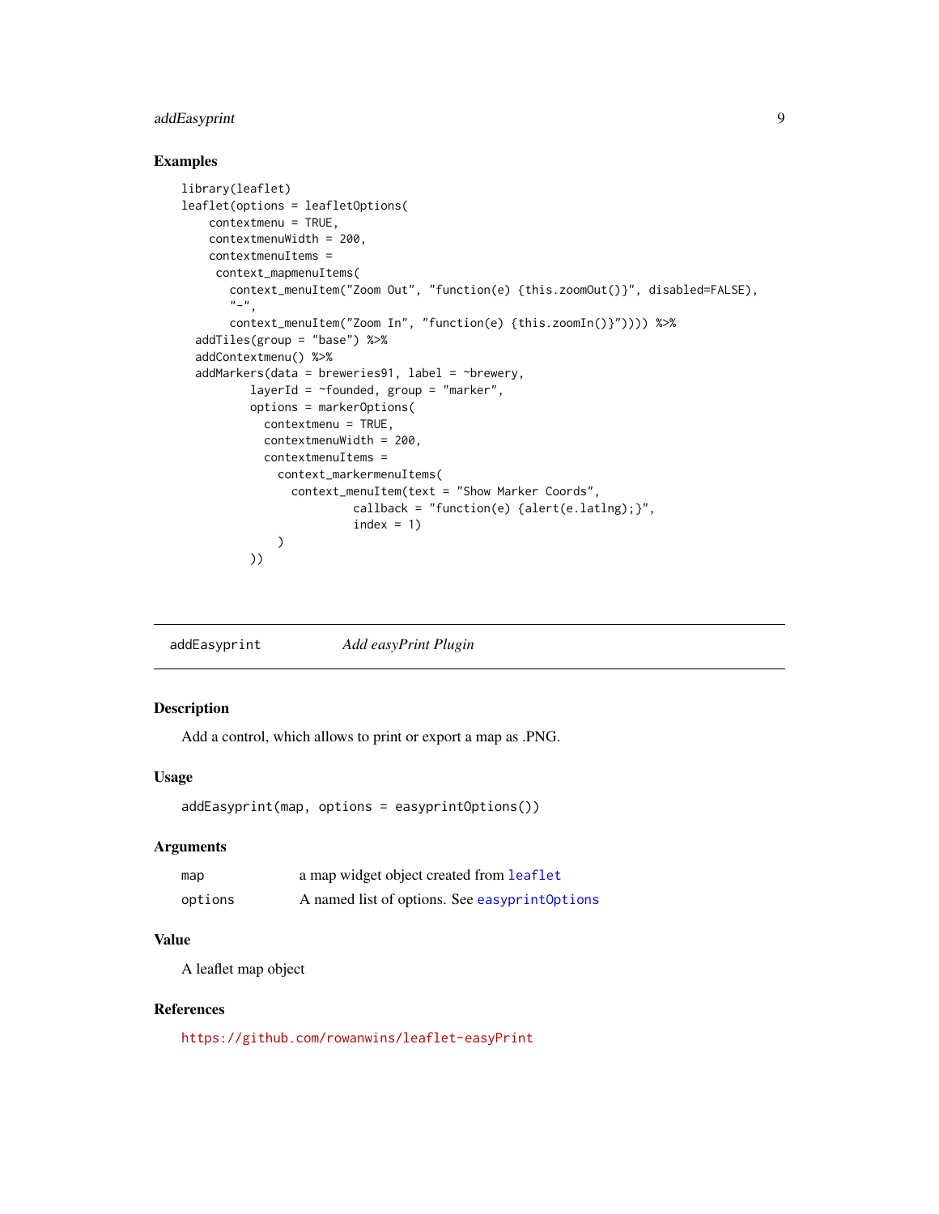### Examples

```
library(leaflet)
leaflet(options = leafletOptions(
    contextmenu = TRUE,
    contextmenuWidth = 200,
    contextmenuItems =
     context_mapmenuItems(
       context_menuItem("Zoom Out", "function(e) {this.zoomOut()}", disabled=FALSE),
       "-",
       context_menuItem("Zoom In", "function(e) {this.zoomIn()}")))) %>%
  addTiles(group = "base") %>%
  addContextmenu() %>%
  addMarkers(data = breweries91, label = ~brewery,
          layerId = ~founded, group = "marker",
          options = markerOptions(
            contextmenu = TRUE,
            contextmenuWidth = 200,
            contextmenuItems =
              context_markermenuItems(
                context_menuItem(text = "Show Marker Coords",
                         callback = "function(e) {alert(e.latlng);}",
                         index = 1)
              )
          ))
```

---

## addEasyprint — *Add easyPrint Plugin*

### Description

Add a control, which allows to print or export a map as .PNG.

### Usage

```
addEasyprint(map, options = easyprintOptions())
```

### Arguments

| | |
|---|---|
| map | a map widget object created from leaflet |
| options | A named list of options. See easyprintOptions |

### Value

A leaflet map object

### References

https://github.com/rowanwins/leaflet-easyPrint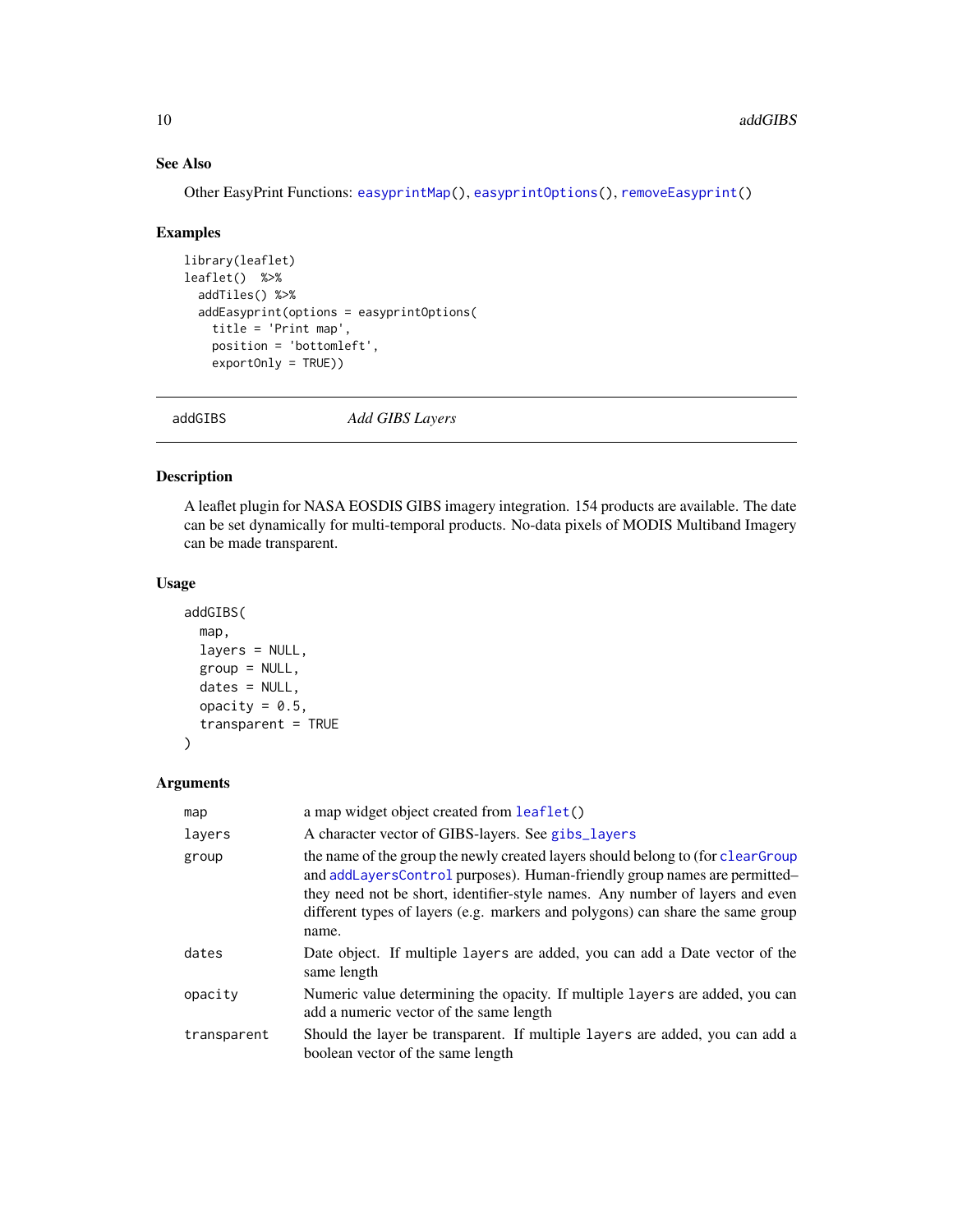### See Also

Other EasyPrint Functions: easyprintMap(), easyprintOptions(), removeEasyprint()

### Examples

```
library(leaflet)
leaflet()  %>%
  addTiles() %>%
  addEasyprint(options = easyprintOptions(
    title = 'Print map',
    position = 'bottomleft',
    exportOnly = TRUE))
```

---

## addGIBS *Add GIBS Layers*

---

### Description

A leaflet plugin for NASA EOSDIS GIBS imagery integration. 154 products are available. The date can be set dynamically for multi-temporal products. No-data pixels of MODIS Multiband Imagery can be made transparent.

### Usage

```
addGIBS(
  map,
  layers = NULL,
  group = NULL,
  dates = NULL,
  opacity = 0.5,
  transparent = TRUE
)
```

### Arguments

| | |
|---|---|
| map | a map widget object created from leaflet() |
| layers | A character vector of GIBS-layers. See gibs_layers |
| group | the name of the group the newly created layers should belong to (for clearGroup and addLayersControl purposes). Human-friendly group names are permitted–they need not be short, identifier-style names. Any number of layers and even different types of layers (e.g. markers and polygons) can share the same group name. |
| dates | Date object. If multiple layers are added, you can add a Date vector of the same length |
| opacity | Numeric value determining the opacity. If multiple layers are added, you can add a numeric vector of the same length |
| transparent | Should the layer be transparent. If multiple layers are added, you can add a boolean vector of the same length |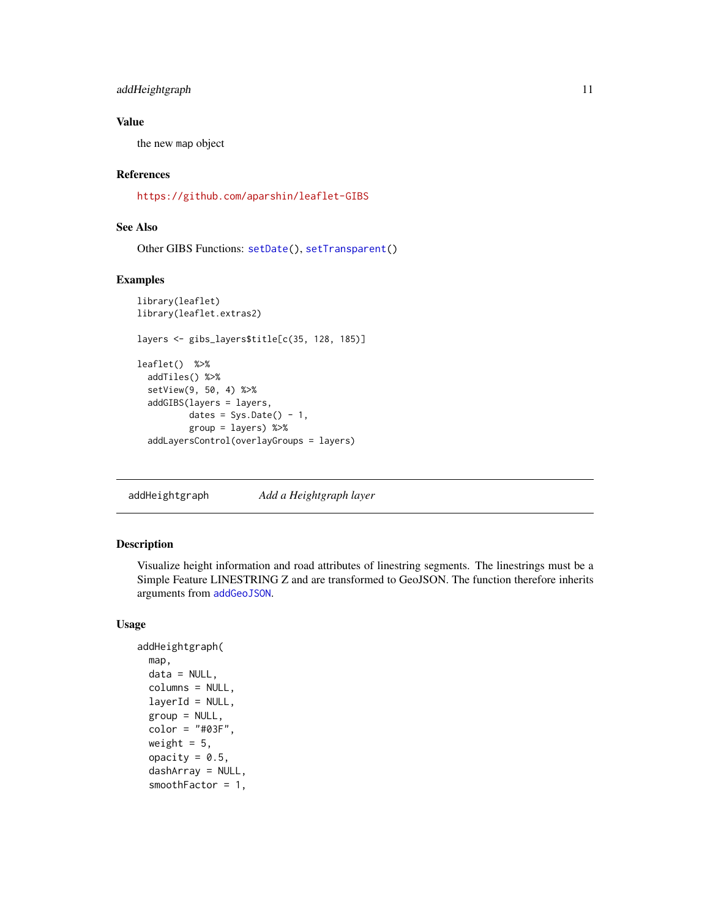### Value

the new map object

### References

https://github.com/aparshin/leaflet-GIBS

### See Also

Other GIBS Functions: setDate(), setTransparent()

### Examples

```
library(leaflet)
library(leaflet.extras2)

layers <- gibs_layers$title[c(35, 128, 185)]

leaflet()  %>%
  addTiles() %>%
  setView(9, 50, 4) %>%
  addGIBS(layers = layers,
          dates = Sys.Date() - 1,
          group = layers) %>%
  addLayersControl(overlayGroups = layers)
```

---

## addHeightgraph    *Add a Heightgraph layer*

### Description

Visualize height information and road attributes of linestring segments. The linestrings must be a Simple Feature LINESTRING Z and are transformed to GeoJSON. The function therefore inherits arguments from addGeoJSON.

### Usage

```
addHeightgraph(
  map,
  data = NULL,
  columns = NULL,
  layerId = NULL,
  group = NULL,
  color = "#03F",
  weight = 5,
  opacity = 0.5,
  dashArray = NULL,
  smoothFactor = 1,
```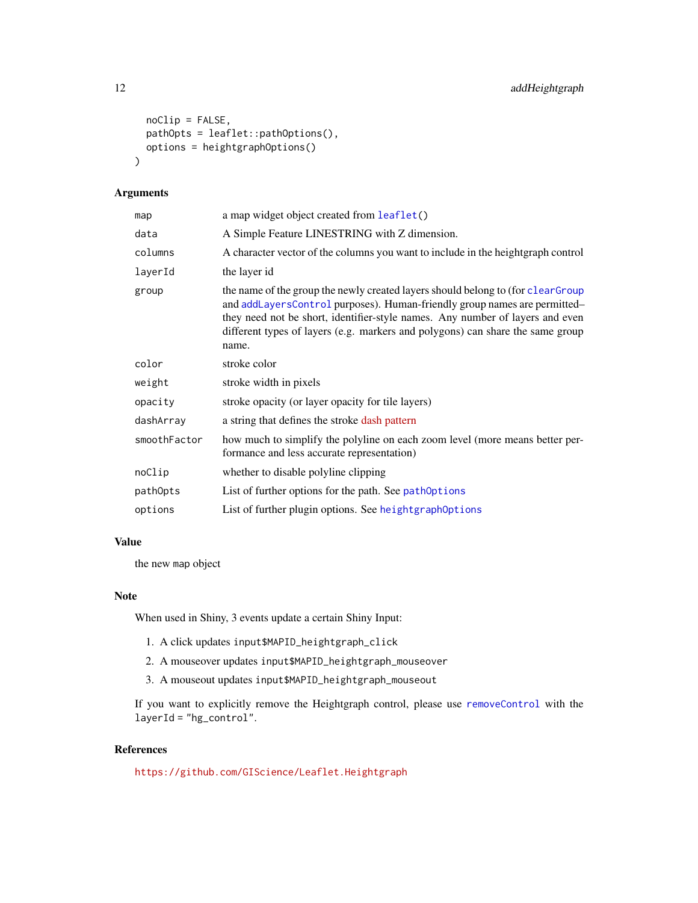```
  noClip = FALSE,
  pathOpts = leaflet::pathOptions(),
  options = heightgraphOptions()
)
```

### Arguments

| | |
|---|---|
| `map` | a map widget object created from `leaflet()` |
| `data` | A Simple Feature LINESTRING with Z dimension. |
| `columns` | A character vector of the columns you want to include in the heightgraph control |
| `layerId` | the layer id |
| `group` | the name of the group the newly created layers should belong to (for `clearGroup` and `addLayersControl` purposes). Human-friendly group names are permitted–they need not be short, identifier-style names. Any number of layers and even different types of layers (e.g. markers and polygons) can share the same group name. |
| `color` | stroke color |
| `weight` | stroke width in pixels |
| `opacity` | stroke opacity (or layer opacity for tile layers) |
| `dashArray` | a string that defines the stroke dash pattern |
| `smoothFactor` | how much to simplify the polyline on each zoom level (more means better performance and less accurate representation) |
| `noClip` | whether to disable polyline clipping |
| `pathOpts` | List of further options for the path. See `pathOptions` |
| `options` | List of further plugin options. See `heightgraphOptions` |

### Value

the new `map` object

### Note

When used in Shiny, 3 events update a certain Shiny Input:

1. A click updates `input$MAPID_heightgraph_click`
2. A mouseover updates `input$MAPID_heightgraph_mouseover`
3. A mouseout updates `input$MAPID_heightgraph_mouseout`

If you want to explicitly remove the Heightgraph control, please use `removeControl` with the `layerId = "hg_control"`.

### References

https://github.com/GIScience/Leaflet.Heightgraph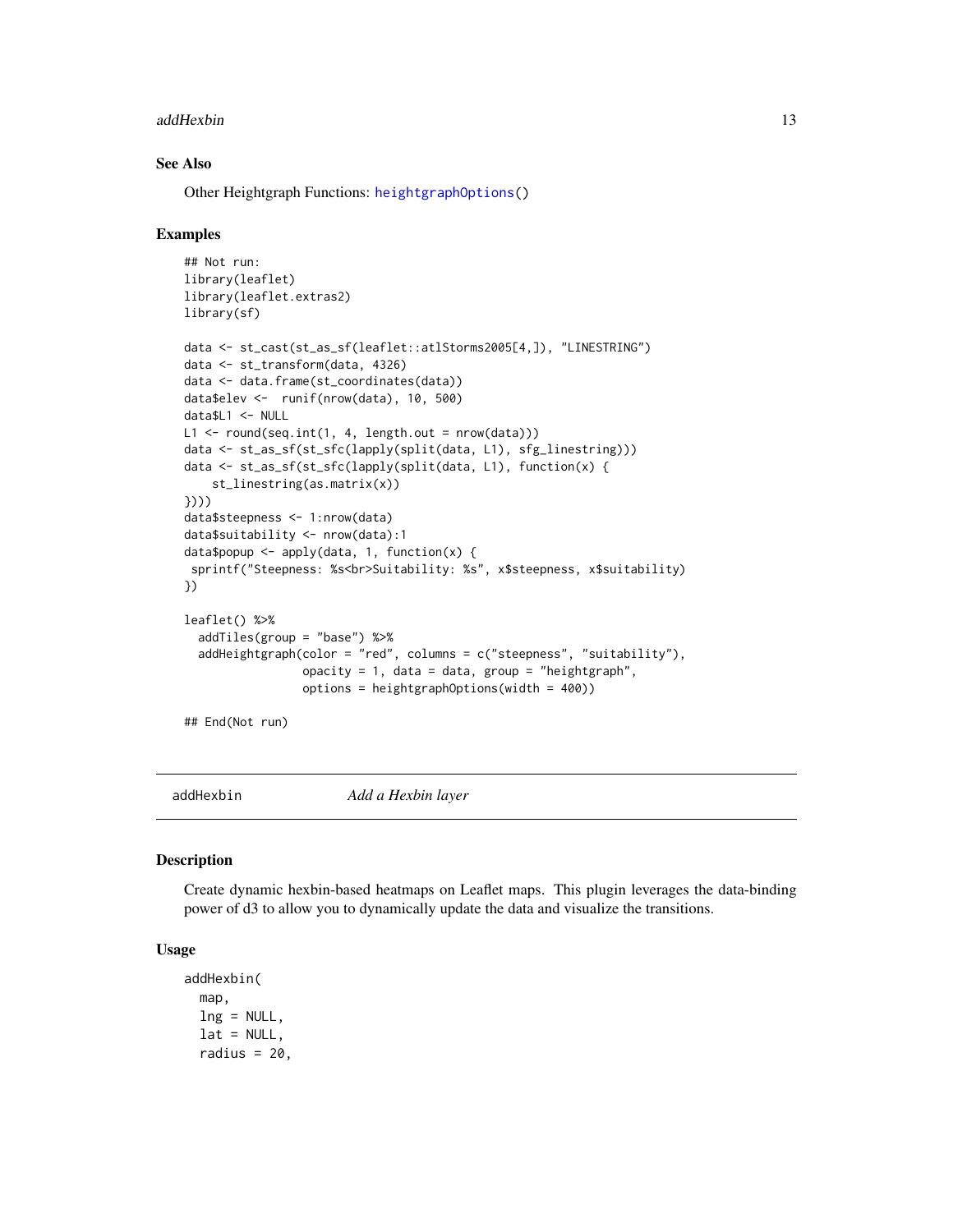### See Also

Other Heightgraph Functions: heightgraphOptions()

### Examples

```
## Not run:
library(leaflet)
library(leaflet.extras2)
library(sf)

data <- st_cast(st_as_sf(leaflet::atlStorms2005[4,]), "LINESTRING")
data <- st_transform(data, 4326)
data <- data.frame(st_coordinates(data))
data$elev <-  runif(nrow(data), 10, 500)
data$L1 <- NULL
L1 <- round(seq.int(1, 4, length.out = nrow(data)))
data <- st_as_sf(st_sfc(lapply(split(data, L1), sfg_linestring)))
data <- st_as_sf(st_sfc(lapply(split(data, L1), function(x) {
    st_linestring(as.matrix(x))
})))
data$steepness <- 1:nrow(data)
data$suitability <- nrow(data):1
data$popup <- apply(data, 1, function(x) {
 sprintf("Steepness: %s<br>Suitability: %s", x$steepness, x$suitability)
})

leaflet() %>%
  addTiles(group = "base") %>%
  addHeightgraph(color = "red", columns = c("steepness", "suitability"),
                 opacity = 1, data = data, group = "heightgraph",
                 options = heightgraphOptions(width = 400))

## End(Not run)
```

---

## addHexbin — *Add a Hexbin layer*

### Description

Create dynamic hexbin-based heatmaps on Leaflet maps. This plugin leverages the data-binding power of d3 to allow you to dynamically update the data and visualize the transitions.

### Usage

```
addHexbin(
  map,
  lng = NULL,
  lat = NULL,
  radius = 20,
```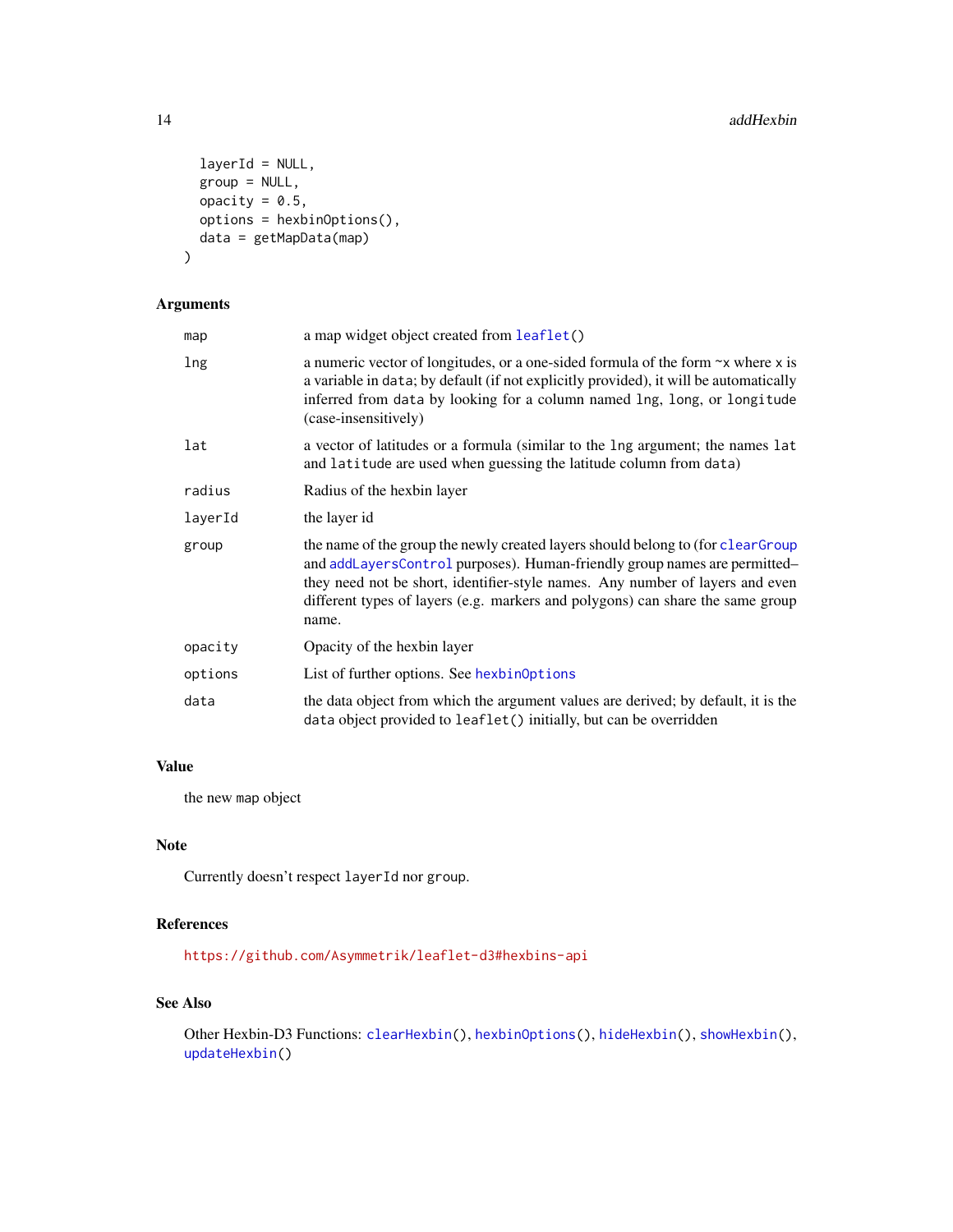```
  layerId = NULL,
  group = NULL,
  opacity = 0.5,
  options = hexbinOptions(),
  data = getMapData(map)
)
```

### Arguments

| | |
|---|---|
| `map` | a map widget object created from `leaflet()` |
| `lng` | a numeric vector of longitudes, or a one-sided formula of the form `~x` where `x` is a variable in `data`; by default (if not explicitly provided), it will be automatically inferred from `data` by looking for a column named `lng`, `long`, or `longitude` (case-insensitively) |
| `lat` | a vector of latitudes or a formula (similar to the `lng` argument; the names `lat` and `latitude` are used when guessing the latitude column from `data`) |
| `radius` | Radius of the hexbin layer |
| `layerId` | the layer id |
| `group` | the name of the group the newly created layers should belong to (for `clearGroup` and `addLayersControl` purposes). Human-friendly group names are permitted–they need not be short, identifier-style names. Any number of layers and even different types of layers (e.g. markers and polygons) can share the same group name. |
| `opacity` | Opacity of the hexbin layer |
| `options` | List of further options. See `hexbinOptions` |
| `data` | the data object from which the argument values are derived; by default, it is the `data` object provided to `leaflet()` initially, but can be overridden |

### Value

the new `map` object

### Note

Currently doesn't respect `layerId` nor `group`.

### References

https://github.com/Asymmetrik/leaflet-d3#hexbins-api

### See Also

Other Hexbin-D3 Functions: `clearHexbin()`, `hexbinOptions()`, `hideHexbin()`, `showHexbin()`, `updateHexbin()`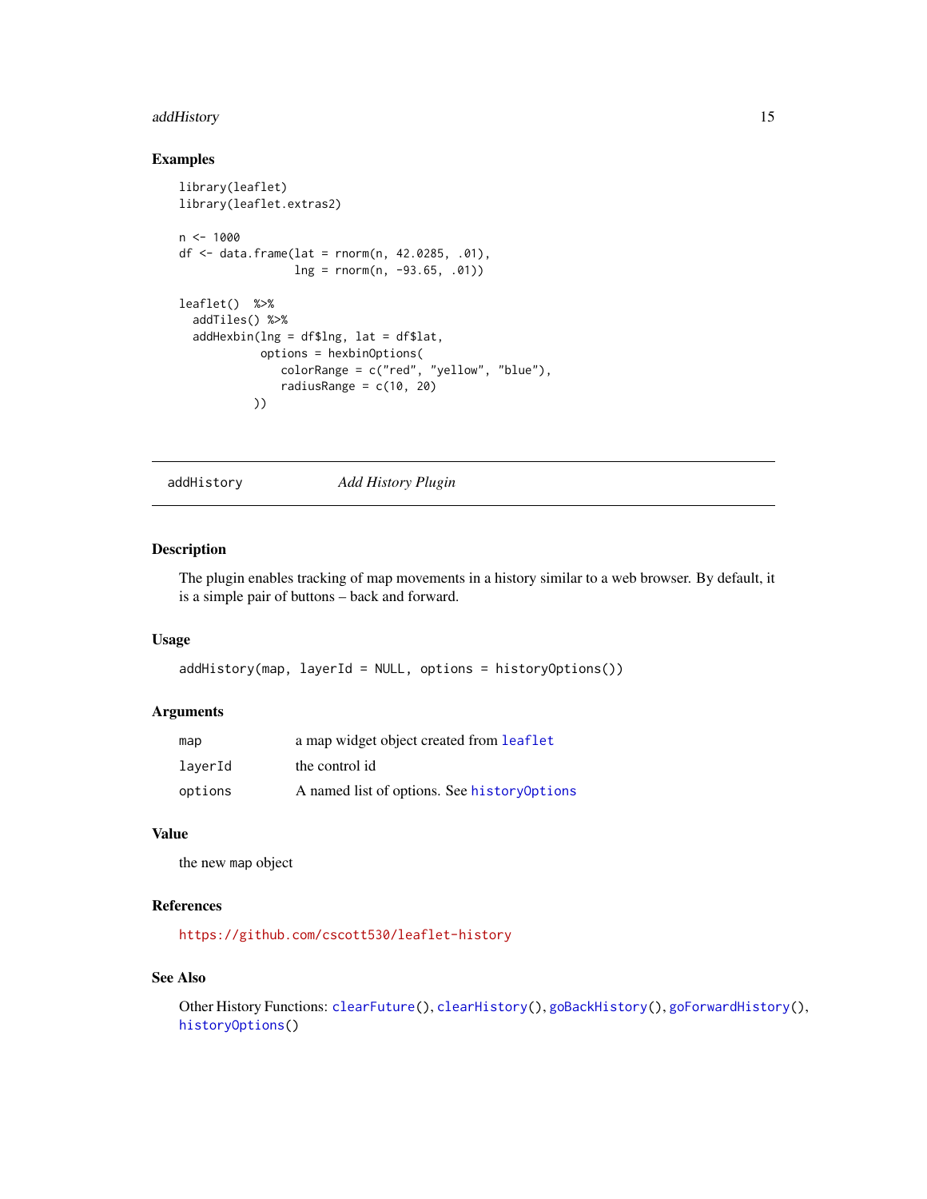## Examples

```
library(leaflet)
library(leaflet.extras2)

n <- 1000
df <- data.frame(lat = rnorm(n, 42.0285, .01),
                 lng = rnorm(n, -93.65, .01))

leaflet()  %>%
  addTiles() %>%
  addHexbin(lng = df$lng, lat = df$lat,
            options = hexbinOptions(
               colorRange = c("red", "yellow", "blue"),
               radiusRange = c(10, 20)
           ))
```

---

# addHistory — *Add History Plugin*

## Description

The plugin enables tracking of map movements in a history similar to a web browser. By default, it is a simple pair of buttons – back and forward.

## Usage

```
addHistory(map, layerId = NULL, options = historyOptions())
```

## Arguments

| | |
|---|---|
| `map` | a map widget object created from `leaflet` |
| `layerId` | the control id |
| `options` | A named list of options. See `historyOptions` |

## Value

the new `map` object

## References

https://github.com/cscott530/leaflet-history

## See Also

Other History Functions: `clearFuture()`, `clearHistory()`, `goBackHistory()`, `goForwardHistory()`, `historyOptions()`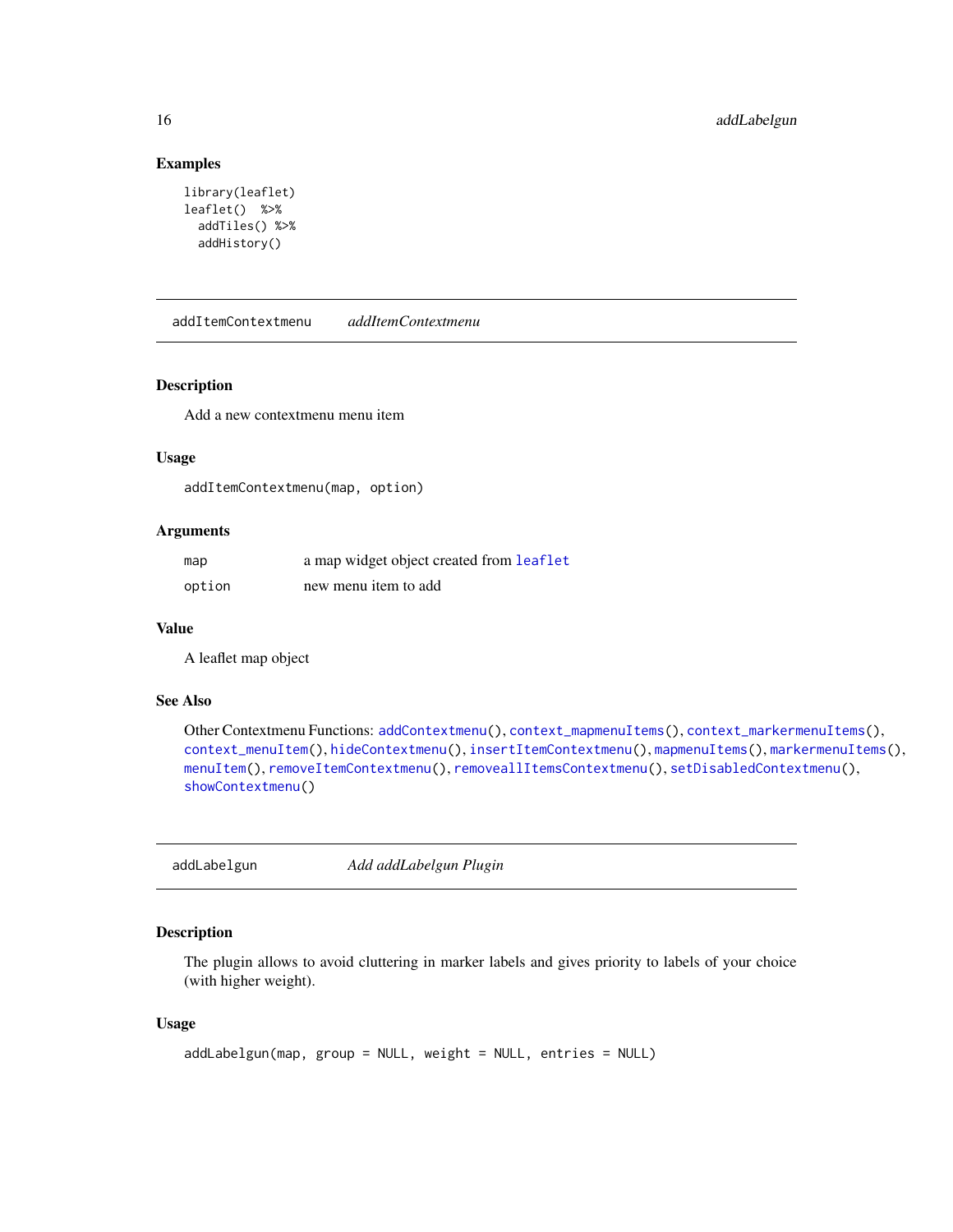### Examples

```
library(leaflet)
leaflet()  %>%
  addTiles() %>%
  addHistory()
```

---

## addItemContextmenu    *addItemContextmenu*

---

### Description

Add a new contextmenu menu item

### Usage

```
addItemContextmenu(map, option)
```

### Arguments

| | |
|---|---|
| map | a map widget object created from leaflet |
| option | new menu item to add |

### Value

A leaflet map object

### See Also

Other Contextmenu Functions: addContextmenu(), context_mapmenuItems(), context_markermenuItems(), context_menuItem(), hideContextmenu(), insertItemContextmenu(), mapmenuItems(), markermenuItems(), menuItem(), removeItemContextmenu(), removeallItemsContextmenu(), setDisabledContextmenu(), showContextmenu()

---

## addLabelgun    *Add addLabelgun Plugin*

---

### Description

The plugin allows to avoid cluttering in marker labels and gives priority to labels of your choice (with higher weight).

### Usage

```
addLabelgun(map, group = NULL, weight = NULL, entries = NULL)
```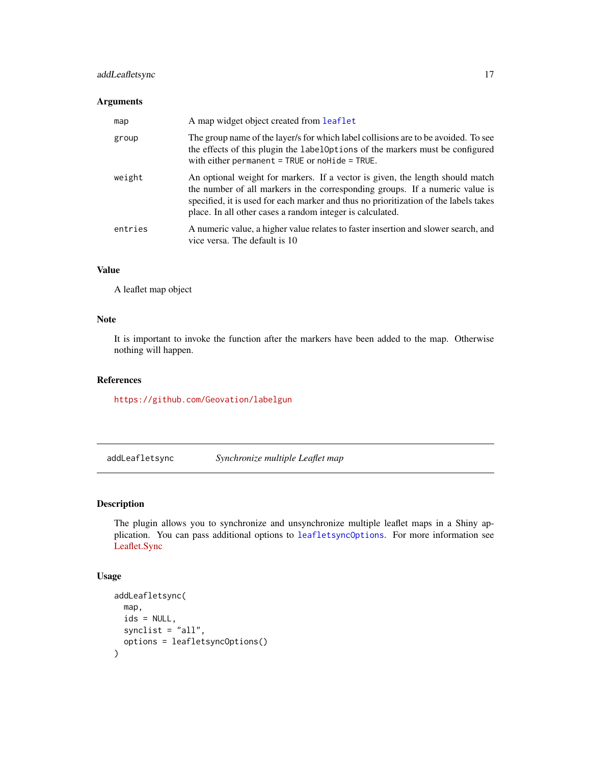### Arguments

| | |
|---|---|
| map | A map widget object created from `leaflet` |
| group | The group name of the layer/s for which label collisions are to be avoided. To see the effects of this plugin the `labelOptions` of the markers must be configured with either `permanent = TRUE` or `noHide = TRUE`. |
| weight | An optional weight for markers. If a vector is given, the length should match the number of all markers in the corresponding groups. If a numeric value is specified, it is used for each marker and thus no prioritization of the labels takes place. In all other cases a random integer is calculated. |
| entries | A numeric value, a higher value relates to faster insertion and slower search, and vice versa. The default is 10 |

### Value

A leaflet map object

### Note

It is important to invoke the function after the markers have been added to the map. Otherwise nothing will happen.

### References

https://github.com/Geovation/labelgun

---

## addLeafletsync — *Synchronize multiple Leaflet map*

### Description

The plugin allows you to synchronize and unsynchronize multiple leaflet maps in a Shiny application. You can pass additional options to `leafletsyncOptions`. For more information see Leaflet.Sync

### Usage

```
addLeafletsync(
  map,
  ids = NULL,
  synclist = "all",
  options = leafletsyncOptions()
)
```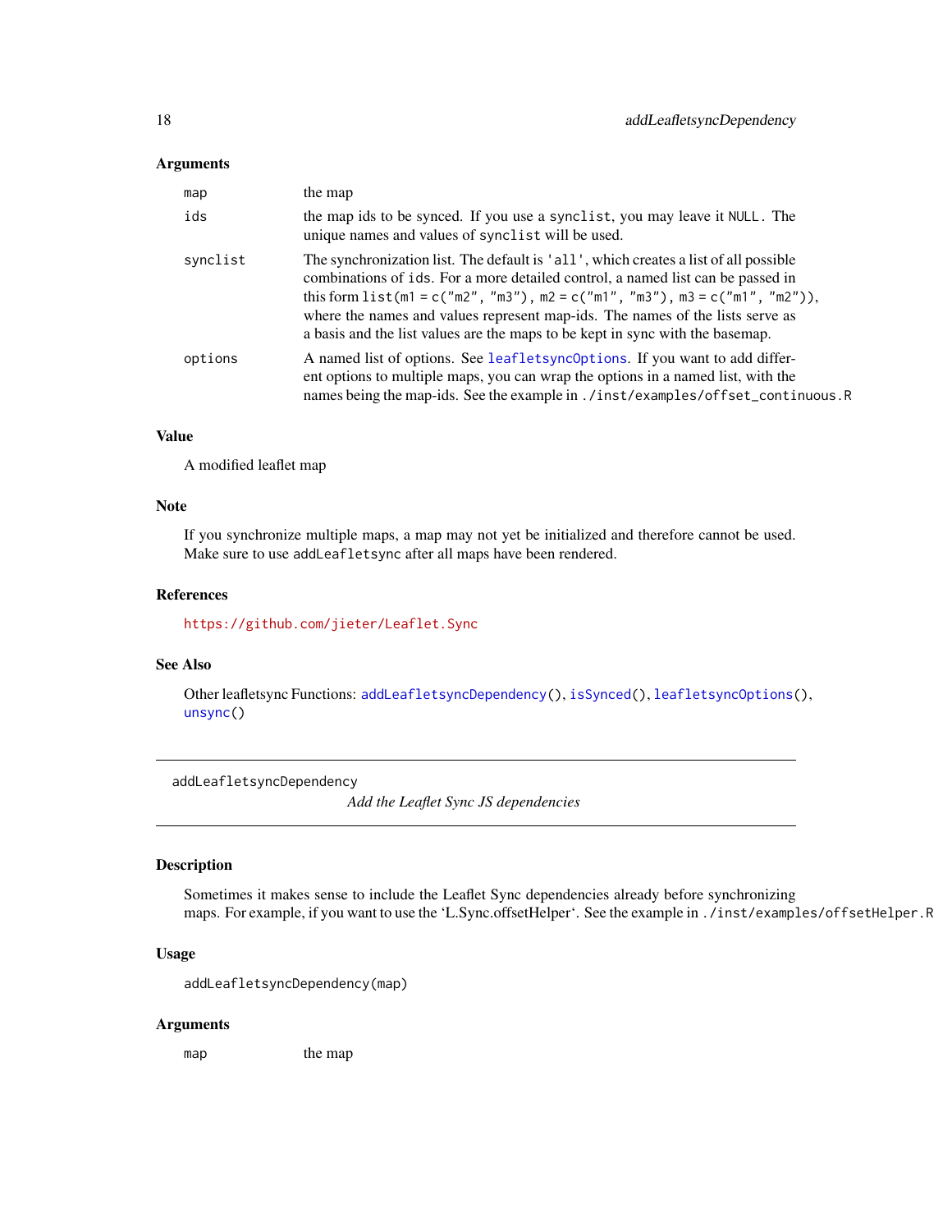### Arguments

| | |
|---|---|
| `map` | the map |
| `ids` | the map ids to be synced. If you use a `synclist`, you may leave it `NULL`. The unique names and values of `synclist` will be used. |
| `synclist` | The synchronization list. The default is `'all'`, which creates a list of all possible combinations of `ids`. For a more detailed control, a named list can be passed in this form `list(m1 = c("m2", "m3"), m2 = c("m1", "m3"), m3 = c("m1", "m2"))`, where the names and values represent map-ids. The names of the lists serve as a basis and the list values are the maps to be kept in sync with the basemap. |
| `options` | A named list of options. See `leafletsyncOptions`. If you want to add different options to multiple maps, you can wrap the options in a named list, with the names being the map-ids. See the example in `./inst/examples/offset_continuous.R` |

### Value

A modified leaflet map

### Note

If you synchronize multiple maps, a map may not yet be initialized and therefore cannot be used. Make sure to use `addLeafletsync` after all maps have been rendered.

### References

https://github.com/jieter/Leaflet.Sync

### See Also

Other leafletsync Functions: `addLeafletsyncDependency()`, `isSynced()`, `leafletsyncOptions()`, `unsync()`

---

## addLeafletsyncDependency

*Add the Leaflet Sync JS dependencies*

### Description

Sometimes it makes sense to include the Leaflet Sync dependencies already before synchronizing maps. For example, if you want to use the 'L.Sync.offsetHelper'. See the example in `./inst/examples/offsetHelper.R`

### Usage

```
addLeafletsyncDependency(map)
```

### Arguments

| | |
|---|---|
| `map` | the map |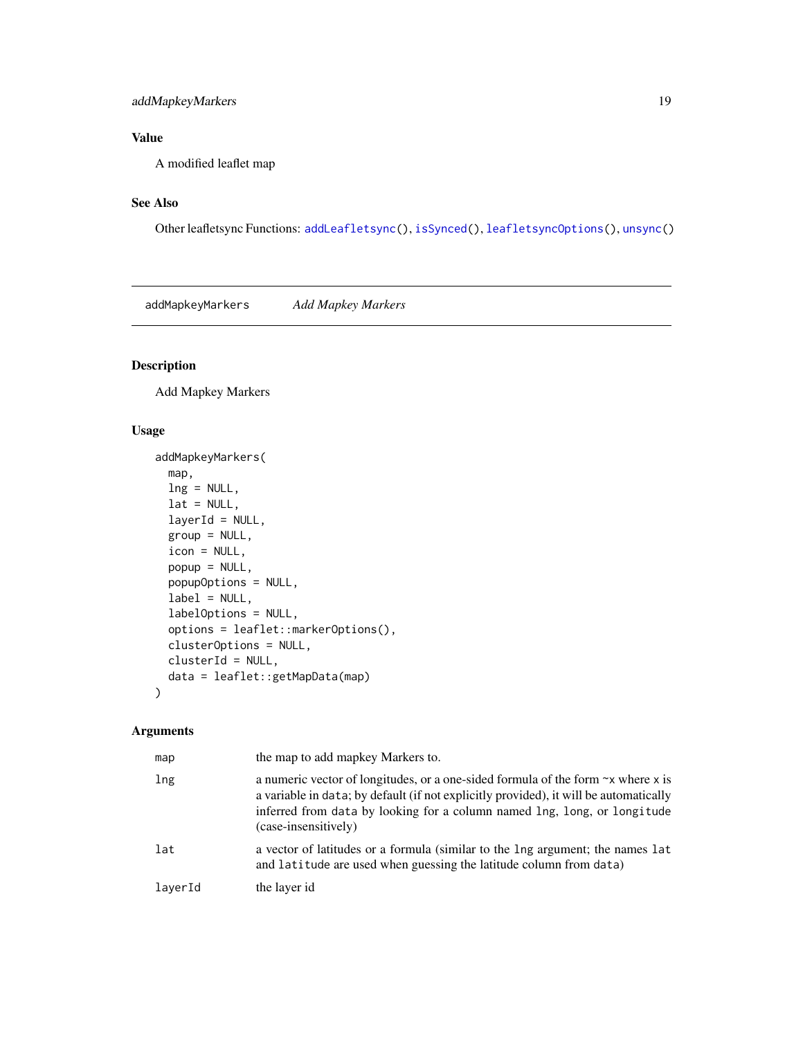## Value

A modified leaflet map

## See Also

Other leafletsync Functions: addLeafletsync(), isSynced(), leafletsyncOptions(), unsync()

---

# addMapkeyMarkers *Add Mapkey Markers*

## Description

Add Mapkey Markers

## Usage

```
addMapkeyMarkers(
  map,
  lng = NULL,
  lat = NULL,
  layerId = NULL,
  group = NULL,
  icon = NULL,
  popup = NULL,
  popupOptions = NULL,
  label = NULL,
  labelOptions = NULL,
  options = leaflet::markerOptions(),
  clusterOptions = NULL,
  clusterId = NULL,
  data = leaflet::getMapData(map)
)
```

## Arguments

| | |
|---|---|
| map | the map to add mapkey Markers to. |
| lng | a numeric vector of longitudes, or a one-sided formula of the form ~x where x is a variable in data; by default (if not explicitly provided), it will be automatically inferred from data by looking for a column named lng, long, or longitude (case-insensitively) |
| lat | a vector of latitudes or a formula (similar to the lng argument; the names lat and latitude are used when guessing the latitude column from data) |
| layerId | the layer id |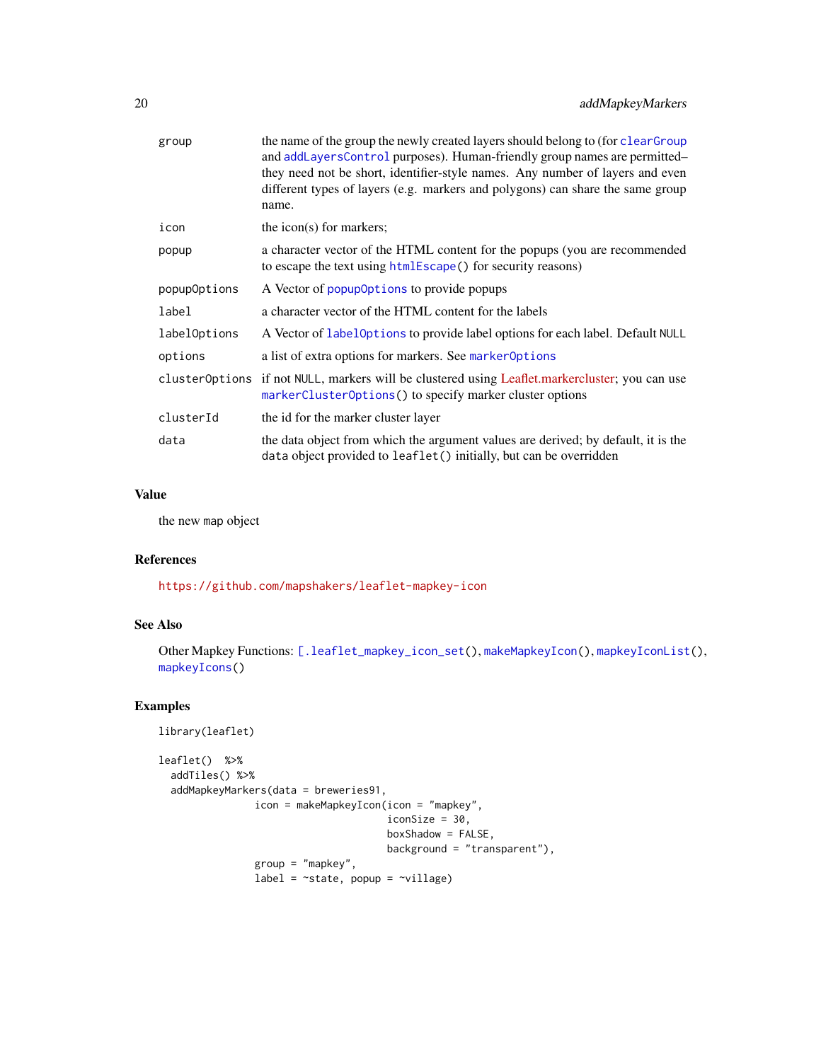| | |
|---|---|
| group | the name of the group the newly created layers should belong to (for clearGroup and addLayersControl purposes). Human-friendly group names are permitted–they need not be short, identifier-style names. Any number of layers and even different types of layers (e.g. markers and polygons) can share the same group name. |
| icon | the icon(s) for markers; |
| popup | a character vector of the HTML content for the popups (you are recommended to escape the text using htmlEscape() for security reasons) |
| popupOptions | A Vector of popupOptions to provide popups |
| label | a character vector of the HTML content for the labels |
| labelOptions | A Vector of labelOptions to provide label options for each label. Default NULL |
| options | a list of extra options for markers. See markerOptions |
| clusterOptions | if not NULL, markers will be clustered using Leaflet.markercluster; you can use markerClusterOptions() to specify marker cluster options |
| clusterId | the id for the marker cluster layer |
| data | the data object from which the argument values are derived; by default, it is the data object provided to leaflet() initially, but can be overridden |

## Value

the new map object

## References

https://github.com/mapshakers/leaflet-mapkey-icon

## See Also

Other Mapkey Functions: [.leaflet_mapkey_icon_set(), makeMapkeyIcon(), mapkeyIconList(), mapkeyIcons()

## Examples

```
library(leaflet)

leaflet()  %>%
  addTiles() %>%
  addMapkeyMarkers(data = breweries91,
                icon = makeMapkeyIcon(icon = "mapkey",
                                      iconSize = 30,
                                      boxShadow = FALSE,
                                      background = "transparent"),
                group = "mapkey",
                label = ~state, popup = ~village)
```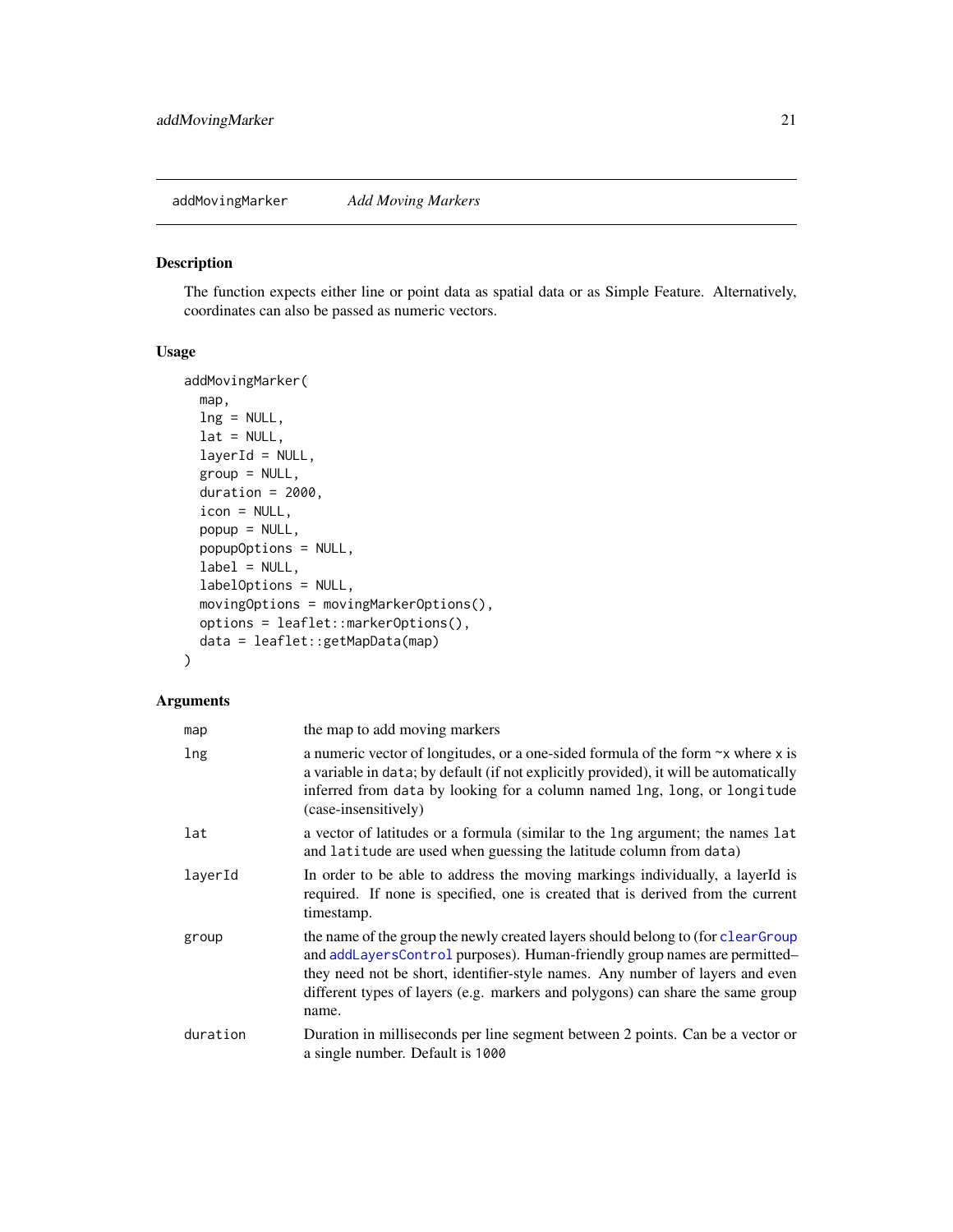## addMovingMarker *Add Moving Markers*

### Description

The function expects either line or point data as spatial data or as Simple Feature. Alternatively, coordinates can also be passed as numeric vectors.

### Usage

```
addMovingMarker(
  map,
  lng = NULL,
  lat = NULL,
  layerId = NULL,
  group = NULL,
  duration = 2000,
  icon = NULL,
  popup = NULL,
  popupOptions = NULL,
  label = NULL,
  labelOptions = NULL,
  movingOptions = movingMarkerOptions(),
  options = leaflet::markerOptions(),
  data = leaflet::getMapData(map)
)
```

### Arguments

| Argument | Description |
|---|---|
| `map` | the map to add moving markers |
| `lng` | a numeric vector of longitudes, or a one-sided formula of the form `~x` where `x` is a variable in `data`; by default (if not explicitly provided), it will be automatically inferred from `data` by looking for a column named `lng`, `long`, or `longitude` (case-insensitively) |
| `lat` | a vector of latitudes or a formula (similar to the `lng` argument; the names `lat` and `latitude` are used when guessing the latitude column from `data`) |
| `layerId` | In order to be able to address the moving markings individually, a layerId is required. If none is specified, one is created that is derived from the current timestamp. |
| `group` | the name of the group the newly created layers should belong to (for `clearGroup` and `addLayersControl` purposes). Human-friendly group names are permitted–they need not be short, identifier-style names. Any number of layers and even different types of layers (e.g. markers and polygons) can share the same group name. |
| `duration` | Duration in milliseconds per line segment between 2 points. Can be a vector or a single number. Default is `1000` |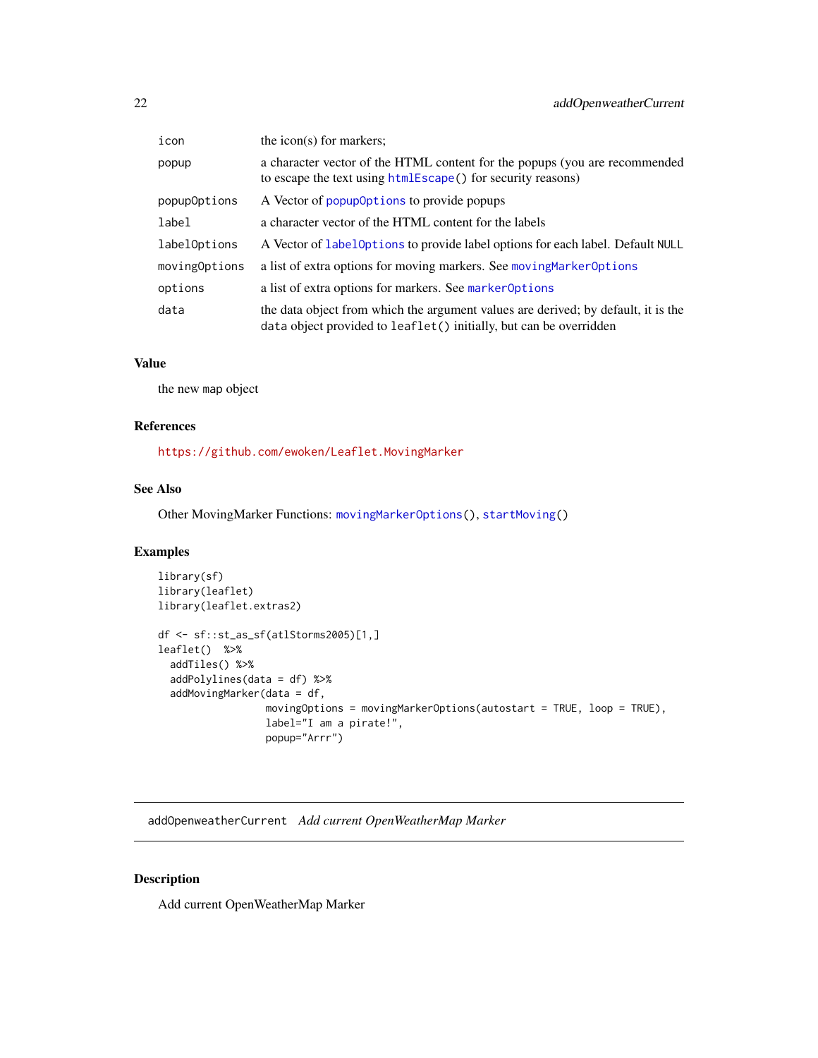| | |
|---|---|
| icon | the icon(s) for markers; |
| popup | a character vector of the HTML content for the popups (you are recommended to escape the text using htmlEscape() for security reasons) |
| popupOptions | A Vector of popupOptions to provide popups |
| label | a character vector of the HTML content for the labels |
| labelOptions | A Vector of labelOptions to provide label options for each label. Default NULL |
| movingOptions | a list of extra options for moving markers. See movingMarkerOptions |
| options | a list of extra options for markers. See markerOptions |
| data | the data object from which the argument values are derived; by default, it is the data object provided to leaflet() initially, but can be overridden |

### Value

the new map object

### References

https://github.com/ewoken/Leaflet.MovingMarker

### See Also

Other MovingMarker Functions: movingMarkerOptions(), startMoving()

### Examples

```
library(sf)
library(leaflet)
library(leaflet.extras2)

df <- sf::st_as_sf(atlStorms2005)[1,]
leaflet()  %>%
  addTiles() %>%
  addPolylines(data = df) %>%
  addMovingMarker(data = df,
                  movingOptions = movingMarkerOptions(autostart = TRUE, loop = TRUE),
                  label="I am a pirate!",
                  popup="Arrr")
```

---

## addOpenweatherCurrent *Add current OpenWeatherMap Marker*

### Description

Add current OpenWeatherMap Marker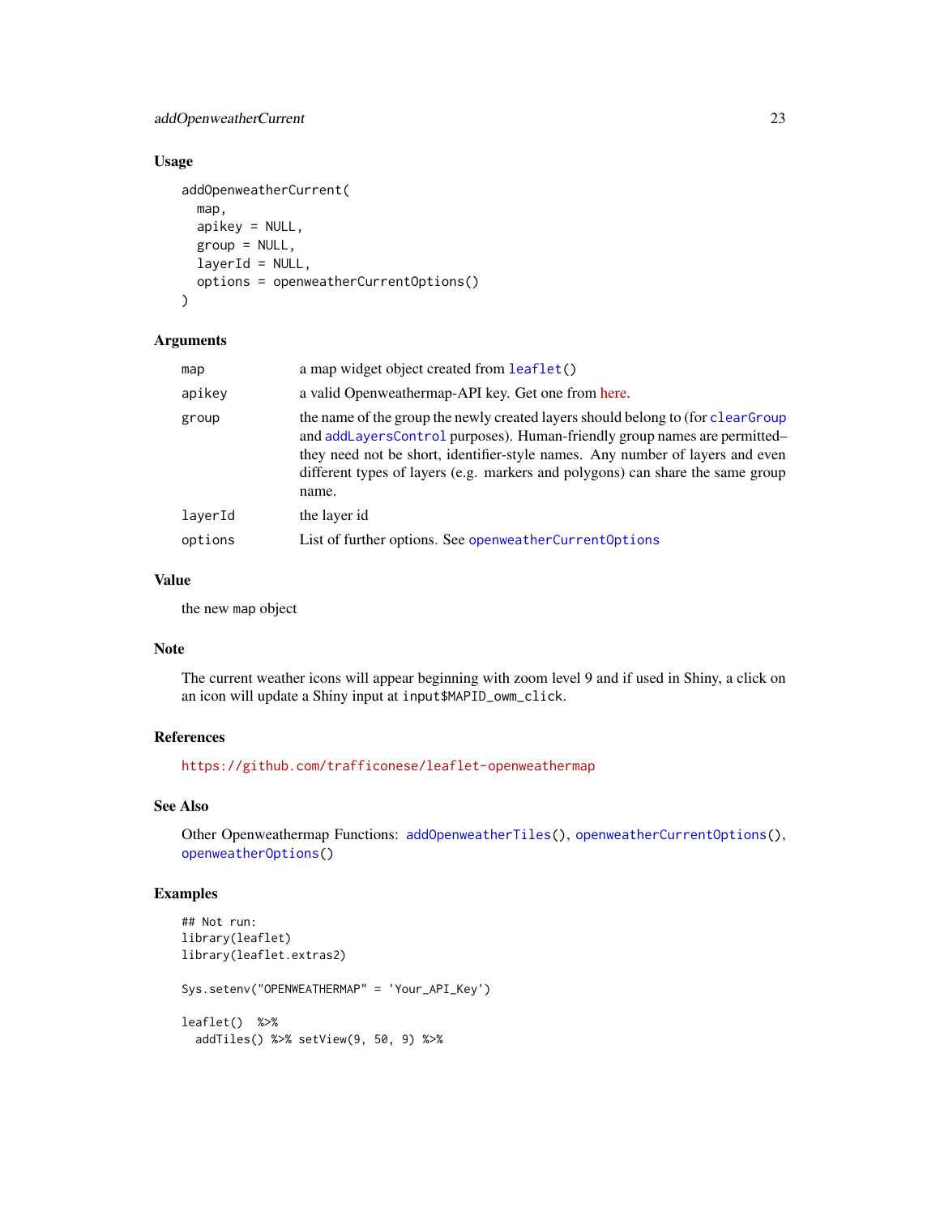## Usage

```
addOpenweatherCurrent(
  map,
  apikey = NULL,
  group = NULL,
  layerId = NULL,
  options = openweatherCurrentOptions()
)
```

## Arguments

| | |
|---|---|
| `map` | a map widget object created from `leaflet()` |
| `apikey` | a valid Openweathermap-API key. Get one from here. |
| `group` | the name of the group the newly created layers should belong to (for `clearGroup` and `addLayersControl` purposes). Human-friendly group names are permitted–they need not be short, identifier-style names. Any number of layers and even different types of layers (e.g. markers and polygons) can share the same group name. |
| `layerId` | the layer id |
| `options` | List of further options. See `openweatherCurrentOptions` |

## Value

the new `map` object

## Note

The current weather icons will appear beginning with zoom level 9 and if used in Shiny, a click on an icon will update a Shiny input at `input$MAPID_owm_click`.

## References

https://github.com/trafficonese/leaflet-openweathermap

## See Also

Other Openweathermap Functions: `addOpenweatherTiles()`, `openweatherCurrentOptions()`, `openweatherOptions()`

## Examples

```
## Not run:
library(leaflet)
library(leaflet.extras2)

Sys.setenv("OPENWEATHERMAP" = 'Your_API_Key')

leaflet()  %>%
  addTiles() %>% setView(9, 50, 9) %>%
```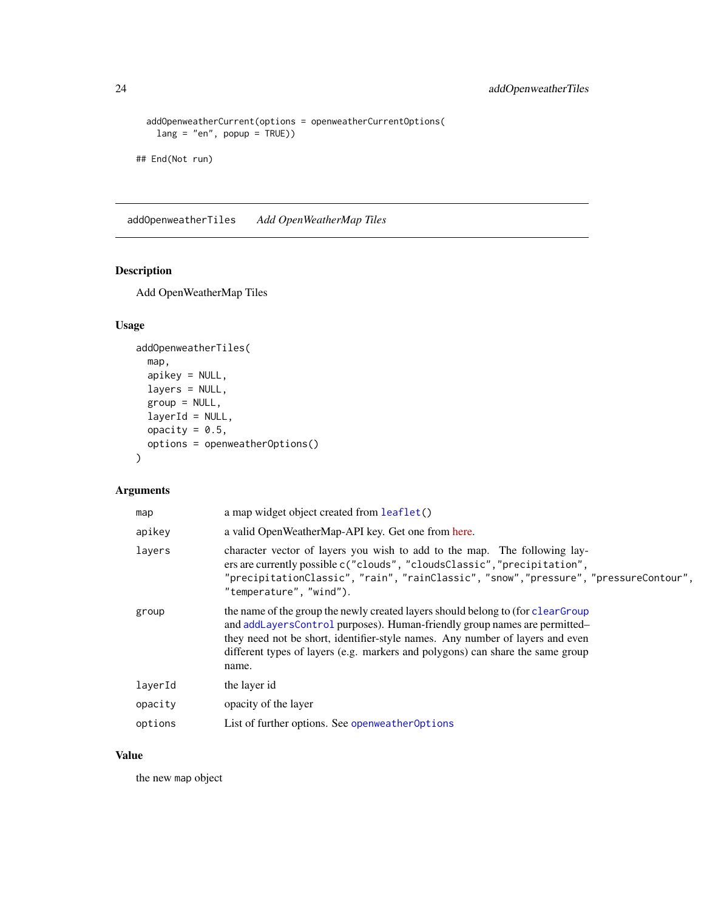```
  addOpenweatherCurrent(options = openweatherCurrentOptions(
    lang = "en", popup = TRUE))

## End(Not run)
```

---

addOpenweatherTiles *Add OpenWeatherMap Tiles*

---

## Description

Add OpenWeatherMap Tiles

## Usage

```
addOpenweatherTiles(
  map,
  apikey = NULL,
  layers = NULL,
  group = NULL,
  layerId = NULL,
  opacity = 0.5,
  options = openweatherOptions()
)
```

## Arguments

| | |
|---|---|
| map | a map widget object created from `leaflet()` |
| apikey | a valid OpenWeatherMap-API key. Get one from here. |
| layers | character vector of layers you wish to add to the map. The following layers are currently possible `c("clouds", "cloudsClassic","precipitation", "precipitationClassic", "rain", "rainClassic", "snow","pressure", "pressureContour", "temperature", "wind")`. |
| group | the name of the group the newly created layers should belong to (for `clearGroup` and `addLayersControl` purposes). Human-friendly group names are permitted–they need not be short, identifier-style names. Any number of layers and even different types of layers (e.g. markers and polygons) can share the same group name. |
| layerId | the layer id |
| opacity | opacity of the layer |
| options | List of further options. See `openweatherOptions` |

## Value

the new `map` object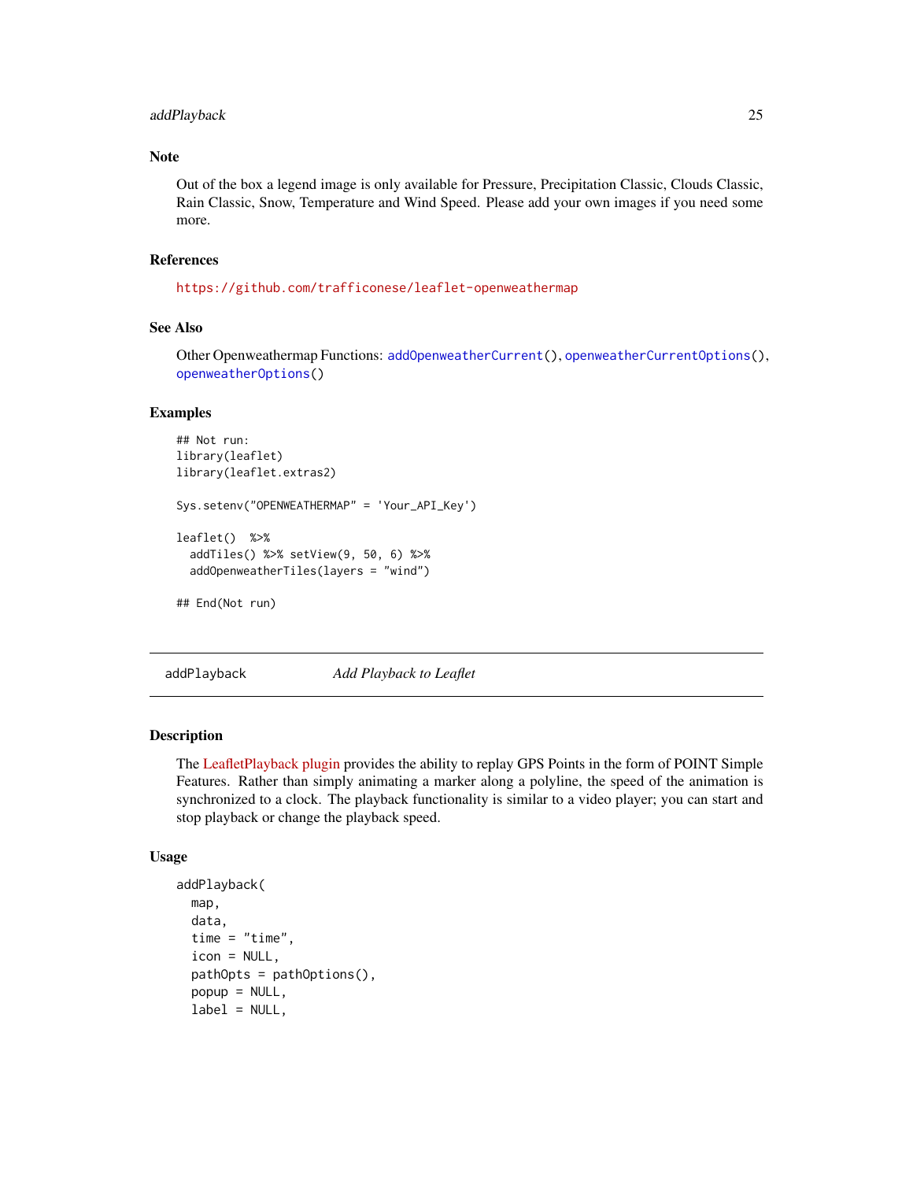### Note

Out of the box a legend image is only available for Pressure, Precipitation Classic, Clouds Classic, Rain Classic, Snow, Temperature and Wind Speed. Please add your own images if you need some more.

### References

https://github.com/trafficonese/leaflet-openweathermap

### See Also

Other Openweathermap Functions: addOpenweatherCurrent(), openweatherCurrentOptions(), openweatherOptions()

### Examples

```
## Not run:
library(leaflet)
library(leaflet.extras2)

Sys.setenv("OPENWEATHERMAP" = 'Your_API_Key')

leaflet()  %>%
  addTiles() %>% setView(9, 50, 6) %>%
  addOpenweatherTiles(layers = "wind")

## End(Not run)
```

---

## addPlayback — *Add Playback to Leaflet*

### Description

The LeafletPlayback plugin provides the ability to replay GPS Points in the form of POINT Simple Features. Rather than simply animating a marker along a polyline, the speed of the animation is synchronized to a clock. The playback functionality is similar to a video player; you can start and stop playback or change the playback speed.

### Usage

```
addPlayback(
  map,
  data,
  time = "time",
  icon = NULL,
  pathOpts = pathOptions(),
  popup = NULL,
  label = NULL,
```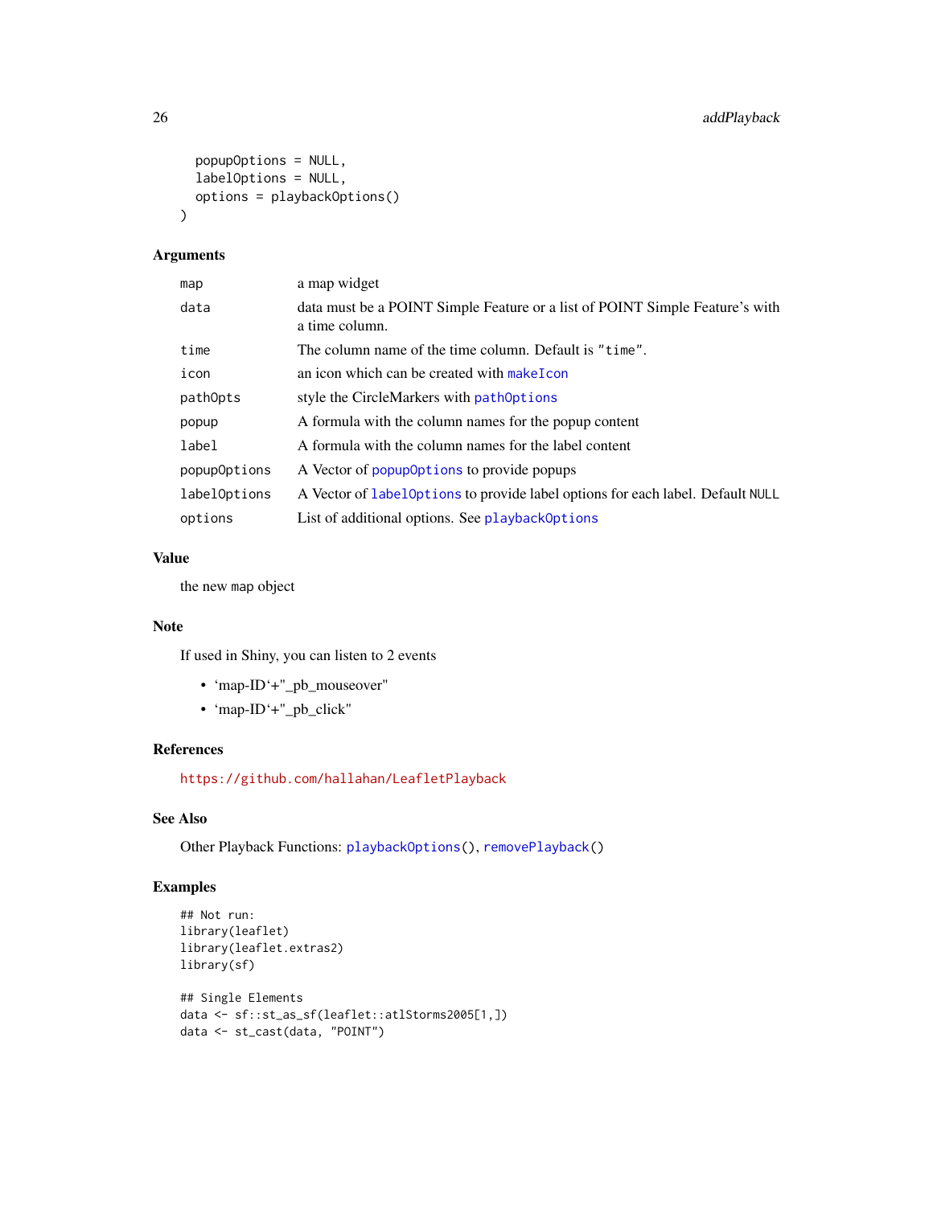```
  popupOptions = NULL,
  labelOptions = NULL,
  options = playbackOptions()
)
```

### Arguments

| | |
|---|---|
| map | a map widget |
| data | data must be a POINT Simple Feature or a list of POINT Simple Feature's with a time column. |
| time | The column name of the time column. Default is "time". |
| icon | an icon which can be created with makeIcon |
| pathOpts | style the CircleMarkers with pathOptions |
| popup | A formula with the column names for the popup content |
| label | A formula with the column names for the label content |
| popupOptions | A Vector of popupOptions to provide popups |
| labelOptions | A Vector of labelOptions to provide label options for each label. Default NULL |
| options | List of additional options. See playbackOptions |

### Value

the new map object

### Note

If used in Shiny, you can listen to 2 events

- 'map-ID'+"_pb_mouseover"
- 'map-ID'+"_pb_click"

### References

https://github.com/hallahan/LeafletPlayback

### See Also

Other Playback Functions: playbackOptions(), removePlayback()

### Examples

```
## Not run:
library(leaflet)
library(leaflet.extras2)
library(sf)

## Single Elements
data <- sf::st_as_sf(leaflet::atlStorms2005[1,])
data <- st_cast(data, "POINT")
```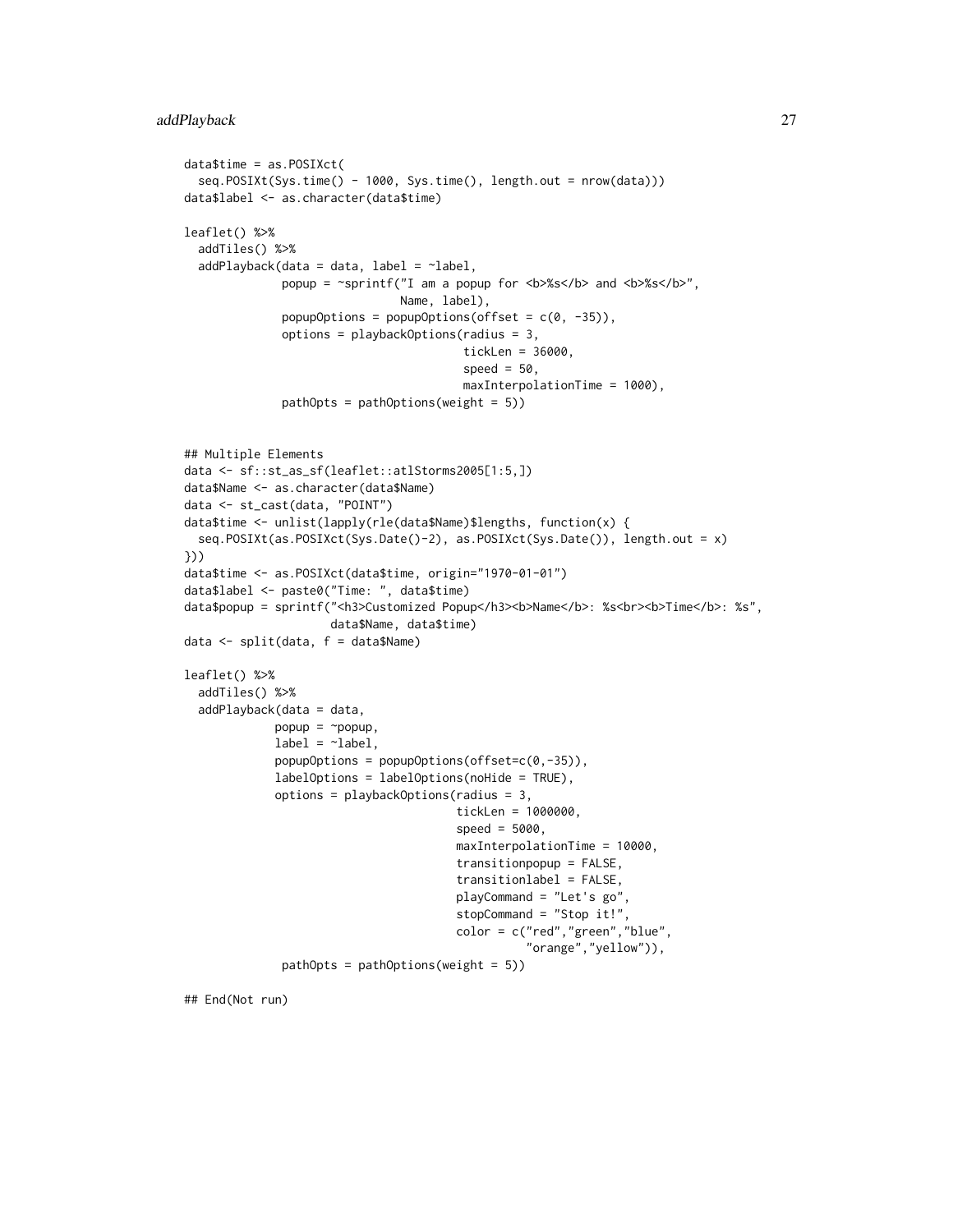```
data$time = as.POSIXct(
  seq.POSIXt(Sys.time() - 1000, Sys.time(), length.out = nrow(data)))
data$label <- as.character(data$time)

leaflet() %>%
  addTiles() %>%
  addPlayback(data = data, label = ~label,
              popup = ~sprintf("I am a popup for <b>%s</b> and <b>%s</b>",
                               Name, label),
              popupOptions = popupOptions(offset = c(0, -35)),
              options = playbackOptions(radius = 3,
                                        tickLen = 36000,
                                        speed = 50,
                                        maxInterpolationTime = 1000),
              pathOpts = pathOptions(weight = 5))


## Multiple Elements
data <- sf::st_as_sf(leaflet::atlStorms2005[1:5,])
data$Name <- as.character(data$Name)
data <- st_cast(data, "POINT")
data$time <- unlist(lapply(rle(data$Name)$lengths, function(x) {
  seq.POSIXt(as.POSIXct(Sys.Date()-2), as.POSIXct(Sys.Date()), length.out = x)
}))
data$time <- as.POSIXct(data$time, origin="1970-01-01")
data$label <- paste0("Time: ", data$time)
data$popup = sprintf("<h3>Customized Popup</h3><b>Name</b>: %s<br><b>Time</b>: %s",
                     data$Name, data$time)
data <- split(data, f = data$Name)

leaflet() %>%
  addTiles() %>%
  addPlayback(data = data,
             popup = ~popup,
             label = ~label,
             popupOptions = popupOptions(offset=c(0,-35)),
             labelOptions = labelOptions(noHide = TRUE),
             options = playbackOptions(radius = 3,
                                       tickLen = 1000000,
                                       speed = 5000,
                                       maxInterpolationTime = 10000,
                                       transitionpopup = FALSE,
                                       transitionlabel = FALSE,
                                       playCommand = "Let's go",
                                       stopCommand = "Stop it!",
                                       color = c("red","green","blue",
                                                 "orange","yellow")),
              pathOpts = pathOptions(weight = 5))

## End(Not run)
```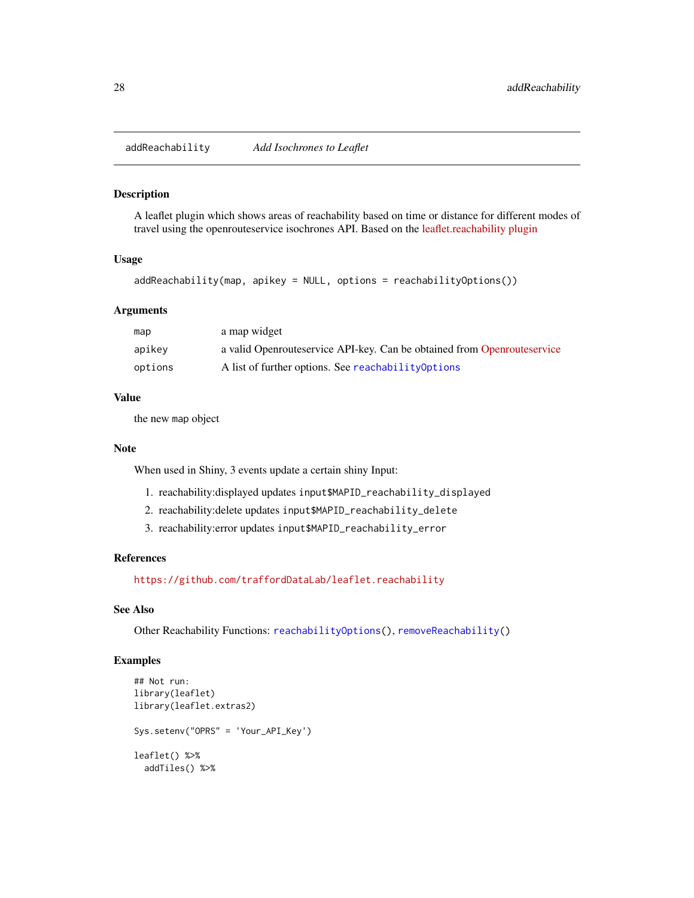## addReachability — *Add Isochrones to Leaflet*

### Description

A leaflet plugin which shows areas of reachability based on time or distance for different modes of travel using the openrouteservice isochrones API. Based on the leaflet.reachability plugin

### Usage

```
addReachability(map, apikey = NULL, options = reachabilityOptions())
```

### Arguments

| | |
|---|---|
| map | a map widget |
| apikey | a valid Openrouteservice API-key. Can be obtained from Openrouteservice |
| options | A list of further options. See reachabilityOptions |

### Value

the new map object

### Note

When used in Shiny, 3 events update a certain shiny Input:

1. reachability:displayed updates `input$MAPID_reachability_displayed`
2. reachability:delete updates `input$MAPID_reachability_delete`
3. reachability:error updates `input$MAPID_reachability_error`

### References

https://github.com/traffordDataLab/leaflet.reachability

### See Also

Other Reachability Functions: `reachabilityOptions()`, `removeReachability()`

### Examples

```
## Not run:
library(leaflet)
library(leaflet.extras2)

Sys.setenv("OPRS" = 'Your_API_Key')

leaflet() %>%
  addTiles() %>%
```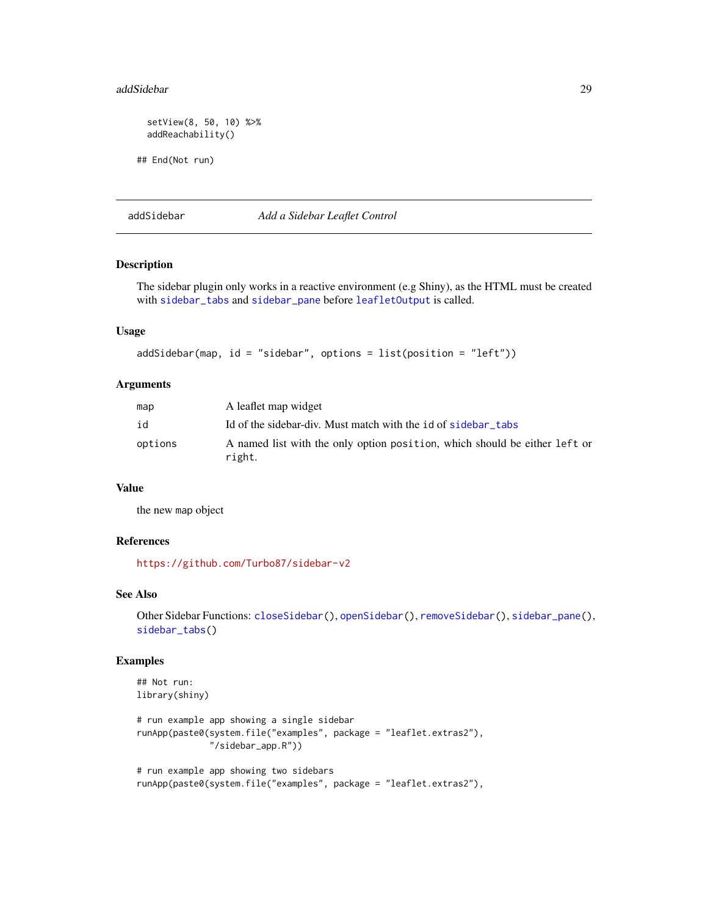```
  setView(8, 50, 10) %>%
  addReachability()

## End(Not run)
```

---

## addSidebar — *Add a Sidebar Leaflet Control*

### Description

The sidebar plugin only works in a reactive environment (e.g Shiny), as the HTML must be created with `sidebar_tabs` and `sidebar_pane` before `leafletOutput` is called.

### Usage

```
addSidebar(map, id = "sidebar", options = list(position = "left"))
```

### Arguments

| | |
|---|---|
| `map` | A leaflet map widget |
| `id` | Id of the sidebar-div. Must match with the `id` of `sidebar_tabs` |
| `options` | A named list with the only option `position`, which should be either `left` or `right`. |

### Value

the new `map` object

### References

https://github.com/Turbo87/sidebar-v2

### See Also

Other Sidebar Functions: `closeSidebar()`, `openSidebar()`, `removeSidebar()`, `sidebar_pane()`, `sidebar_tabs()`

### Examples

```
## Not run:
library(shiny)

# run example app showing a single sidebar
runApp(paste0(system.file("examples", package = "leaflet.extras2"),
              "/sidebar_app.R"))

# run example app showing two sidebars
runApp(paste0(system.file("examples", package = "leaflet.extras2"),
```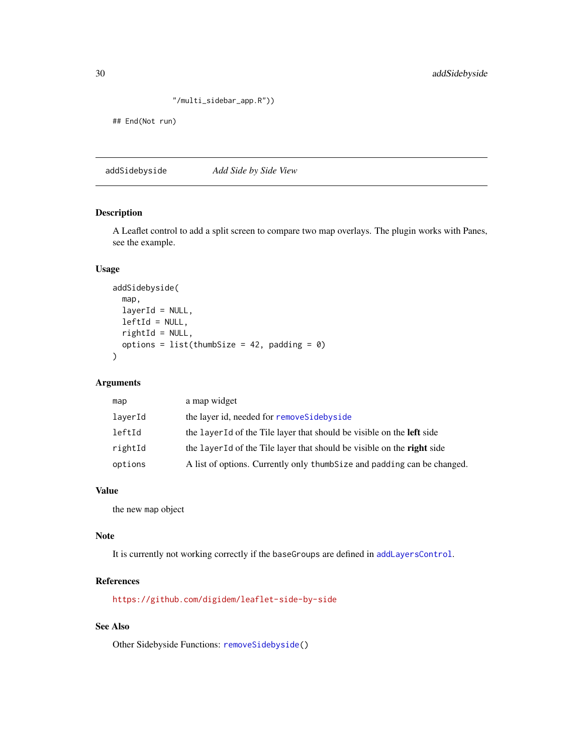```
                "/multi_sidebar_app.R"))

## End(Not run)
```

---

## addSidebyside — *Add Side by Side View*

### Description

A Leaflet control to add a split screen to compare two map overlays. The plugin works with Panes, see the example.

### Usage

```
addSidebyside(
  map,
  layerId = NULL,
  leftId = NULL,
  rightId = NULL,
  options = list(thumbSize = 42, padding = 0)
)
```

### Arguments

| | |
|---|---|
| `map` | a map widget |
| `layerId` | the layer id, needed for `removeSidebyside` |
| `leftId` | the `layerId` of the Tile layer that should be visible on the **left** side |
| `rightId` | the `layerId` of the Tile layer that should be visible on the **right** side |
| `options` | A list of options. Currently only `thumbSize` and `padding` can be changed. |

### Value

the new `map` object

### Note

It is currently not working correctly if the `baseGroups` are defined in `addLayersControl`.

### References

https://github.com/digidem/leaflet-side-by-side

### See Also

Other Sidebyside Functions: `removeSidebyside()`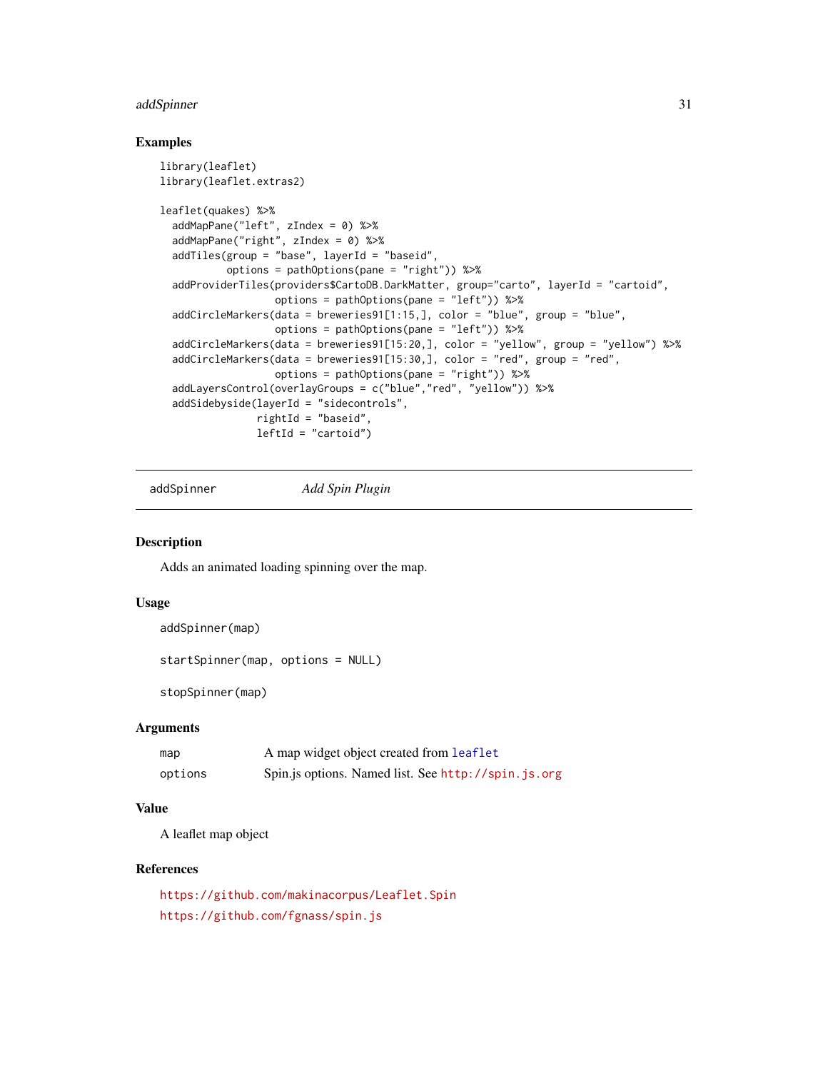## Examples

```
library(leaflet)
library(leaflet.extras2)

leaflet(quakes) %>%
  addMapPane("left", zIndex = 0) %>%
  addMapPane("right", zIndex = 0) %>%
  addTiles(group = "base", layerId = "baseid",
           options = pathOptions(pane = "right")) %>%
  addProviderTiles(providers$CartoDB.DarkMatter, group="carto", layerId = "cartoid",
                   options = pathOptions(pane = "left")) %>%
  addCircleMarkers(data = breweries91[1:15,], color = "blue", group = "blue",
                   options = pathOptions(pane = "left")) %>%
  addCircleMarkers(data = breweries91[15:20,], color = "yellow", group = "yellow") %>%
  addCircleMarkers(data = breweries91[15:30,], color = "red", group = "red",
                   options = pathOptions(pane = "right")) %>%
  addLayersControl(overlayGroups = c("blue","red", "yellow")) %>%
  addSidebyside(layerId = "sidecontrols",
                rightId = "baseid",
                leftId = "cartoid")
```

---

# addSpinner *Add Spin Plugin*

---

## Description

Adds an animated loading spinning over the map.

## Usage

```
addSpinner(map)

startSpinner(map, options = NULL)

stopSpinner(map)
```

## Arguments

| | |
|---|---|
| map | A map widget object created from leaflet |
| options | Spin.js options. Named list. See http://spin.js.org |

## Value

A leaflet map object

## References

https://github.com/makinacorpus/Leaflet.Spin

https://github.com/fgnass/spin.js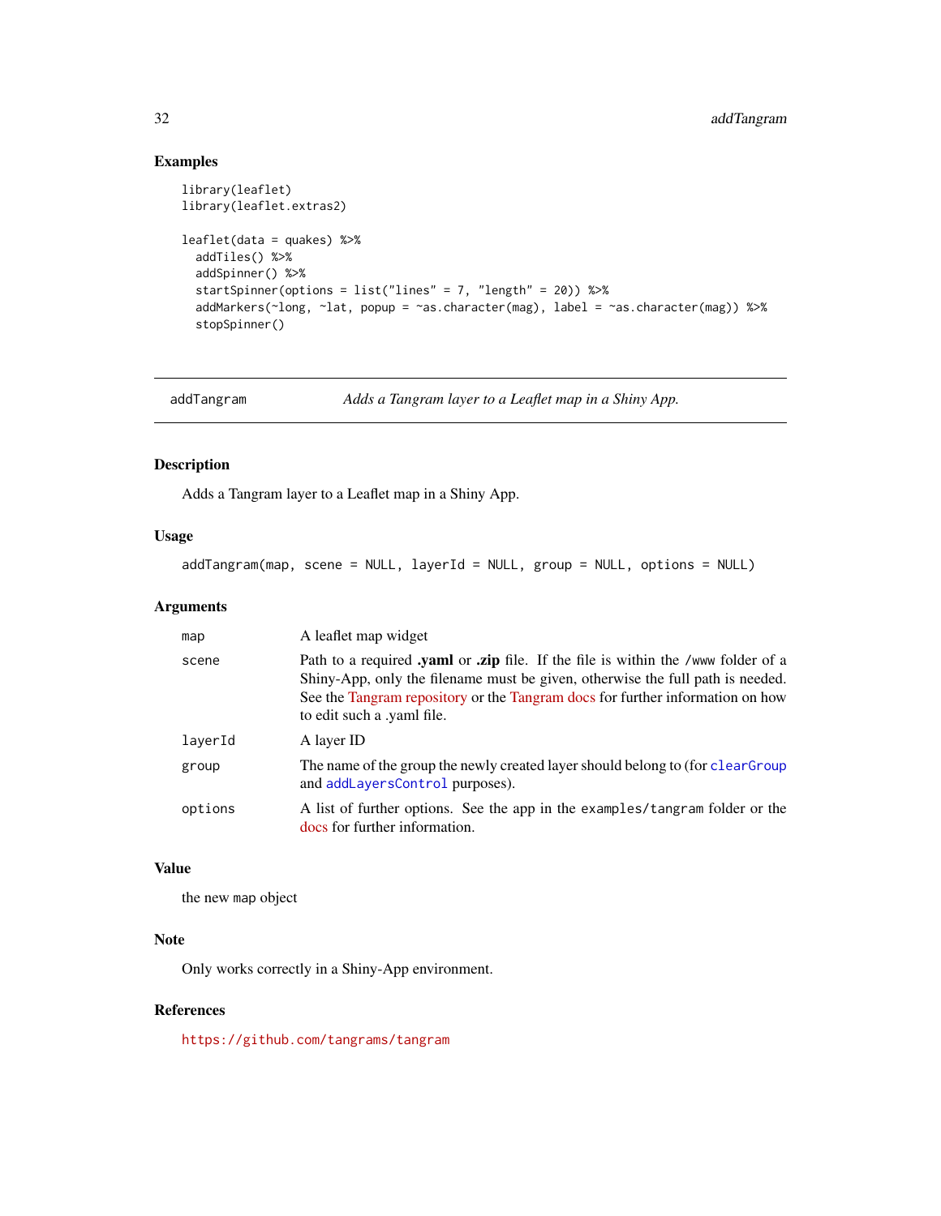## Examples

```
library(leaflet)
library(leaflet.extras2)

leaflet(data = quakes) %>%
  addTiles() %>%
  addSpinner() %>%
  startSpinner(options = list("lines" = 7, "length" = 20)) %>%
  addMarkers(~long, ~lat, popup = ~as.character(mag), label = ~as.character(mag)) %>%
  stopSpinner()
```

---

## addTangram — *Adds a Tangram layer to a Leaflet map in a Shiny App.*

### Description

Adds a Tangram layer to a Leaflet map in a Shiny App.

### Usage

```
addTangram(map, scene = NULL, layerId = NULL, group = NULL, options = NULL)
```

### Arguments

| | |
|---|---|
| `map` | A leaflet map widget |
| `scene` | Path to a required **.yaml** or **.zip** file. If the file is within the /www folder of a Shiny-App, only the filename must be given, otherwise the full path is needed. See the Tangram repository or the Tangram docs for further information on how to edit such a .yaml file. |
| `layerId` | A layer ID |
| `group` | The name of the group the newly created layer should belong to (for `clearGroup` and `addLayersControl` purposes). |
| `options` | A list of further options. See the app in the `examples/tangram` folder or the docs for further information. |

### Value

the new `map` object

### Note

Only works correctly in a Shiny-App environment.

### References

https://github.com/tangrams/tangram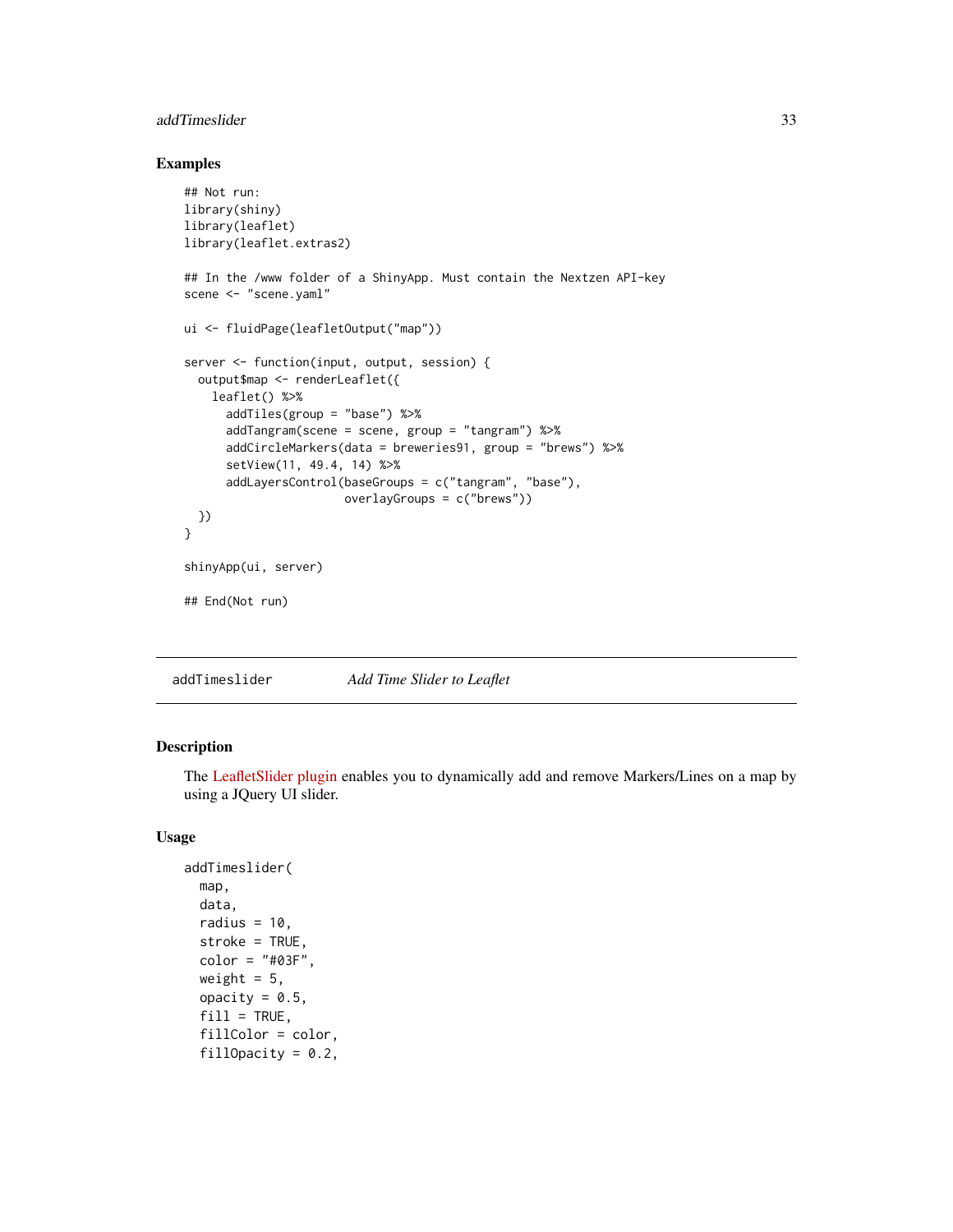### Examples

```
## Not run:
library(shiny)
library(leaflet)
library(leaflet.extras2)

## In the /www folder of a ShinyApp. Must contain the Nextzen API-key
scene <- "scene.yaml"

ui <- fluidPage(leafletOutput("map"))

server <- function(input, output, session) {
  output$map <- renderLeaflet({
    leaflet() %>%
      addTiles(group = "base") %>%
      addTangram(scene = scene, group = "tangram") %>%
      addCircleMarkers(data = breweries91, group = "brews") %>%
      setView(11, 49.4, 14) %>%
      addLayersControl(baseGroups = c("tangram", "base"),
                       overlayGroups = c("brews"))
  })
}

shinyApp(ui, server)

## End(Not run)
```

---

## addTimeslider — *Add Time Slider to Leaflet*

### Description

The LeafletSlider plugin enables you to dynamically add and remove Markers/Lines on a map by using a JQuery UI slider.

### Usage

```
addTimeslider(
  map,
  data,
  radius = 10,
  stroke = TRUE,
  color = "#03F",
  weight = 5,
  opacity = 0.5,
  fill = TRUE,
  fillColor = color,
  fillOpacity = 0.2,
```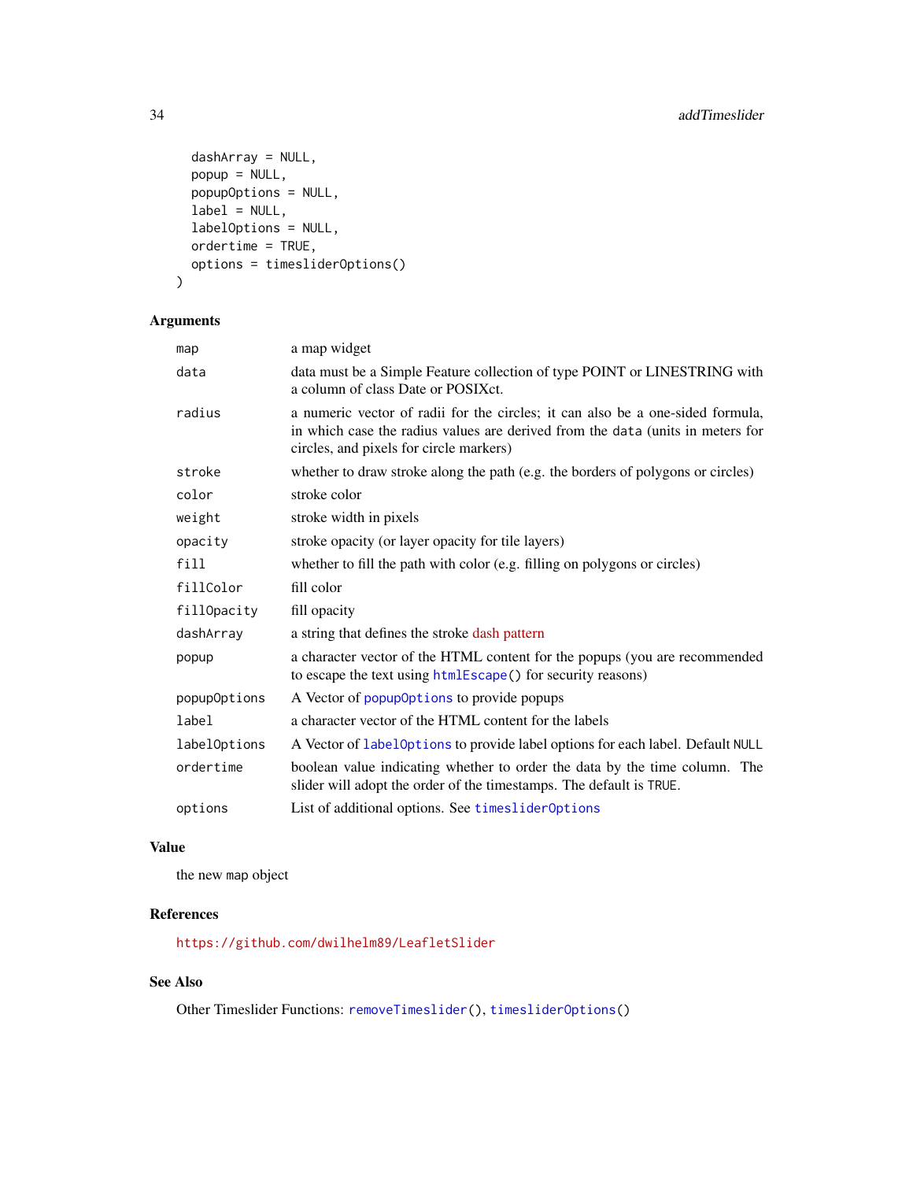```
  dashArray = NULL,
  popup = NULL,
  popupOptions = NULL,
  label = NULL,
  labelOptions = NULL,
  ordertime = TRUE,
  options = timesliderOptions()
)
```

### Arguments

| | |
|---|---|
| map | a map widget |
| data | data must be a Simple Feature collection of type POINT or LINESTRING with a column of class Date or POSIXct. |
| radius | a numeric vector of radii for the circles; it can also be a one-sided formula, in which case the radius values are derived from the data (units in meters for circles, and pixels for circle markers) |
| stroke | whether to draw stroke along the path (e.g. the borders of polygons or circles) |
| color | stroke color |
| weight | stroke width in pixels |
| opacity | stroke opacity (or layer opacity for tile layers) |
| fill | whether to fill the path with color (e.g. filling on polygons or circles) |
| fillColor | fill color |
| fillOpacity | fill opacity |
| dashArray | a string that defines the stroke dash pattern |
| popup | a character vector of the HTML content for the popups (you are recommended to escape the text using htmlEscape() for security reasons) |
| popupOptions | A Vector of popupOptions to provide popups |
| label | a character vector of the HTML content for the labels |
| labelOptions | A Vector of labelOptions to provide label options for each label. Default NULL |
| ordertime | boolean value indicating whether to order the data by the time column. The slider will adopt the order of the timestamps. The default is TRUE. |
| options | List of additional options. See timesliderOptions |

### Value

the new map object

### References

https://github.com/dwilhelm89/LeafletSlider

### See Also

Other Timeslider Functions: removeTimeslider(), timesliderOptions()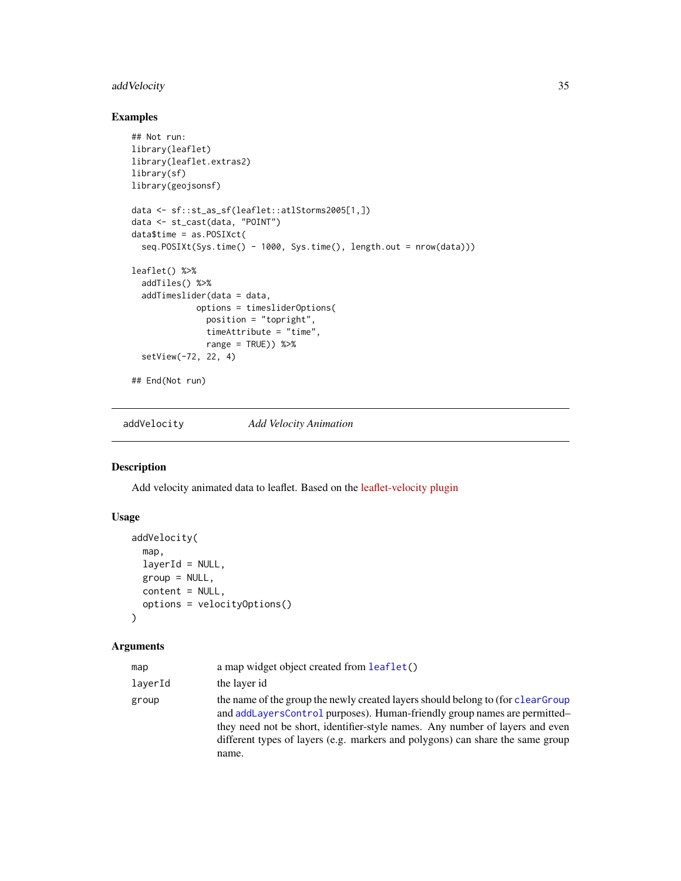## Examples

```
## Not run:
library(leaflet)
library(leaflet.extras2)
library(sf)
library(geojsonsf)

data <- sf::st_as_sf(leaflet::atlStorms2005[1,])
data <- st_cast(data, "POINT")
data$time = as.POSIXct(
  seq.POSIXt(Sys.time() - 1000, Sys.time(), length.out = nrow(data)))

leaflet() %>%
  addTiles() %>%
  addTimeslider(data = data,
             options = timesliderOptions(
               position = "topright",
               timeAttribute = "time",
               range = TRUE)) %>%
  setView(-72, 22, 4)

## End(Not run)
```

---

# addVelocity *Add Velocity Animation*

---

## Description

Add velocity animated data to leaflet. Based on the leaflet-velocity plugin

## Usage

```
addVelocity(
  map,
  layerId = NULL,
  group = NULL,
  content = NULL,
  options = velocityOptions()
)
```

## Arguments

| | |
|---|---|
| map | a map widget object created from `leaflet()` |
| layerId | the layer id |
| group | the name of the group the newly created layers should belong to (for `clearGroup` and `addLayersControl` purposes). Human-friendly group names are permitted–they need not be short, identifier-style names. Any number of layers and even different types of layers (e.g. markers and polygons) can share the same group name. |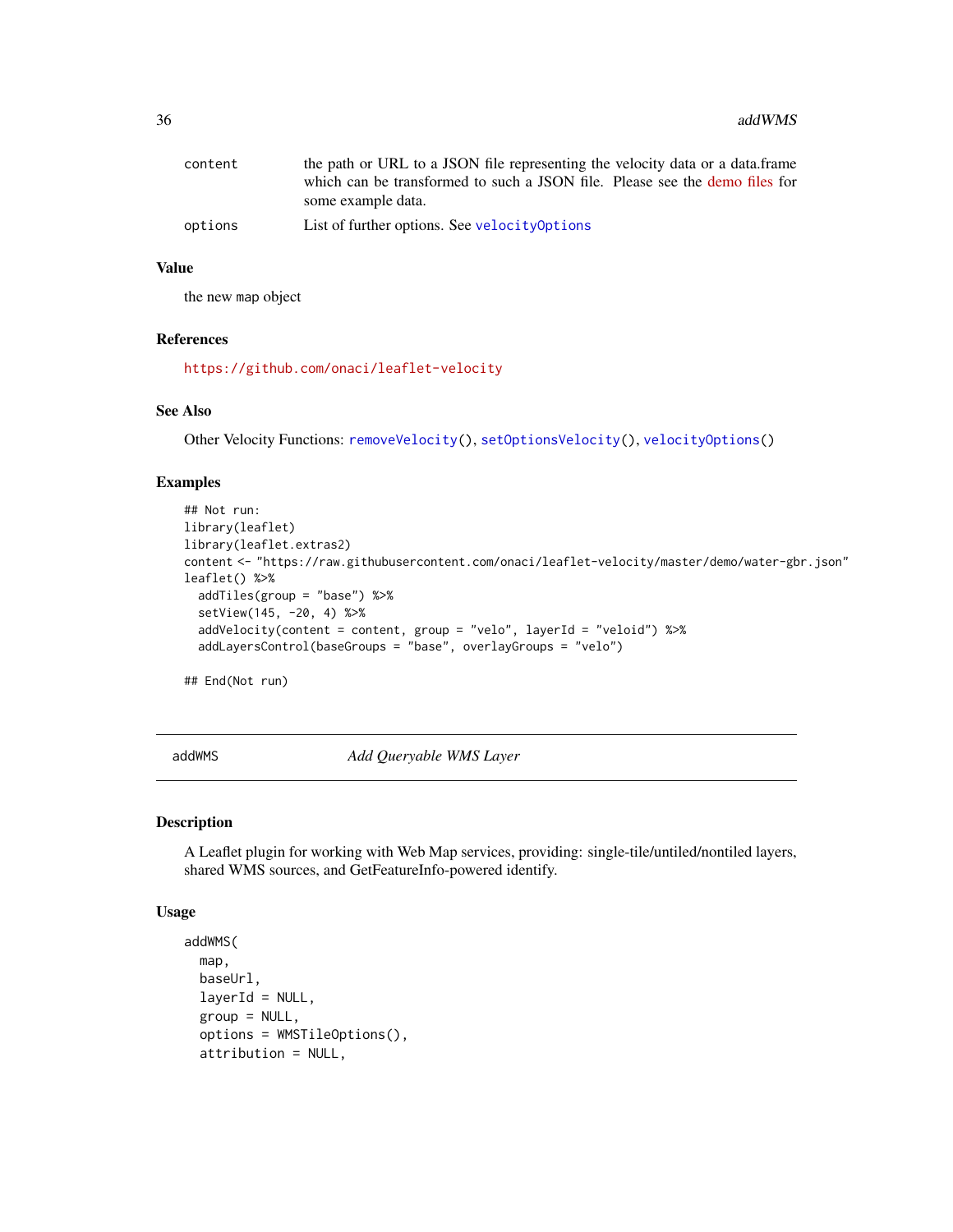| | |
|---|---|
| content | the path or URL to a JSON file representing the velocity data or a data.frame which can be transformed to such a JSON file. Please see the demo files for some example data. |
| options | List of further options. See velocityOptions |

### Value

the new map object

### References

https://github.com/onaci/leaflet-velocity

### See Also

Other Velocity Functions: removeVelocity(), setOptionsVelocity(), velocityOptions()

### Examples

```
## Not run:
library(leaflet)
library(leaflet.extras2)
content <- "https://raw.githubusercontent.com/onaci/leaflet-velocity/master/demo/water-gbr.json"
leaflet() %>%
  addTiles(group = "base") %>%
  setView(145, -20, 4) %>%
  addVelocity(content = content, group = "velo", layerId = "veloid") %>%
  addLayersControl(baseGroups = "base", overlayGroups = "velo")

## End(Not run)
```

---

## addWMS &nbsp;&nbsp;&nbsp;&nbsp; *Add Queryable WMS Layer*

---

### Description

A Leaflet plugin for working with Web Map services, providing: single-tile/untiled/nontiled layers, shared WMS sources, and GetFeatureInfo-powered identify.

### Usage

```
addWMS(
  map,
  baseUrl,
  layerId = NULL,
  group = NULL,
  options = WMSTileOptions(),
  attribution = NULL,
```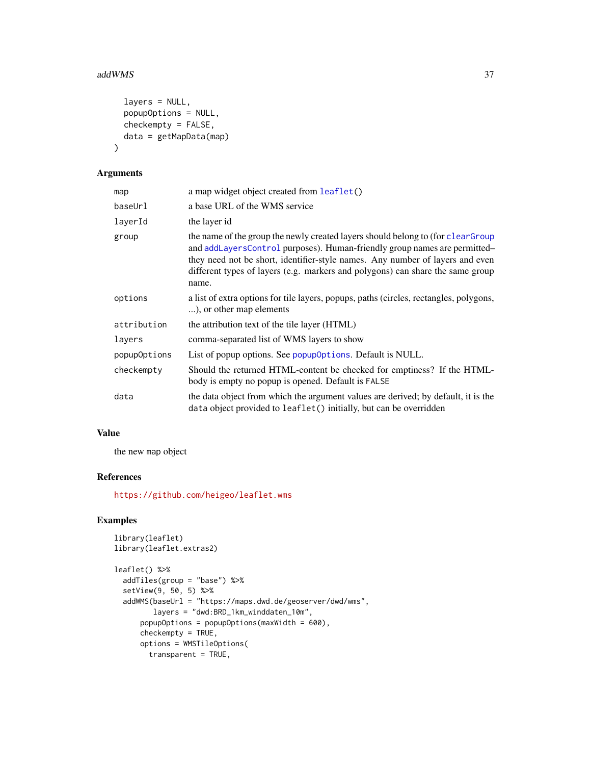```
  layers = NULL,
  popupOptions = NULL,
  checkempty = FALSE,
  data = getMapData(map)
)
```

## Arguments

| | |
|---|---|
| map | a map widget object created from leaflet() |
| baseUrl | a base URL of the WMS service |
| layerId | the layer id |
| group | the name of the group the newly created layers should belong to (for clearGroup and addLayersControl purposes). Human-friendly group names are permitted–they need not be short, identifier-style names. Any number of layers and even different types of layers (e.g. markers and polygons) can share the same group name. |
| options | a list of extra options for tile layers, popups, paths (circles, rectangles, polygons, ...), or other map elements |
| attribution | the attribution text of the tile layer (HTML) |
| layers | comma-separated list of WMS layers to show |
| popupOptions | List of popup options. See popupOptions. Default is NULL. |
| checkempty | Should the returned HTML-content be checked for emptiness? If the HTML-body is empty no popup is opened. Default is FALSE |
| data | the data object from which the argument values are derived; by default, it is the data object provided to leaflet() initially, but can be overridden |

## Value

the new map object

## References

https://github.com/heigeo/leaflet.wms

## Examples

```
library(leaflet)
library(leaflet.extras2)

leaflet() %>%
  addTiles(group = "base") %>%
  setView(9, 50, 5) %>%
  addWMS(baseUrl = "https://maps.dwd.de/geoserver/dwd/wms",
         layers = "dwd:BRD_1km_winddaten_10m",
      popupOptions = popupOptions(maxWidth = 600),
      checkempty = TRUE,
      options = WMSTileOptions(
        transparent = TRUE,
```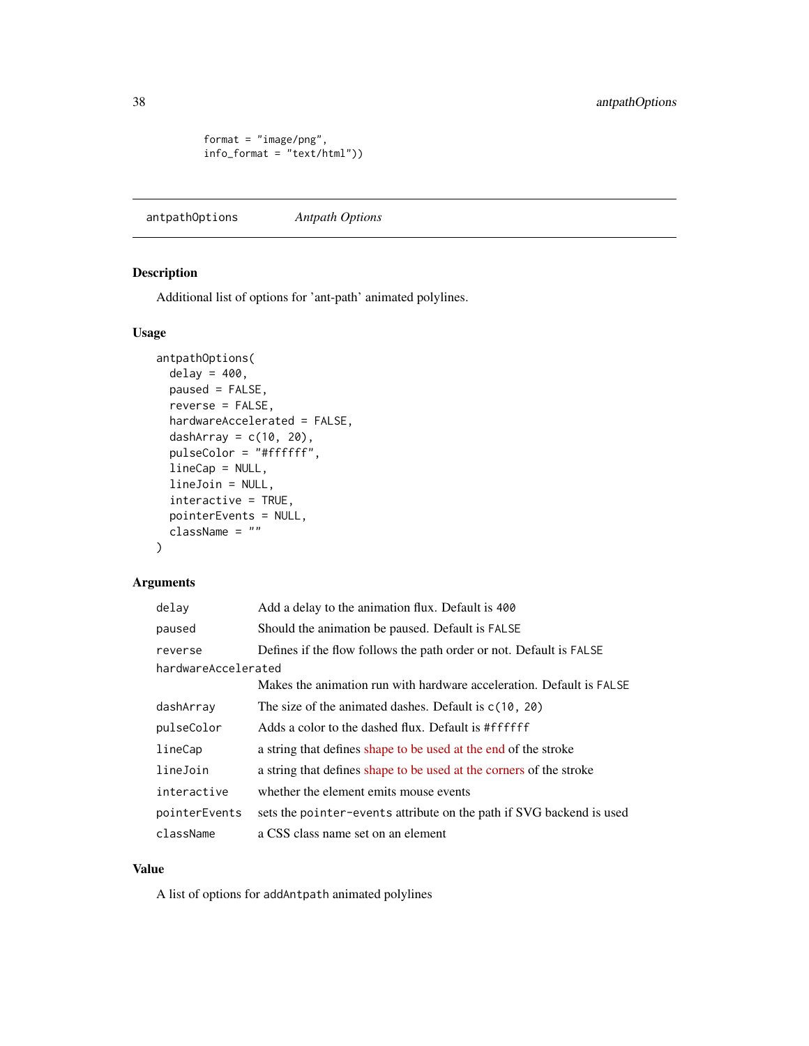```
        format = "image/png",
        info_format = "text/html"))
```

## antpathOptions    *Antpath Options*

### Description

Additional list of options for 'ant-path' animated polylines.

### Usage

```
antpathOptions(
  delay = 400,
  paused = FALSE,
  reverse = FALSE,
  hardwareAccelerated = FALSE,
  dashArray = c(10, 20),
  pulseColor = "#ffffff",
  lineCap = NULL,
  lineJoin = NULL,
  interactive = TRUE,
  pointerEvents = NULL,
  className = ""
)
```

### Arguments

| | |
|---|---|
| `delay` | Add a delay to the animation flux. Default is `400` |
| `paused` | Should the animation be paused. Default is `FALSE` |
| `reverse` | Defines if the flow follows the path order or not. Default is `FALSE` |
| `hardwareAccelerated` | Makes the animation run with hardware acceleration. Default is `FALSE` |
| `dashArray` | The size of the animated dashes. Default is `c(10, 20)` |
| `pulseColor` | Adds a color to the dashed flux. Default is `#ffffff` |
| `lineCap` | a string that defines shape to be used at the end of the stroke |
| `lineJoin` | a string that defines shape to be used at the corners of the stroke |
| `interactive` | whether the element emits mouse events |
| `pointerEvents` | sets the `pointer-events` attribute on the path if SVG backend is used |
| `className` | a CSS class name set on an element |

### Value

A list of options for `addAntpath` animated polylines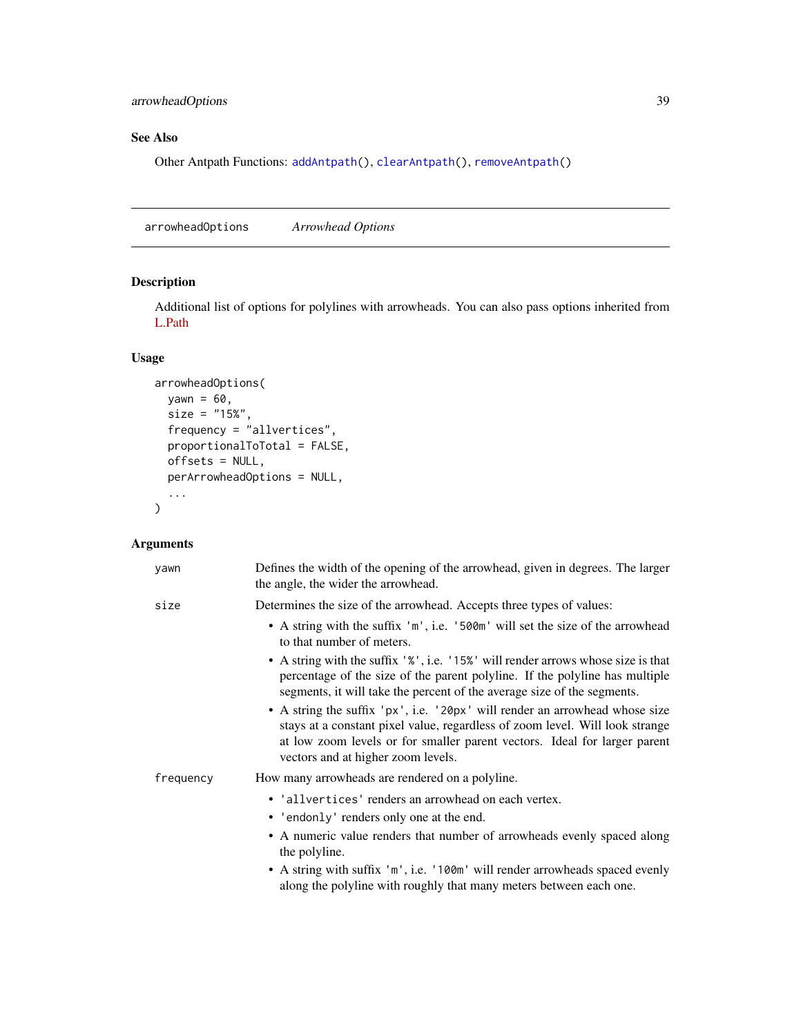## See Also

Other Antpath Functions: addAntpath(), clearAntpath(), removeAntpath()

---

# arrowheadOptions *Arrowhead Options*

## Description

Additional list of options for polylines with arrowheads. You can also pass options inherited from L.Path

## Usage

```
arrowheadOptions(
  yawn = 60,
  size = "15%",
  frequency = "allvertices",
  proportionalToTotal = FALSE,
  offsets = NULL,
  perArrowheadOptions = NULL,
  ...
)
```

## Arguments

`yawn` Defines the width of the opening of the arrowhead, given in degrees. The larger the angle, the wider the arrowhead.

`size` Determines the size of the arrowhead. Accepts three types of values:

- A string with the suffix `'m'`, i.e. `'500m'` will set the size of the arrowhead to that number of meters.
- A string with the suffix `'%'`, i.e. `'15%'` will render arrows whose size is that percentage of the size of the parent polyline. If the polyline has multiple segments, it will take the percent of the average size of the segments.
- A string the suffix `'px'`, i.e. `'20px'` will render an arrowhead whose size stays at a constant pixel value, regardless of zoom level. Will look strange at low zoom levels or for smaller parent vectors. Ideal for larger parent vectors and at higher zoom levels.

`frequency` How many arrowheads are rendered on a polyline.

- `'allvertices'` renders an arrowhead on each vertex.
- `'endonly'` renders only one at the end.
- A numeric value renders that number of arrowheads evenly spaced along the polyline.
- A string with suffix `'m'`, i.e. `'100m'` will render arrowheads spaced evenly along the polyline with roughly that many meters between each one.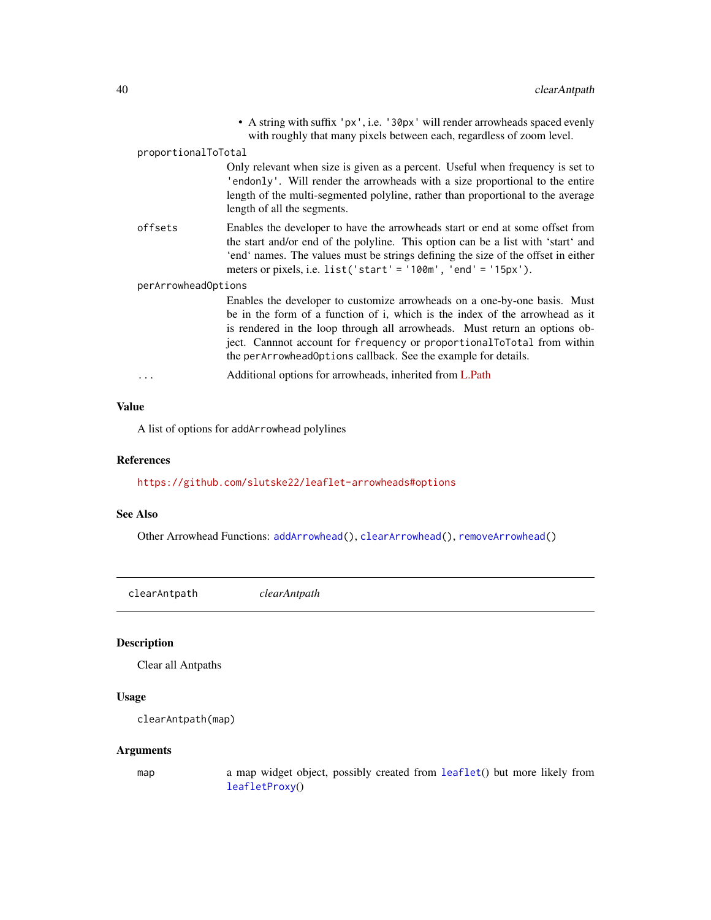- A string with suffix 'px', i.e. '30px' will render arrowheads spaced evenly with roughly that many pixels between each, regardless of zoom level.

`proportionalToTotal`
: Only relevant when size is given as a percent. Useful when frequency is set to 'endonly'. Will render the arrowheads with a size proportional to the entire length of the multi-segmented polyline, rather than proportional to the average length of all the segments.

`offsets`
: Enables the developer to have the arrowheads start or end at some offset from the start and/or end of the polyline. This option can be a list with ‘start‘ and ‘end‘ names. The values must be strings defining the size of the offset in either meters or pixels, i.e. `list('start' = '100m', 'end' = '15px')`.

`perArrowheadOptions`
: Enables the developer to customize arrowheads on a one-by-one basis. Must be in the form of a function of i, which is the index of the arrowhead as it is rendered in the loop through all arrowheads. Must return an options object. Cannnot account for `frequency` or `proportionalToTotal` from within the `perArrowheadOptions` callback. See the example for details.

`...`
: Additional options for arrowheads, inherited from L.Path

### Value

A list of options for `addArrowhead` polylines

### References

https://github.com/slutske22/leaflet-arrowheads#options

### See Also

Other Arrowhead Functions: `addArrowhead()`, `clearArrowhead()`, `removeArrowhead()`

---

## clearAntpath *clearAntpath*

### Description

Clear all Antpaths

### Usage

```
clearAntpath(map)
```

### Arguments

`map`
: a map widget object, possibly created from `leaflet()` but more likely from `leafletProxy()`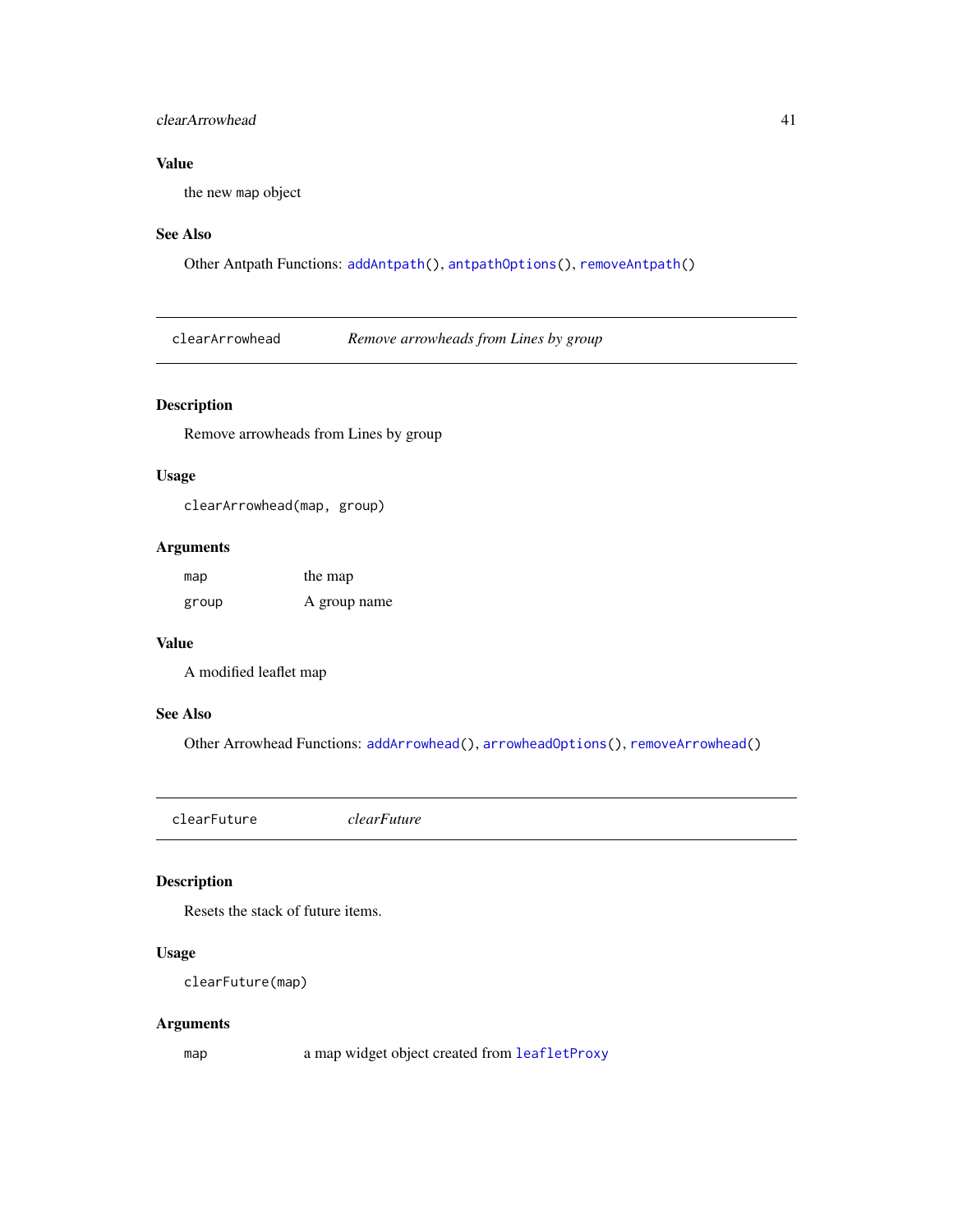### Value

the new map object

### See Also

Other Antpath Functions: `addAntpath()`, `antpathOptions()`, `removeAntpath()`

---

## clearArrowhead — *Remove arrowheads from Lines by group*

### Description

Remove arrowheads from Lines by group

### Usage

```
clearArrowhead(map, group)
```

### Arguments

| | |
|---|---|
| `map` | the map |
| `group` | A group name |

### Value

A modified leaflet map

### See Also

Other Arrowhead Functions: `addArrowhead()`, `arrowheadOptions()`, `removeArrowhead()`

---

## clearFuture — *clearFuture*

### Description

Resets the stack of future items.

### Usage

```
clearFuture(map)
```

### Arguments

| | |
|---|---|
| `map` | a map widget object created from `leafletProxy` |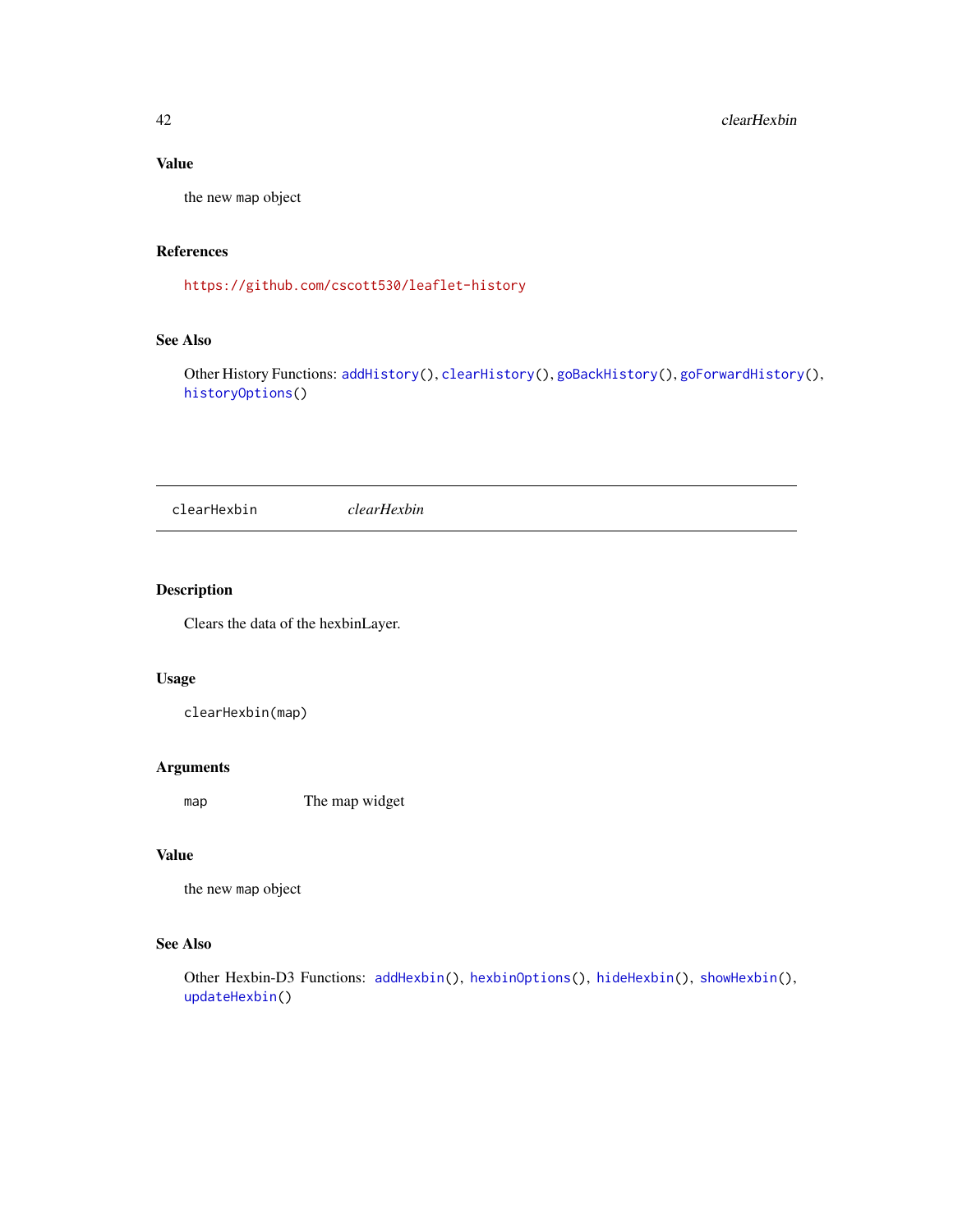### Value

the new `map` object

### References

https://github.com/cscott530/leaflet-history

### See Also

Other History Functions: `addHistory()`, `clearHistory()`, `goBackHistory()`, `goForwardHistory()`, `historyOptions()`

---

## clearHexbin &nbsp;&nbsp;&nbsp;&nbsp; *clearHexbin*

---

### Description

Clears the data of the hexbinLayer.

### Usage

```
clearHexbin(map)
```

### Arguments

| | |
|---|---|
| `map` | The map widget |

### Value

the new `map` object

### See Also

Other Hexbin-D3 Functions: `addHexbin()`, `hexbinOptions()`, `hideHexbin()`, `showHexbin()`, `updateHexbin()`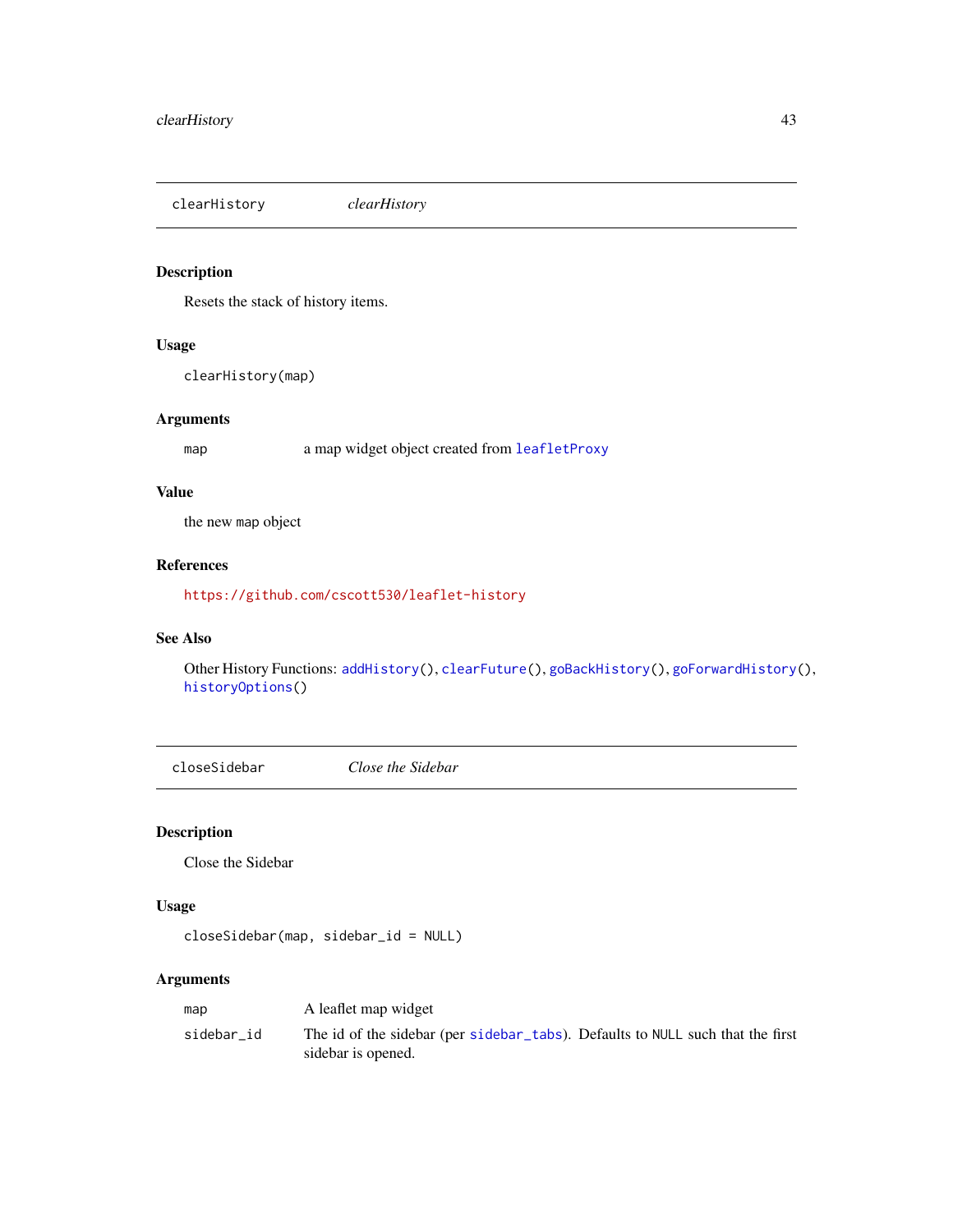## clearHistory — *clearHistory*

### Description

Resets the stack of history items.

### Usage

```
clearHistory(map)
```

### Arguments

| | |
|---|---|
| `map` | a map widget object created from `leafletProxy` |

### Value

the new `map` object

### References

https://github.com/cscott530/leaflet-history

### See Also

Other History Functions: `addHistory()`, `clearFuture()`, `goBackHistory()`, `goForwardHistory()`, `historyOptions()`

## closeSidebar — *Close the Sidebar*

### Description

Close the Sidebar

### Usage

```
closeSidebar(map, sidebar_id = NULL)
```

### Arguments

| | |
|---|---|
| `map` | A leaflet map widget |
| `sidebar_id` | The id of the sidebar (per `sidebar_tabs`). Defaults to `NULL` such that the first sidebar is opened. |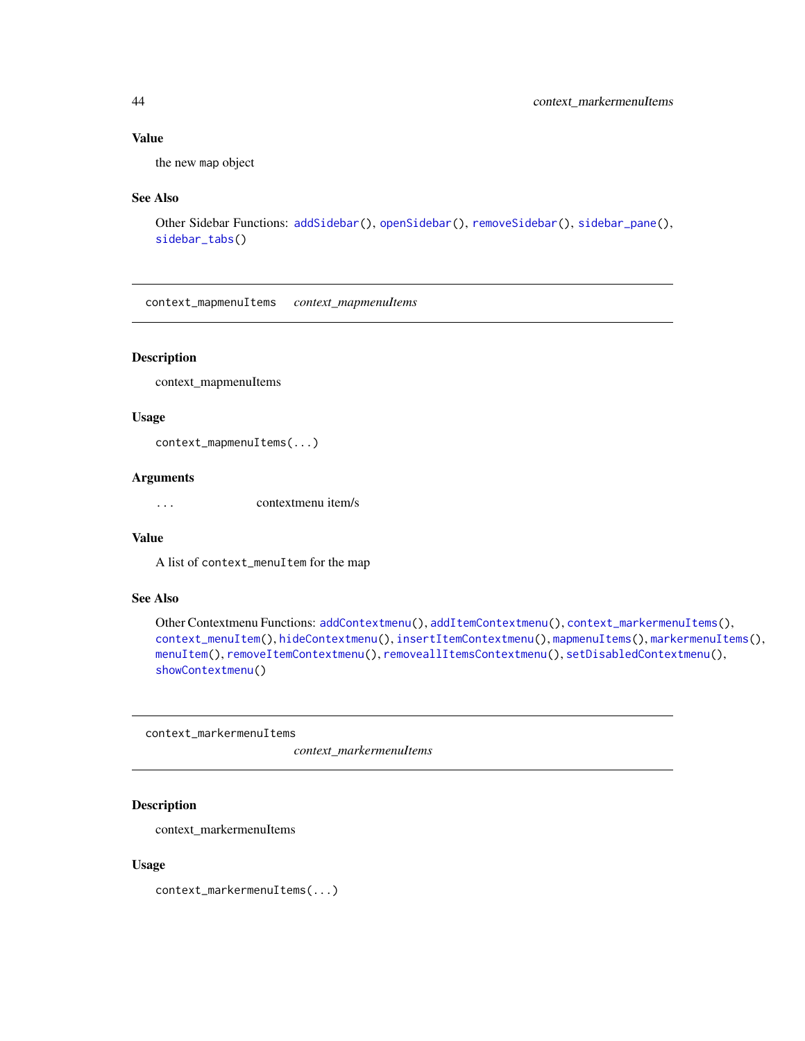### Value

the new map object

### See Also

Other Sidebar Functions: `addSidebar()`, `openSidebar()`, `removeSidebar()`, `sidebar_pane()`, `sidebar_tabs()`

---

## context_mapmenuItems    *context_mapmenuItems*

### Description

context_mapmenuItems

### Usage

```
context_mapmenuItems(...)
```

### Arguments

| | |
|---|---|
| ... | contextmenu item/s |

### Value

A list of `context_menuItem` for the map

### See Also

Other Contextmenu Functions: `addContextmenu()`, `addItemContextmenu()`, `context_markermenuItems()`, `context_menuItem()`, `hideContextmenu()`, `insertItemContextmenu()`, `mapmenuItems()`, `markermenuItems()`, `menuItem()`, `removeItemContextmenu()`, `removeallItemsContextmenu()`, `setDisabledContextmenu()`, `showContextmenu()`

---

## context_markermenuItems    *context_markermenuItems*

### Description

context_markermenuItems

### Usage

```
context_markermenuItems(...)
```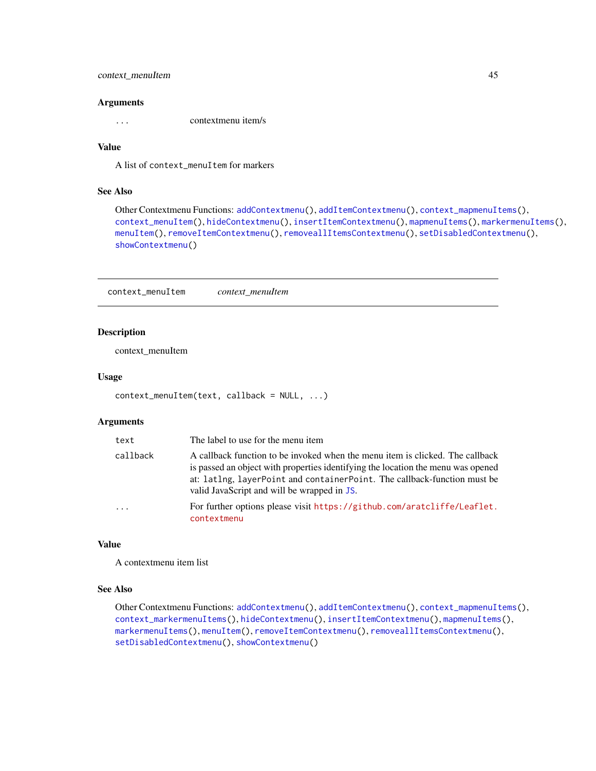### Arguments

| | |
|---|---|
| ... | contextmenu item/s |

### Value

A list of `context_menuItem` for markers

### See Also

Other Contextmenu Functions: `addContextmenu()`, `addItemContextmenu()`, `context_mapmenuItems()`, `context_menuItem()`, `hideContextmenu()`, `insertItemContextmenu()`, `mapmenuItems()`, `markermenuItems()`, `menuItem()`, `removeItemContextmenu()`, `removeallItemsContextmenu()`, `setDisabledContextmenu()`, `showContextmenu()`

---

## context_menuItem — *context_menuItem*

### Description

context_menuItem

### Usage

```
context_menuItem(text, callback = NULL, ...)
```

### Arguments

| | |
|---|---|
| text | The label to use for the menu item |
| callback | A callback function to be invoked when the menu item is clicked. The callback is passed an object with properties identifying the location the menu was opened at: `latlng`, `layerPoint` and `containerPoint`. The callback-function must be valid JavaScript and will be wrapped in `JS`. |
| ... | For further options please visit https://github.com/aratcliffe/Leaflet.contextmenu |

### Value

A contextmenu item list

### See Also

Other Contextmenu Functions: `addContextmenu()`, `addItemContextmenu()`, `context_mapmenuItems()`, `context_markermenuItems()`, `hideContextmenu()`, `insertItemContextmenu()`, `mapmenuItems()`, `markermenuItems()`, `menuItem()`, `removeItemContextmenu()`, `removeallItemsContextmenu()`, `setDisabledContextmenu()`, `showContextmenu()`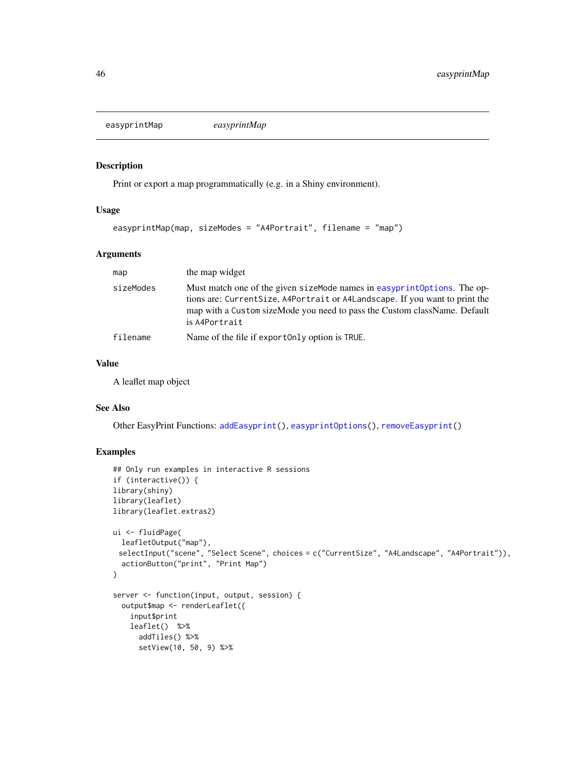# easyprintMap

*easyprintMap*

## Description

Print or export a map programmatically (e.g. in a Shiny environment).

## Usage

```
easyprintMap(map, sizeModes = "A4Portrait", filename = "map")
```

## Arguments

| | |
|---|---|
| map | the map widget |
| sizeModes | Must match one of the given sizeMode names in easyprintOptions. The options are: CurrentSize, A4Portrait or A4Landscape. If you want to print the map with a Custom sizeMode you need to pass the Custom className. Default is A4Portrait |
| filename | Name of the file if exportOnly option is TRUE. |

## Value

A leaflet map object

## See Also

Other EasyPrint Functions: addEasyprint(), easyprintOptions(), removeEasyprint()

## Examples

```
## Only run examples in interactive R sessions
if (interactive()) {
library(shiny)
library(leaflet)
library(leaflet.extras2)

ui <- fluidPage(
  leafletOutput("map"),
 selectInput("scene", "Select Scene", choices = c("CurrentSize", "A4Landscape", "A4Portrait")),
  actionButton("print", "Print Map")
)

server <- function(input, output, session) {
  output$map <- renderLeaflet({
    input$print
    leaflet()  %>%
      addTiles() %>%
      setView(10, 50, 9) %>%
```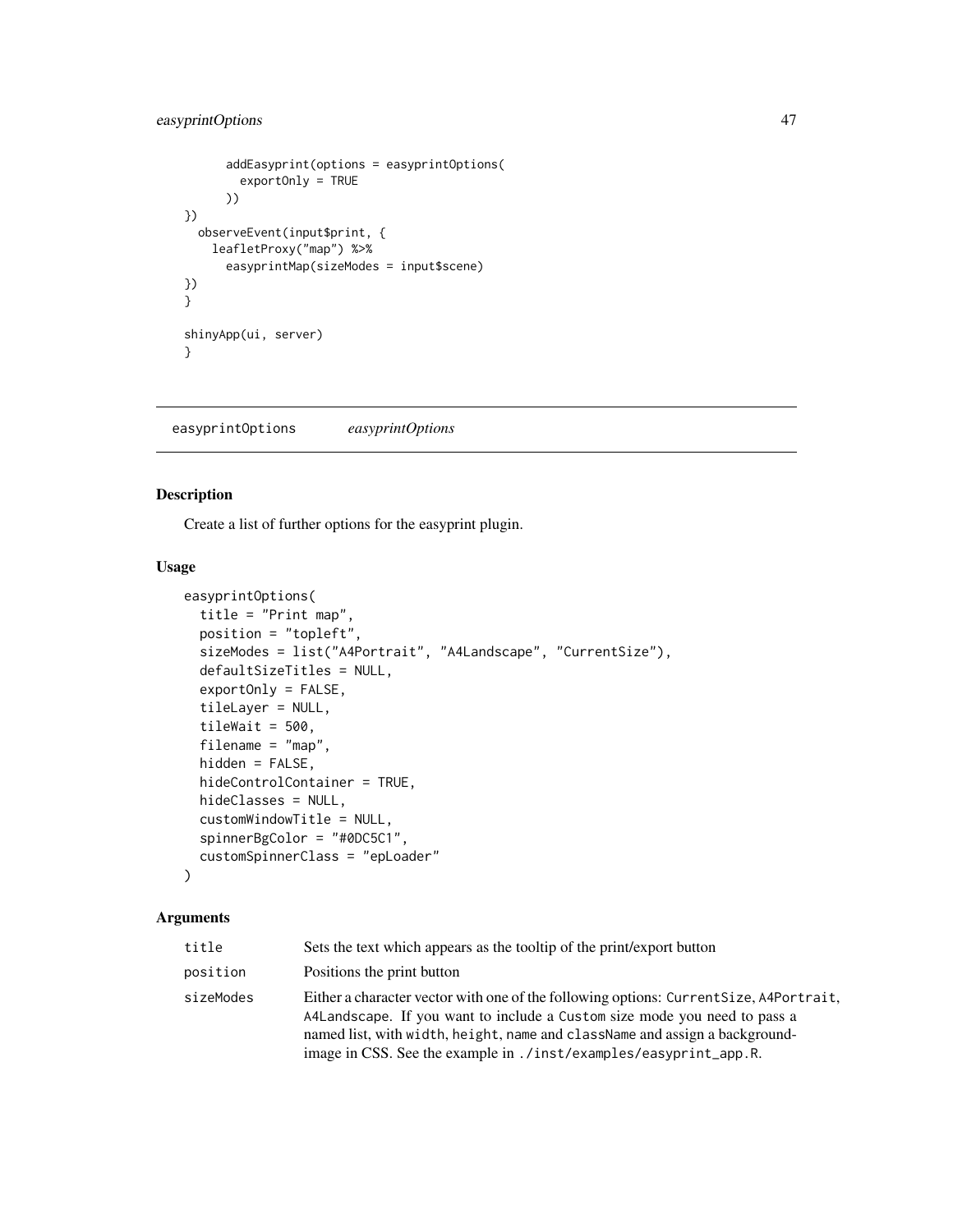```
    addEasyprint(options = easyprintOptions(
      exportOnly = TRUE
    ))
})
  observeEvent(input$print, {
    leafletProxy("map") %>%
      easyprintMap(sizeModes = input$scene)
})
}

shinyApp(ui, server)
}
```

## easyprintOptions *easyprintOptions*

### Description

Create a list of further options for the easyprint plugin.

### Usage

```
easyprintOptions(
  title = "Print map",
  position = "topleft",
  sizeModes = list("A4Portrait", "A4Landscape", "CurrentSize"),
  defaultSizeTitles = NULL,
  exportOnly = FALSE,
  tileLayer = NULL,
  tileWait = 500,
  filename = "map",
  hidden = FALSE,
  hideControlContainer = TRUE,
  hideClasses = NULL,
  customWindowTitle = NULL,
  spinnerBgColor = "#0DC5C1",
  customSpinnerClass = "epLoader"
)
```

### Arguments

| | |
|---|---|
| `title` | Sets the text which appears as the tooltip of the print/export button |
| `position` | Positions the print button |
| `sizeModes` | Either a character vector with one of the following options: `CurrentSize`, `A4Portrait`, `A4Landscape`. If you want to include a `Custom` size mode you need to pass a named list, with `width`, `height`, `name` and `className` and assign a background-image in CSS. See the example in `./inst/examples/easyprint_app.R`. |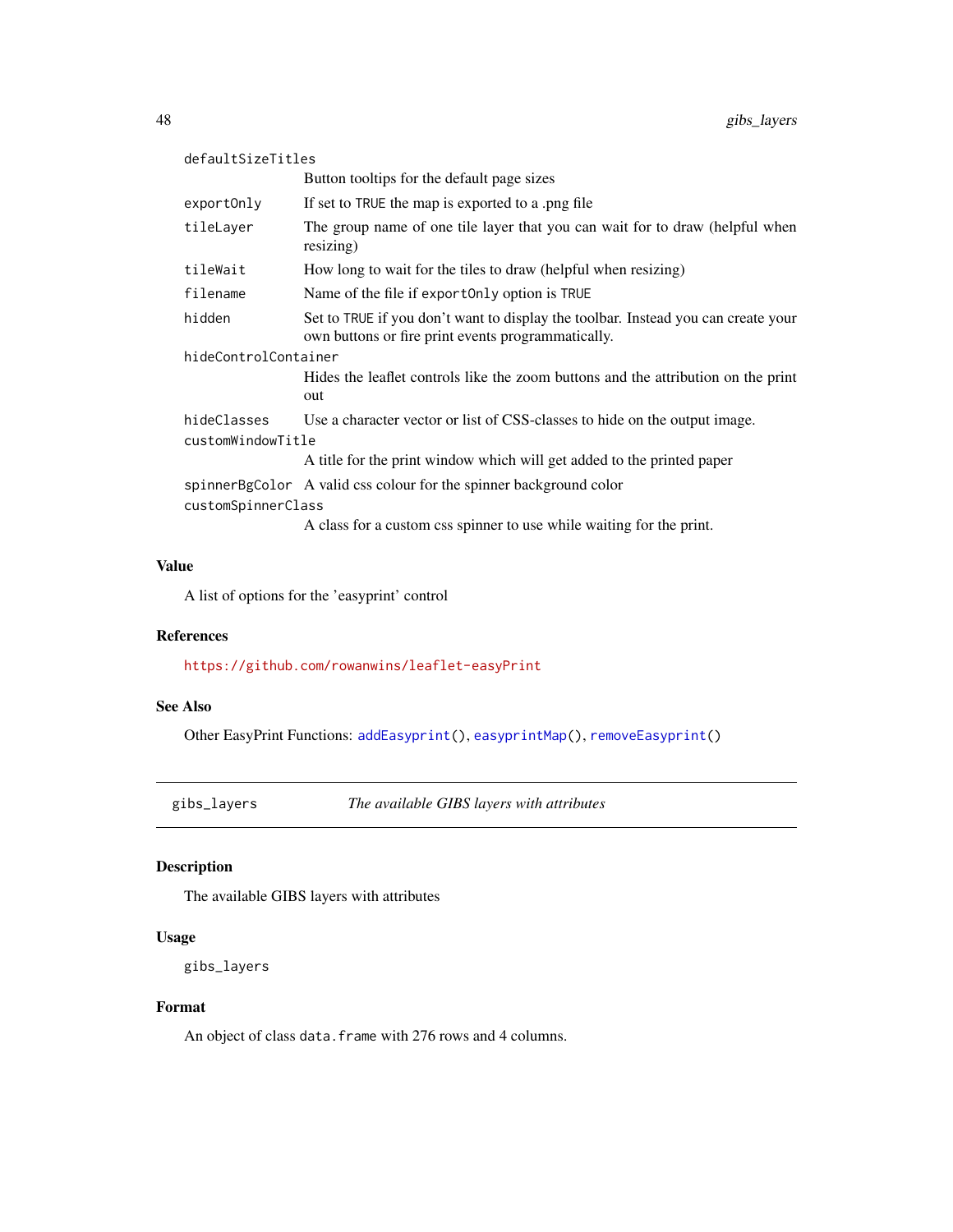| | |
|---|---|
| `defaultSizeTitles` | Button tooltips for the default page sizes |
| `exportOnly` | If set to `TRUE` the map is exported to a .png file |
| `tileLayer` | The group name of one tile layer that you can wait for to draw (helpful when resizing) |
| `tileWait` | How long to wait for the tiles to draw (helpful when resizing) |
| `filename` | Name of the file if `exportOnly` option is `TRUE` |
| `hidden` | Set to `TRUE` if you don't want to display the toolbar. Instead you can create your own buttons or fire print events programmatically. |
| `hideControlContainer` | Hides the leaflet controls like the zoom buttons and the attribution on the print out |
| `hideClasses` | Use a character vector or list of CSS-classes to hide on the output image. |
| `customWindowTitle` | A title for the print window which will get added to the printed paper |
| `spinnerBgColor` | A valid css colour for the spinner background color |
| `customSpinnerClass` | A class for a custom css spinner to use while waiting for the print. |

### Value

A list of options for the 'easyprint' control

### References

https://github.com/rowanwins/leaflet-easyPrint

### See Also

Other EasyPrint Functions: `addEasyprint()`, `easyprintMap()`, `removeEasyprint()`

---

## gibs_layers *The available GIBS layers with attributes*

---

### Description

The available GIBS layers with attributes

### Usage

```
gibs_layers
```

### Format

An object of class `data.frame` with 276 rows and 4 columns.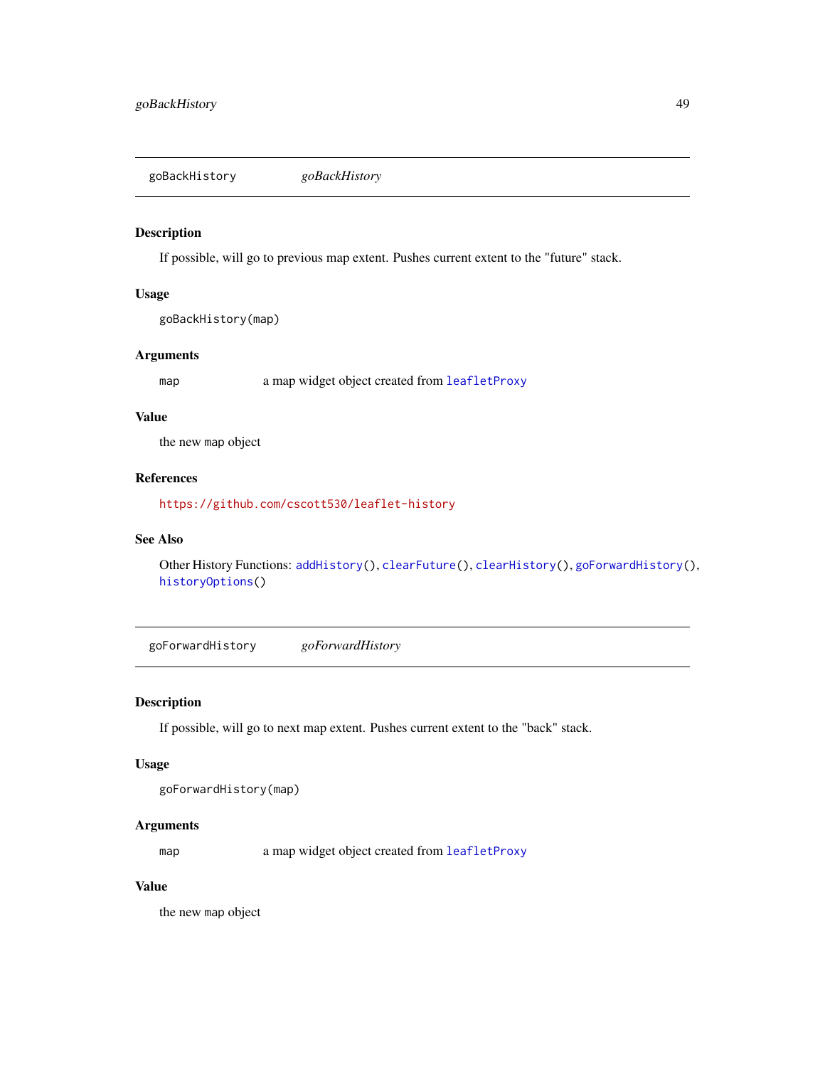## goBackHistory *goBackHistory*

### Description

If possible, will go to previous map extent. Pushes current extent to the "future" stack.

### Usage

```
goBackHistory(map)
```

### Arguments

| | |
|---|---|
| map | a map widget object created from leafletProxy |

### Value

the new map object

### References

https://github.com/cscott530/leaflet-history

### See Also

Other History Functions: addHistory(), clearFuture(), clearHistory(), goForwardHistory(), historyOptions()

## goForwardHistory *goForwardHistory*

### Description

If possible, will go to next map extent. Pushes current extent to the "back" stack.

### Usage

```
goForwardHistory(map)
```

### Arguments

| | |
|---|---|
| map | a map widget object created from leafletProxy |

### Value

the new map object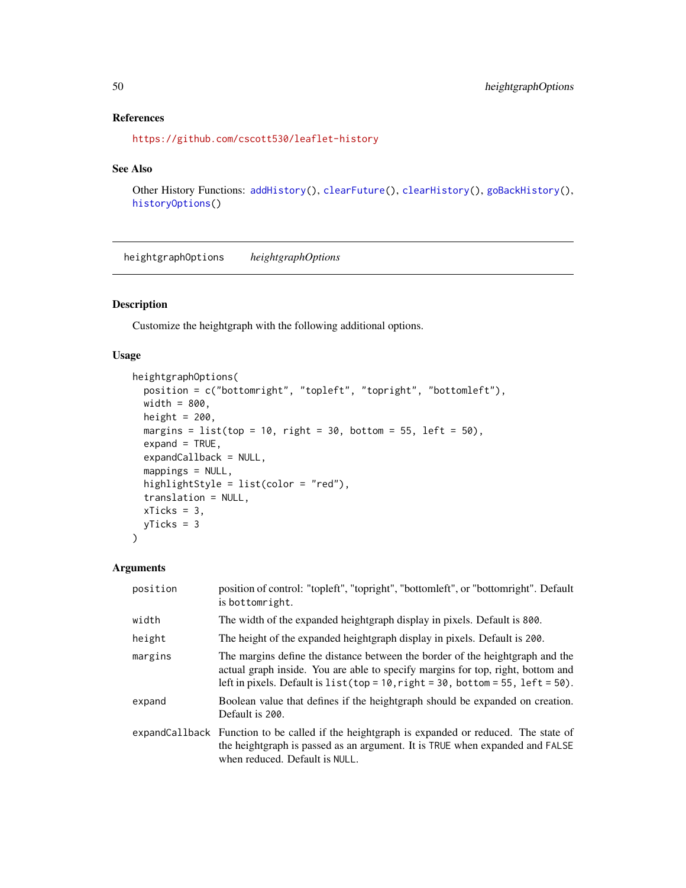## References

https://github.com/cscott530/leaflet-history

## See Also

Other History Functions: addHistory(), clearFuture(), clearHistory(), goBackHistory(), historyOptions()

---

# heightgraphOptions *heightgraphOptions*

## Description

Customize the heightgraph with the following additional options.

## Usage

```
heightgraphOptions(
  position = c("bottomright", "topleft", "topright", "bottomleft"),
  width = 800,
  height = 200,
  margins = list(top = 10, right = 30, bottom = 55, left = 50),
  expand = TRUE,
  expandCallback = NULL,
  mappings = NULL,
  highlightStyle = list(color = "red"),
  translation = NULL,
  xTicks = 3,
  yTicks = 3
)
```

## Arguments

| | |
|---|---|
| `position` | position of control: "topleft", "topright", "bottomleft", or "bottomright". Default is `bottomright`. |
| `width` | The width of the expanded heightgraph display in pixels. Default is `800`. |
| `height` | The height of the expanded heightgraph display in pixels. Default is `200`. |
| `margins` | The margins define the distance between the border of the heightgraph and the actual graph inside. You are able to specify margins for top, right, bottom and left in pixels. Default is `list(top = 10,right = 30, bottom = 55, left = 50)`. |
| `expand` | Boolean value that defines if the heightgraph should be expanded on creation. Default is `200`. |
| `expandCallback` | Function to be called if the heightgraph is expanded or reduced. The state of the heightgraph is passed as an argument. It is `TRUE` when expanded and `FALSE` when reduced. Default is `NULL`. |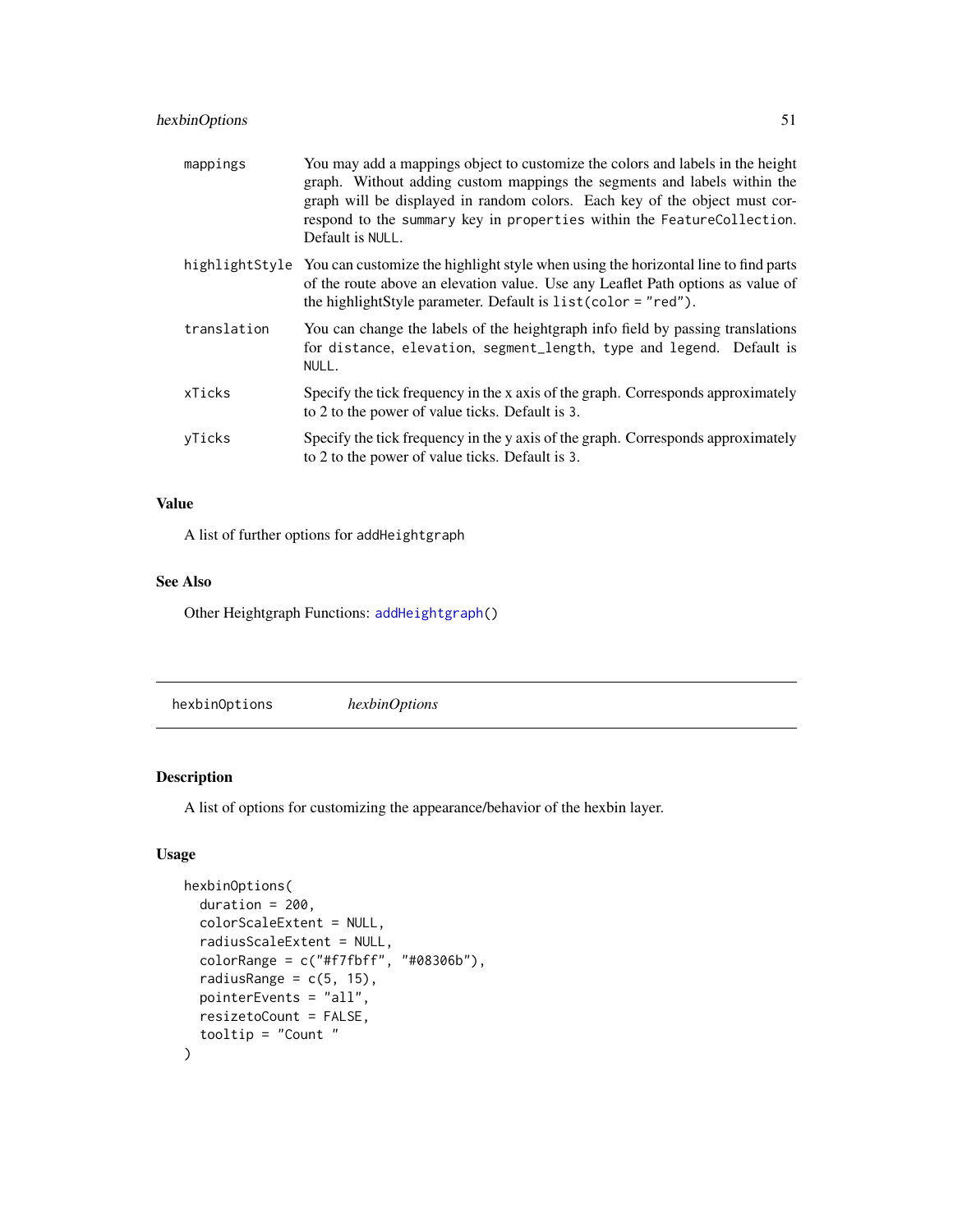| | |
|---|---|
| mappings | You may add a mappings object to customize the colors and labels in the height graph. Without adding custom mappings the segments and labels within the graph will be displayed in random colors. Each key of the object must correspond to the summary key in properties within the FeatureCollection. Default is NULL. |
| highlightStyle | You can customize the highlight style when using the horizontal line to find parts of the route above an elevation value. Use any Leaflet Path options as value of the highlightStyle parameter. Default is list(color = "red"). |
| translation | You can change the labels of the heightgraph info field by passing translations for distance, elevation, segment_length, type and legend. Default is NULL. |
| xTicks | Specify the tick frequency in the x axis of the graph. Corresponds approximately to 2 to the power of value ticks. Default is 3. |
| yTicks | Specify the tick frequency in the y axis of the graph. Corresponds approximately to 2 to the power of value ticks. Default is 3. |

### Value

A list of further options for addHeightgraph

### See Also

Other Heightgraph Functions: addHeightgraph()

---

## hexbinOptions &nbsp;&nbsp;&nbsp; *hexbinOptions*

### Description

A list of options for customizing the appearance/behavior of the hexbin layer.

### Usage

```
hexbinOptions(
  duration = 200,
  colorScaleExtent = NULL,
  radiusScaleExtent = NULL,
  colorRange = c("#f7fbff", "#08306b"),
  radiusRange = c(5, 15),
  pointerEvents = "all",
  resizetoCount = FALSE,
  tooltip = "Count "
)
```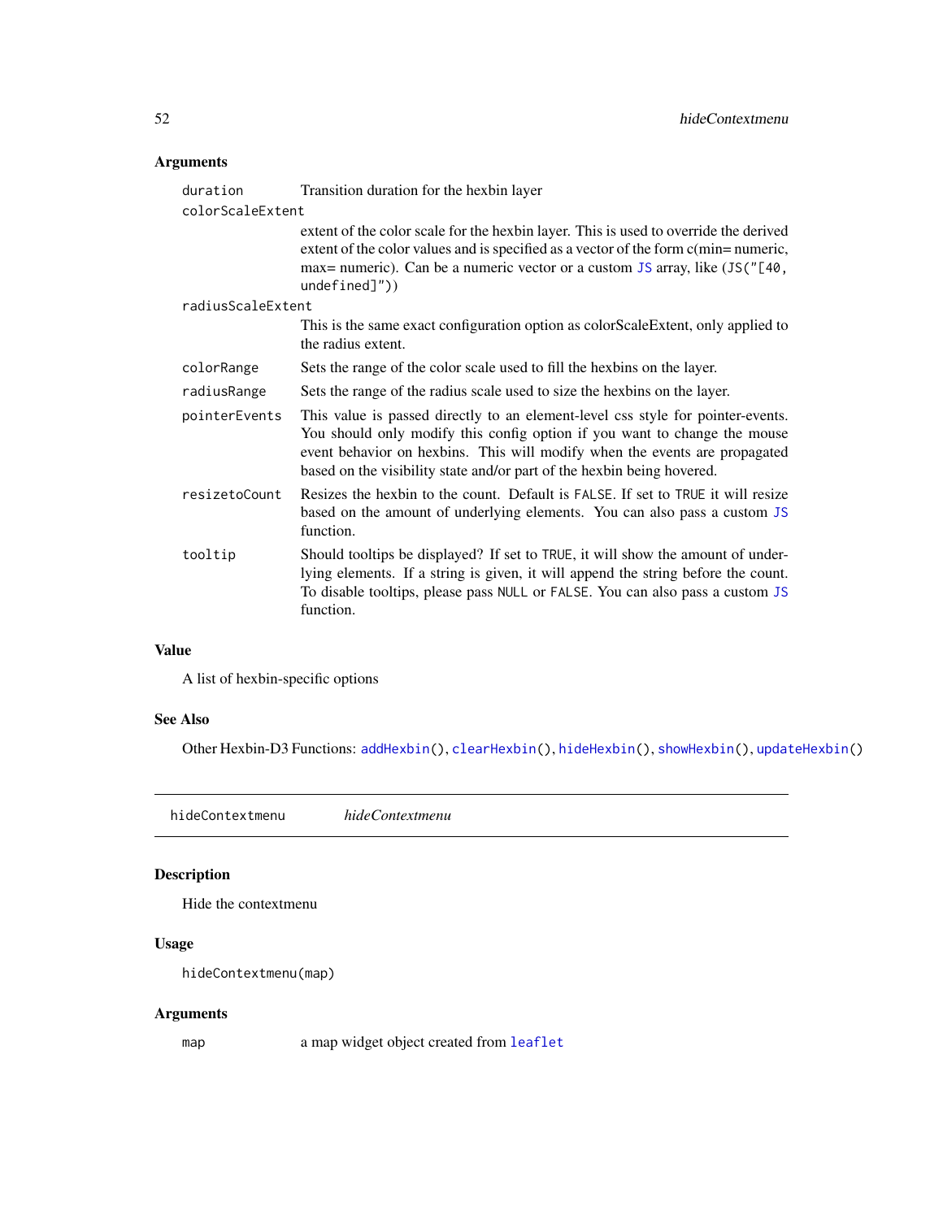## Arguments

| | |
|---|---|
| `duration` | Transition duration for the hexbin layer |
| `colorScaleExtent` | extent of the color scale for the hexbin layer. This is used to override the derived extent of the color values and is specified as a vector of the form c(min= numeric, max= numeric). Can be a numeric vector or a custom `JS` array, like (`JS("[40, undefined]")`) |
| `radiusScaleExtent` | This is the same exact configuration option as colorScaleExtent, only applied to the radius extent. |
| `colorRange` | Sets the range of the color scale used to fill the hexbins on the layer. |
| `radiusRange` | Sets the range of the radius scale used to size the hexbins on the layer. |
| `pointerEvents` | This value is passed directly to an element-level css style for pointer-events. You should only modify this config option if you want to change the mouse event behavior on hexbins. This will modify when the events are propagated based on the visibility state and/or part of the hexbin being hovered. |
| `resizetoCount` | Resizes the hexbin to the count. Default is `FALSE`. If set to `TRUE` it will resize based on the amount of underlying elements. You can also pass a custom `JS` function. |
| `tooltip` | Should tooltips be displayed? If set to `TRUE`, it will show the amount of underlying elements. If a string is given, it will append the string before the count. To disable tooltips, please pass `NULL` or `FALSE`. You can also pass a custom `JS` function. |

## Value

A list of hexbin-specific options

## See Also

Other Hexbin-D3 Functions: `addHexbin()`, `clearHexbin()`, `hideHexbin()`, `showHexbin()`, `updateHexbin()`

---

# hideContextmenu *hideContextmenu*

---

## Description

Hide the contextmenu

## Usage

```
hideContextmenu(map)
```

## Arguments

| | |
|---|---|
| `map` | a map widget object created from `leaflet` |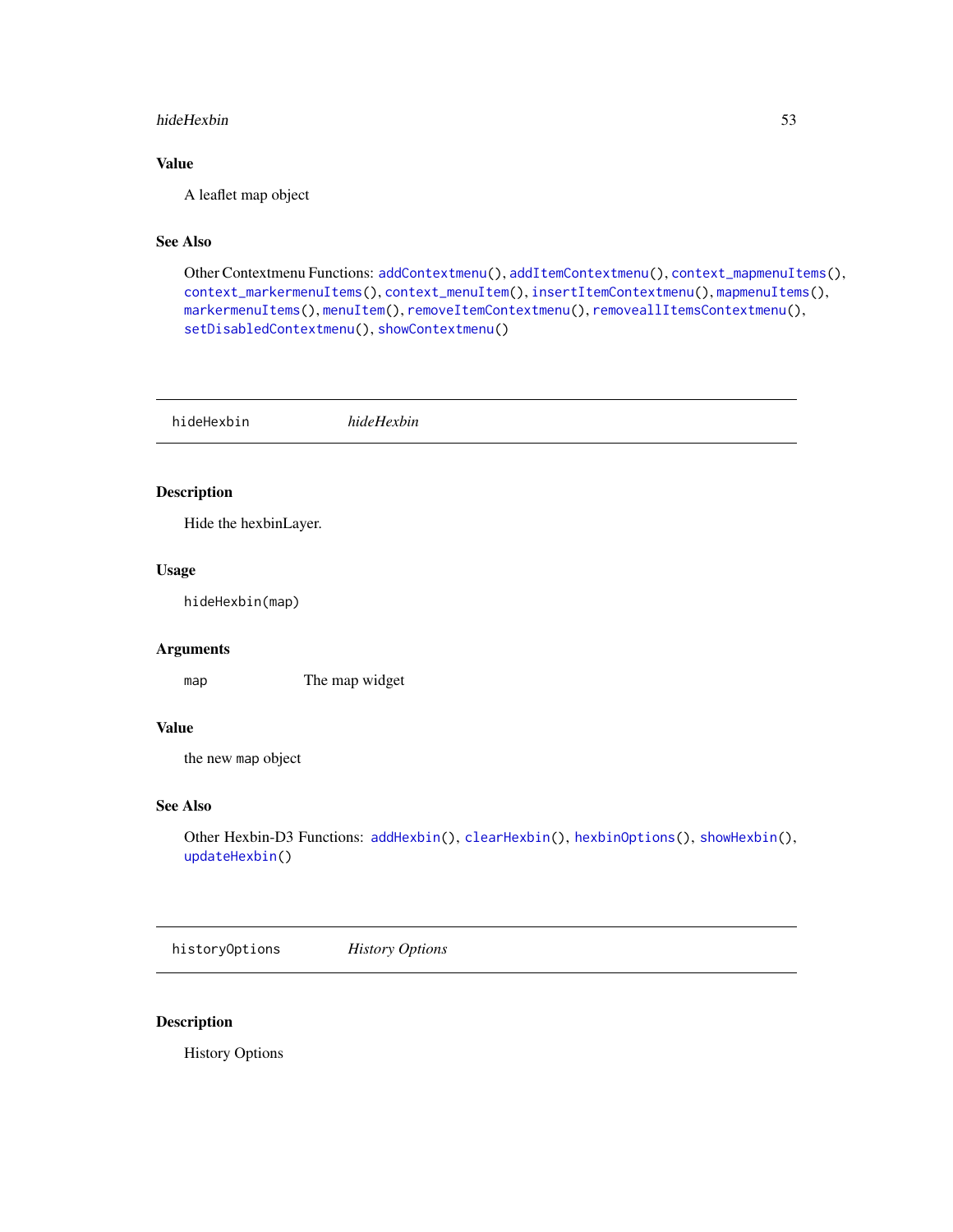## Value

A leaflet map object

## See Also

Other Contextmenu Functions: `addContextmenu()`, `addItemContextmenu()`, `context_mapmenuItems()`, `context_markermenuItems()`, `context_menuItem()`, `insertItemContextmenu()`, `mapmenuItems()`, `markermenuItems()`, `menuItem()`, `removeItemContextmenu()`, `removeallItemsContextmenu()`, `setDisabledContextmenu()`, `showContextmenu()`

---

# hideHexbin — *hideHexbin*

## Description

Hide the hexbinLayer.

## Usage

```
hideHexbin(map)
```

## Arguments

| | |
|---|---|
| `map` | The map widget |

## Value

the new `map` object

## See Also

Other Hexbin-D3 Functions: `addHexbin()`, `clearHexbin()`, `hexbinOptions()`, `showHexbin()`, `updateHexbin()`

---

# historyOptions — *History Options*

## Description

History Options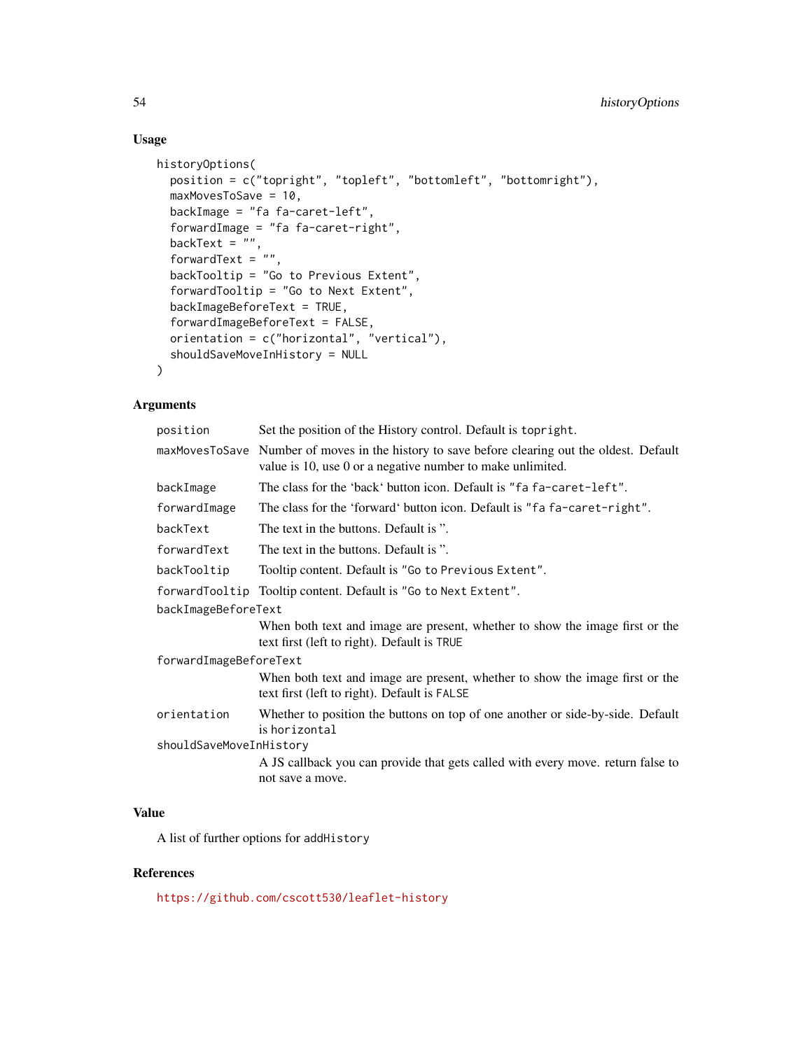## Usage

```
historyOptions(
  position = c("topright", "topleft", "bottomleft", "bottomright"),
  maxMovesToSave = 10,
  backImage = "fa fa-caret-left",
  forwardImage = "fa fa-caret-right",
  backText = "",
  forwardText = "",
  backTooltip = "Go to Previous Extent",
  forwardTooltip = "Go to Next Extent",
  backImageBeforeText = TRUE,
  forwardImageBeforeText = FALSE,
  orientation = c("horizontal", "vertical"),
  shouldSaveMoveInHistory = NULL
)
```

## Arguments

| Argument | Description |
|---|---|
| `position` | Set the position of the History control. Default is `topright`. |
| `maxMovesToSave` | Number of moves in the history to save before clearing out the oldest. Default value is 10, use 0 or a negative number to make unlimited. |
| `backImage` | The class for the 'back' button icon. Default is `"fa fa-caret-left"`. |
| `forwardImage` | The class for the 'forward' button icon. Default is `"fa fa-caret-right"`. |
| `backText` | The text in the buttons. Default is ''. |
| `forwardText` | The text in the buttons. Default is ''. |
| `backTooltip` | Tooltip content. Default is `"Go to Previous Extent"`. |
| `forwardTooltip` | Tooltip content. Default is `"Go to Next Extent"`. |
| `backImageBeforeText` | When both text and image are present, whether to show the image first or the text first (left to right). Default is `TRUE` |
| `forwardImageBeforeText` | When both text and image are present, whether to show the image first or the text first (left to right). Default is `FALSE` |
| `orientation` | Whether to position the buttons on top of one another or side-by-side. Default is `horizontal` |
| `shouldSaveMoveInHistory` | A JS callback you can provide that gets called with every move. return false to not save a move. |

## Value

A list of further options for `addHistory`

## References

https://github.com/cscott530/leaflet-history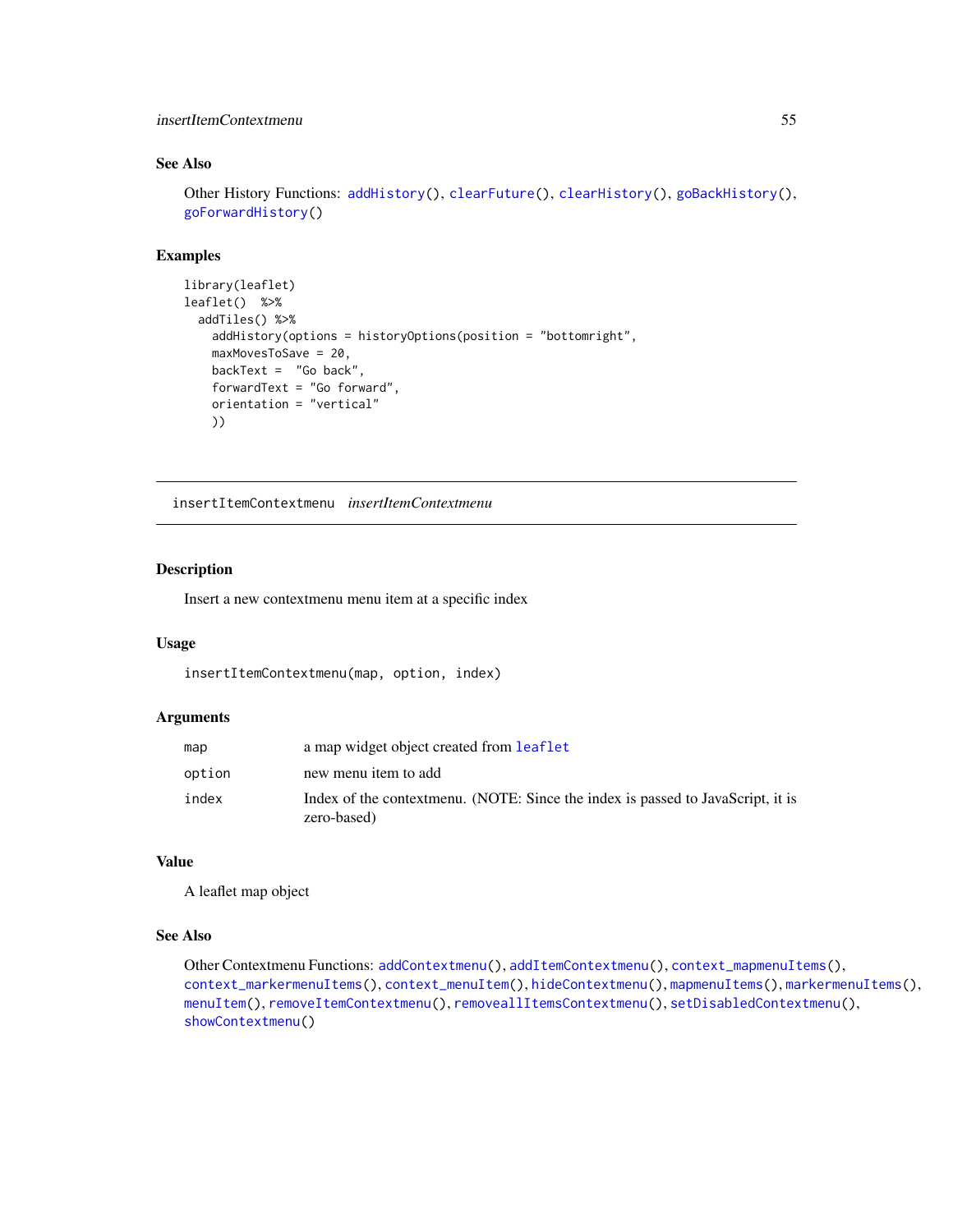### See Also

Other History Functions: `addHistory()`, `clearFuture()`, `clearHistory()`, `goBackHistory()`, `goForwardHistory()`

### Examples

```
library(leaflet)
leaflet()  %>%
  addTiles() %>%
    addHistory(options = historyOptions(position = "bottomright",
    maxMovesToSave = 20,
    backText =  "Go back",
    forwardText = "Go forward",
    orientation = "vertical"
    ))
```

---

## insertItemContextmenu    *insertItemContextmenu*

---

### Description

Insert a new contextmenu menu item at a specific index

### Usage

```
insertItemContextmenu(map, option, index)
```

### Arguments

| | |
|---|---|
| `map` | a map widget object created from `leaflet` |
| `option` | new menu item to add |
| `index` | Index of the contextmenu. (NOTE: Since the index is passed to JavaScript, it is zero-based) |

### Value

A leaflet map object

### See Also

Other Contextmenu Functions: `addContextmenu()`, `addItemContextmenu()`, `context_mapmenuItems()`, `context_markermenuItems()`, `context_menuItem()`, `hideContextmenu()`, `mapmenuItems()`, `markermenuItems()`, `menuItem()`, `removeItemContextmenu()`, `removeallItemsContextmenu()`, `setDisabledContextmenu()`, `showContextmenu()`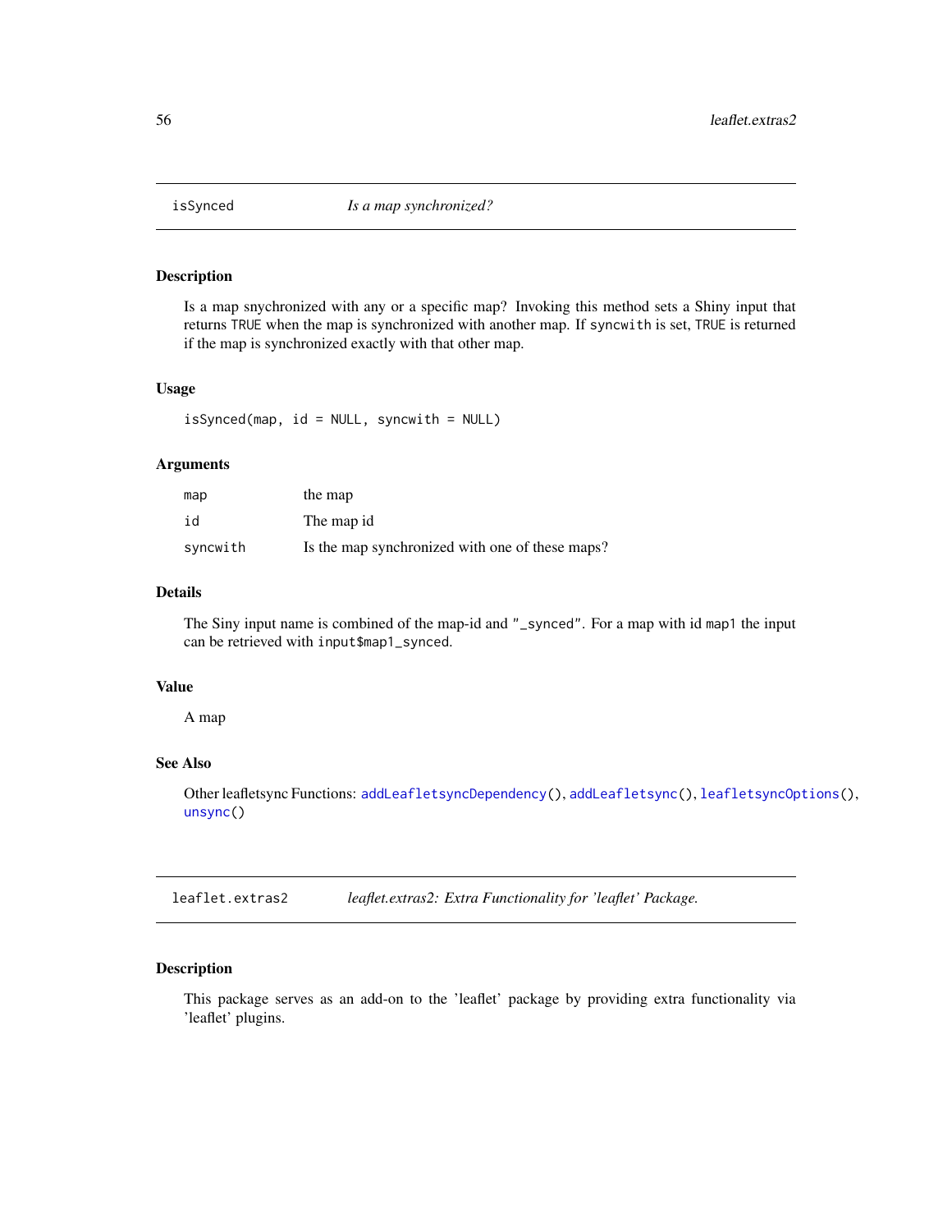## isSynced — *Is a map synchronized?*

### Description

Is a map snychronized with any or a specific map? Invoking this method sets a Shiny input that returns `TRUE` when the map is synchronized with another map. If `syncwith` is set, `TRUE` is returned if the map is synchronized exactly with that other map.

### Usage

```
isSynced(map, id = NULL, syncwith = NULL)
```

### Arguments

| | |
|---|---|
| `map` | the map |
| `id` | The map id |
| `syncwith` | Is the map synchronized with one of these maps? |

### Details

The Siny input name is combined of the map-id and `"_synced"`. For a map with id `map1` the input can be retrieved with `input$map1_synced`.

### Value

A map

### See Also

Other leafletsync Functions: `addLeafletsyncDependency()`, `addLeafletsync()`, `leafletsyncOptions()`, `unsync()`

## leaflet.extras2 — *leaflet.extras2: Extra Functionality for 'leaflet' Package.*

### Description

This package serves as an add-on to the 'leaflet' package by providing extra functionality via 'leaflet' plugins.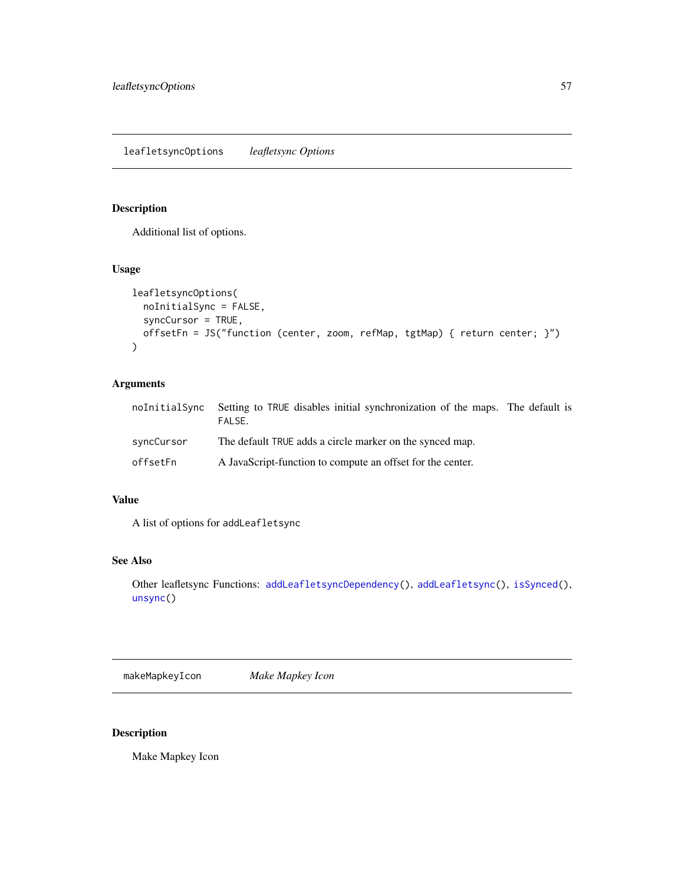## leafletsyncOptions *leafletsync Options*

### Description

Additional list of options.

### Usage

```
leafletsyncOptions(
  noInitialSync = FALSE,
  syncCursor = TRUE,
  offsetFn = JS("function (center, zoom, refMap, tgtMap) { return center; }")
)
```

### Arguments

| | |
|---|---|
| noInitialSync | Setting to TRUE disables initial synchronization of the maps. The default is FALSE. |
| syncCursor | The default TRUE adds a circle marker on the synced map. |
| offsetFn | A JavaScript-function to compute an offset for the center. |

### Value

A list of options for addLeafletsync

### See Also

Other leafletsync Functions: addLeafletsyncDependency(), addLeafletsync(), isSynced(), unsync()

## makeMapkeyIcon *Make Mapkey Icon*

### Description

Make Mapkey Icon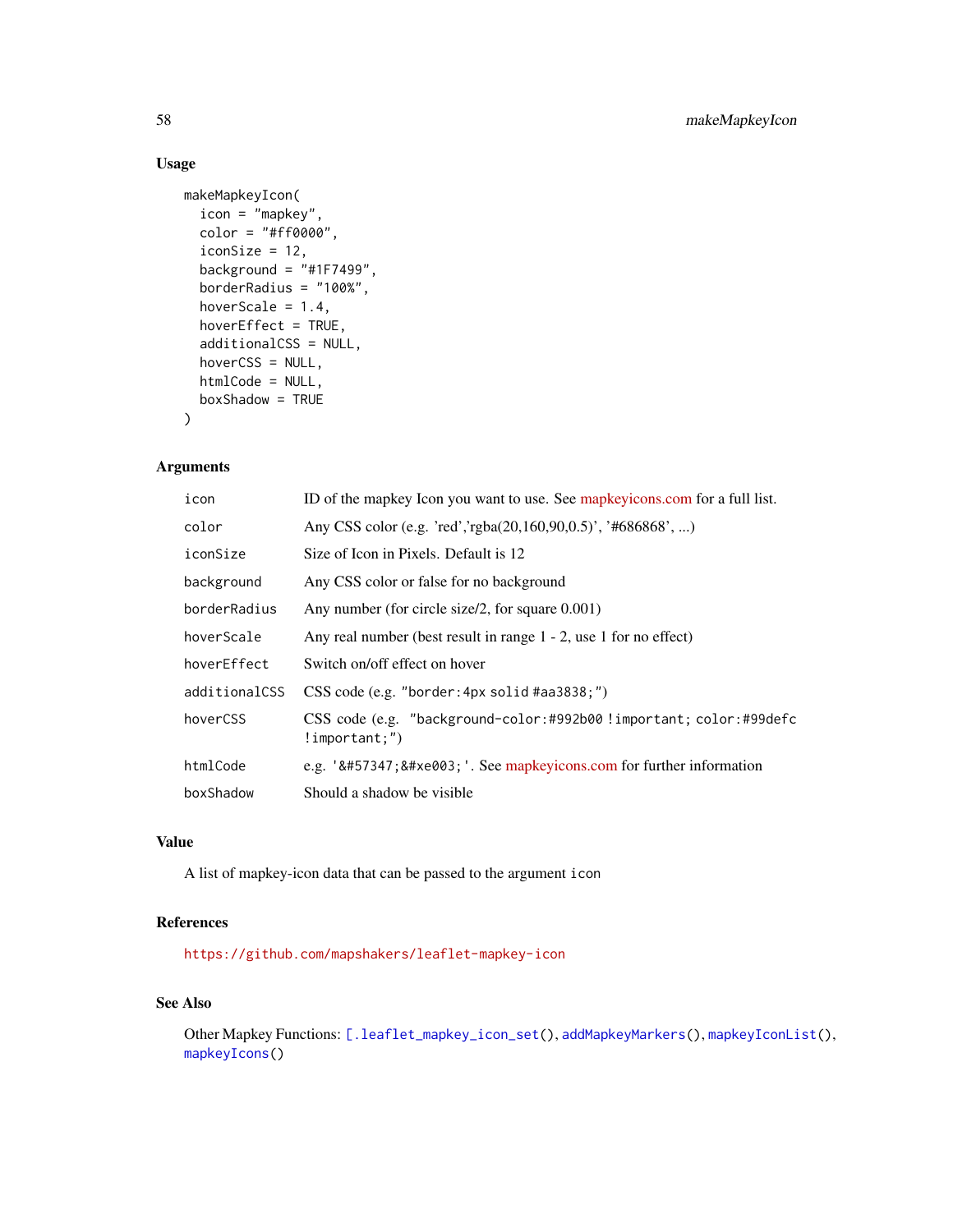## Usage

```
makeMapkeyIcon(
  icon = "mapkey",
  color = "#ff0000",
  iconSize = 12,
  background = "#1F7499",
  borderRadius = "100%",
  hoverScale = 1.4,
  hoverEffect = TRUE,
  additionalCSS = NULL,
  hoverCSS = NULL,
  htmlCode = NULL,
  boxShadow = TRUE
)
```

## Arguments

| | |
|---|---|
| `icon` | ID of the mapkey Icon you want to use. See mapkeyicons.com for a full list. |
| `color` | Any CSS color (e.g. 'red','rgba(20,160,90,0.5)', '#686868', ...) |
| `iconSize` | Size of Icon in Pixels. Default is 12 |
| `background` | Any CSS color or false for no background |
| `borderRadius` | Any number (for circle size/2, for square 0.001) |
| `hoverScale` | Any real number (best result in range 1 - 2, use 1 for no effect) |
| `hoverEffect` | Switch on/off effect on hover |
| `additionalCSS` | CSS code (e.g. `"border:4px solid #aa3838;"`) |
| `hoverCSS` | CSS code (e.g. `"background-color:#992b00 !important; color:#99defc !important;"`) |
| `htmlCode` | e.g. `'&#57347;&#xe003;'`. See mapkeyicons.com for further information |
| `boxShadow` | Should a shadow be visible |

## Value

A list of mapkey-icon data that can be passed to the argument `icon`

## References

https://github.com/mapshakers/leaflet-mapkey-icon

## See Also

Other Mapkey Functions: `[.leaflet_mapkey_icon_set()`, `addMapkeyMarkers()`, `mapkeyIconList()`, `mapkeyIcons()`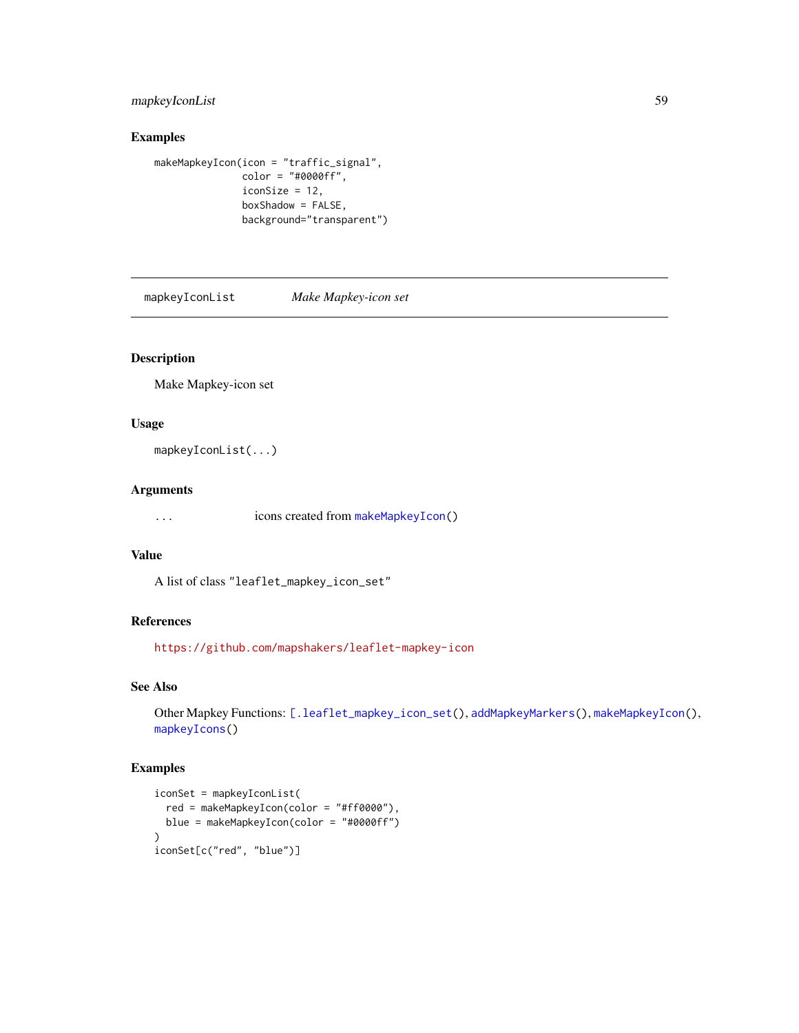## Examples

```
makeMapkeyIcon(icon = "traffic_signal",
               color = "#0000ff",
               iconSize = 12,
               boxShadow = FALSE,
               background="transparent")
```

---

`mapkeyIconList` *Make Mapkey-icon set*

---

## Description

Make Mapkey-icon set

## Usage

```
mapkeyIconList(...)
```

## Arguments

| | |
|---|---|
| ... | icons created from `makeMapkeyIcon()` |

## Value

A list of class "leaflet_mapkey_icon_set"

## References

https://github.com/mapshakers/leaflet-mapkey-icon

## See Also

Other Mapkey Functions: `[.leaflet_mapkey_icon_set()`, `addMapkeyMarkers()`, `makeMapkeyIcon()`, `mapkeyIcons()`

## Examples

```
iconSet = mapkeyIconList(
  red = makeMapkeyIcon(color = "#ff0000"),
  blue = makeMapkeyIcon(color = "#0000ff")
)
iconSet[c("red", "blue")]
```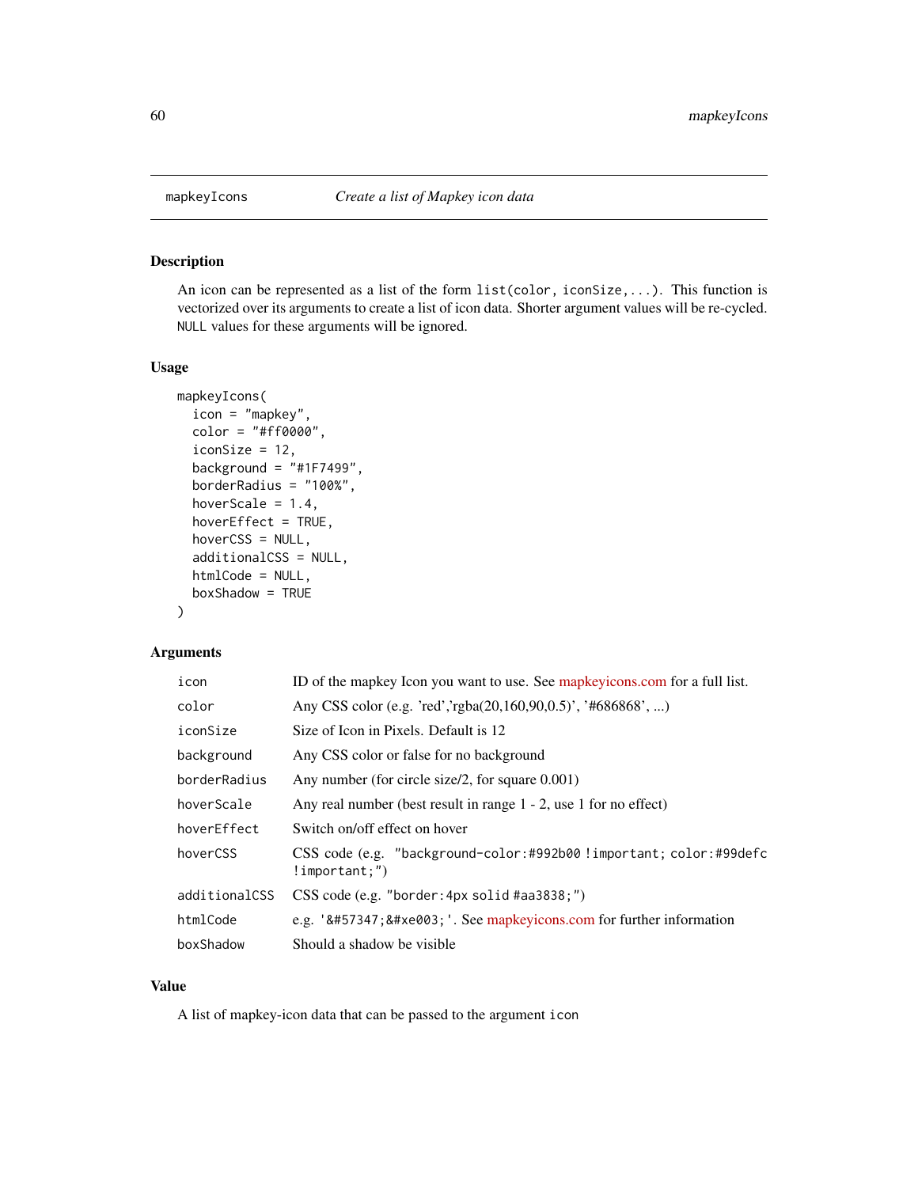mapkeyIcons — *Create a list of Mapkey icon data*

## Description

An icon can be represented as a list of the form `list(color, iconSize,...)`. This function is vectorized over its arguments to create a list of icon data. Shorter argument values will be re-cycled. `NULL` values for these arguments will be ignored.

## Usage

```
mapkeyIcons(
  icon = "mapkey",
  color = "#ff0000",
  iconSize = 12,
  background = "#1F7499",
  borderRadius = "100%",
  hoverScale = 1.4,
  hoverEffect = TRUE,
  hoverCSS = NULL,
  additionalCSS = NULL,
  htmlCode = NULL,
  boxShadow = TRUE
)
```

## Arguments

| Argument | Description |
|---|---|
| `icon` | ID of the mapkey Icon you want to use. See mapkeyicons.com for a full list. |
| `color` | Any CSS color (e.g. 'red','rgba(20,160,90,0.5)', '#686868', ...) |
| `iconSize` | Size of Icon in Pixels. Default is 12 |
| `background` | Any CSS color or false for no background |
| `borderRadius` | Any number (for circle size/2, for square 0.001) |
| `hoverScale` | Any real number (best result in range 1 - 2, use 1 for no effect) |
| `hoverEffect` | Switch on/off effect on hover |
| `hoverCSS` | CSS code (e.g. `"background-color:#992b00 !important; color:#99defc !important;"`) |
| `additionalCSS` | CSS code (e.g. `"border:4px solid #aa3838;"`) |
| `htmlCode` | e.g. `'&#57347;&#xe003;'`. See mapkeyicons.com for further information |
| `boxShadow` | Should a shadow be visible |

## Value

A list of mapkey-icon data that can be passed to the argument `icon`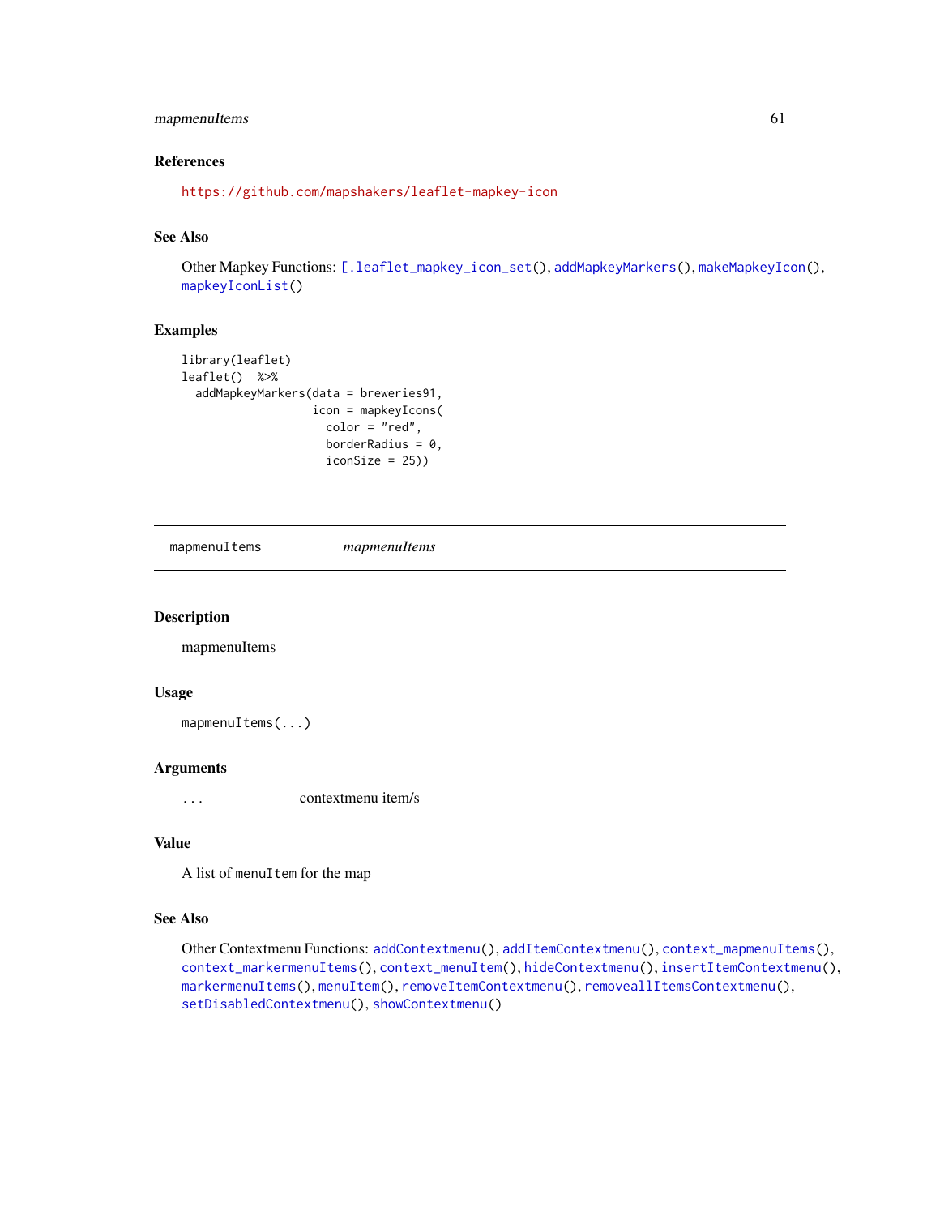### References

https://github.com/mapshakers/leaflet-mapkey-icon

### See Also

Other Mapkey Functions: [.leaflet_mapkey_icon_set(), addMapkeyMarkers(), makeMapkeyIcon(), mapkeyIconList()

### Examples

```
library(leaflet)
leaflet()  %>%
  addMapkeyMarkers(data = breweries91,
                   icon = mapkeyIcons(
                     color = "red",
                     borderRadius = 0,
                     iconSize = 25))
```

---

## mapmenuItems &nbsp;&nbsp;&nbsp;&nbsp; *mapmenuItems*

---

### Description

mapmenuItems

### Usage

```
mapmenuItems(...)
```

### Arguments

| | |
|---|---|
| ... | contextmenu item/s |

### Value

A list of menuItem for the map

### See Also

Other Contextmenu Functions: addContextmenu(), addItemContextmenu(), context_mapmenuItems(), context_markermenuItems(), context_menuItem(), hideContextmenu(), insertItemContextmenu(), markermenuItems(), menuItem(), removeItemContextmenu(), removeallItemsContextmenu(), setDisabledContextmenu(), showContextmenu()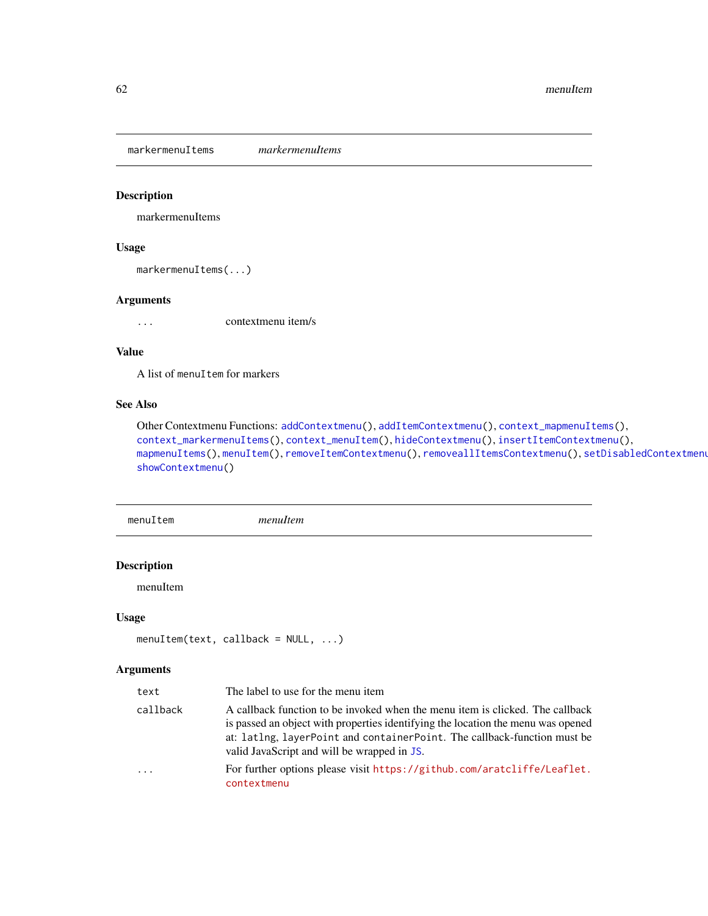## markermenuItems — *markermenuItems*

### Description

markermenuItems

### Usage

```
markermenuItems(...)
```

### Arguments

| | |
|---|---|
| `...` | contextmenu item/s |

### Value

A list of `menuItem` for markers

### See Also

Other Contextmenu Functions: `addContextmenu()`, `addItemContextmenu()`, `context_mapmenuItems()`, `context_markermenuItems()`, `context_menuItem()`, `hideContextmenu()`, `insertItemContextmenu()`, `mapmenuItems()`, `menuItem()`, `removeItemContextmenu()`, `removeallItemsContextmenu()`, `setDisabledContextmenu()`, `showContextmenu()`

## menuItem — *menuItem*

### Description

menuItem

### Usage

```
menuItem(text, callback = NULL, ...)
```

### Arguments

| | |
|---|---|
| `text` | The label to use for the menu item |
| `callback` | A callback function to be invoked when the menu item is clicked. The callback is passed an object with properties identifying the location the menu was opened at: `latlng`, `layerPoint` and `containerPoint`. The callback-function must be valid JavaScript and will be wrapped in `JS`. |
| `...` | For further options please visit https://github.com/aratcliffe/Leaflet.contextmenu |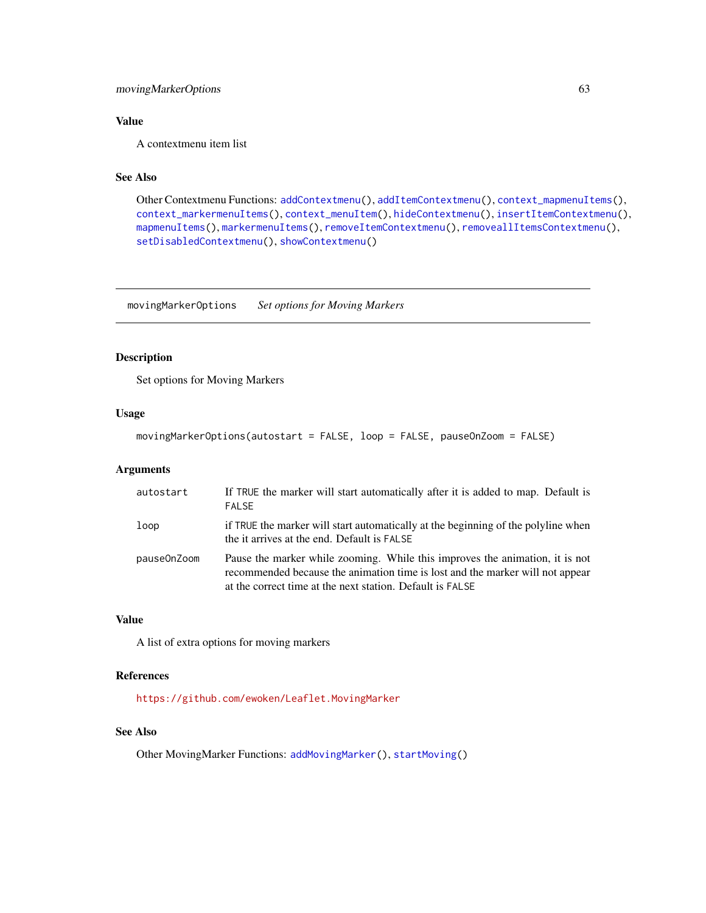### Value

A contextmenu item list

### See Also

Other Contextmenu Functions: `addContextmenu()`, `addItemContextmenu()`, `context_mapmenuItems()`, `context_markermenuItems()`, `context_menuItem()`, `hideContextmenu()`, `insertItemContextmenu()`, `mapmenuItems()`, `markermenuItems()`, `removeItemContextmenu()`, `removeallItemsContextmenu()`, `setDisabledContextmenu()`, `showContextmenu()`

---

## movingMarkerOptions — *Set options for Moving Markers*

---

### Description

Set options for Moving Markers

### Usage

```
movingMarkerOptions(autostart = FALSE, loop = FALSE, pauseOnZoom = FALSE)
```

### Arguments

| | |
|---|---|
| `autostart` | If `TRUE` the marker will start automatically after it is added to map. Default is `FALSE` |
| `loop` | if `TRUE` the marker will start automatically at the beginning of the polyline when the it arrives at the end. Default is `FALSE` |
| `pauseOnZoom` | Pause the marker while zooming. While this improves the animation, it is not recommended because the animation time is lost and the marker will not appear at the correct time at the next station. Default is `FALSE` |

### Value

A list of extra options for moving markers

### References

https://github.com/ewoken/Leaflet.MovingMarker

### See Also

Other MovingMarker Functions: `addMovingMarker()`, `startMoving()`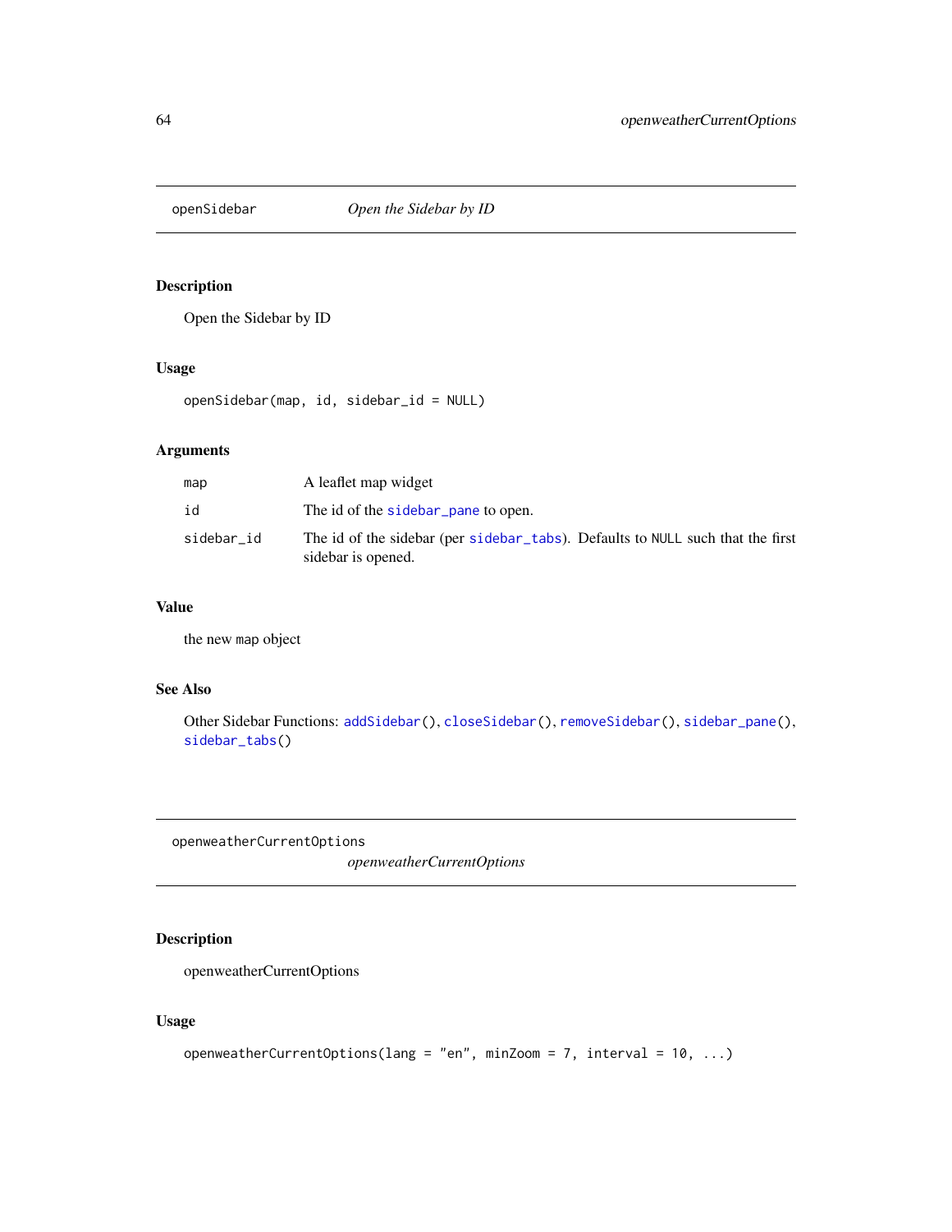## openSidebar — *Open the Sidebar by ID*

### Description

Open the Sidebar by ID

### Usage

```
openSidebar(map, id, sidebar_id = NULL)
```

### Arguments

| | |
|---|---|
| map | A leaflet map widget |
| id | The id of the sidebar_pane to open. |
| sidebar_id | The id of the sidebar (per sidebar_tabs). Defaults to NULL such that the first sidebar is opened. |

### Value

the new map object

### See Also

Other Sidebar Functions: addSidebar(), closeSidebar(), removeSidebar(), sidebar_pane(), sidebar_tabs()

## openweatherCurrentOptions — *openweatherCurrentOptions*

### Description

openweatherCurrentOptions

### Usage

```
openweatherCurrentOptions(lang = "en", minZoom = 7, interval = 10, ...)
```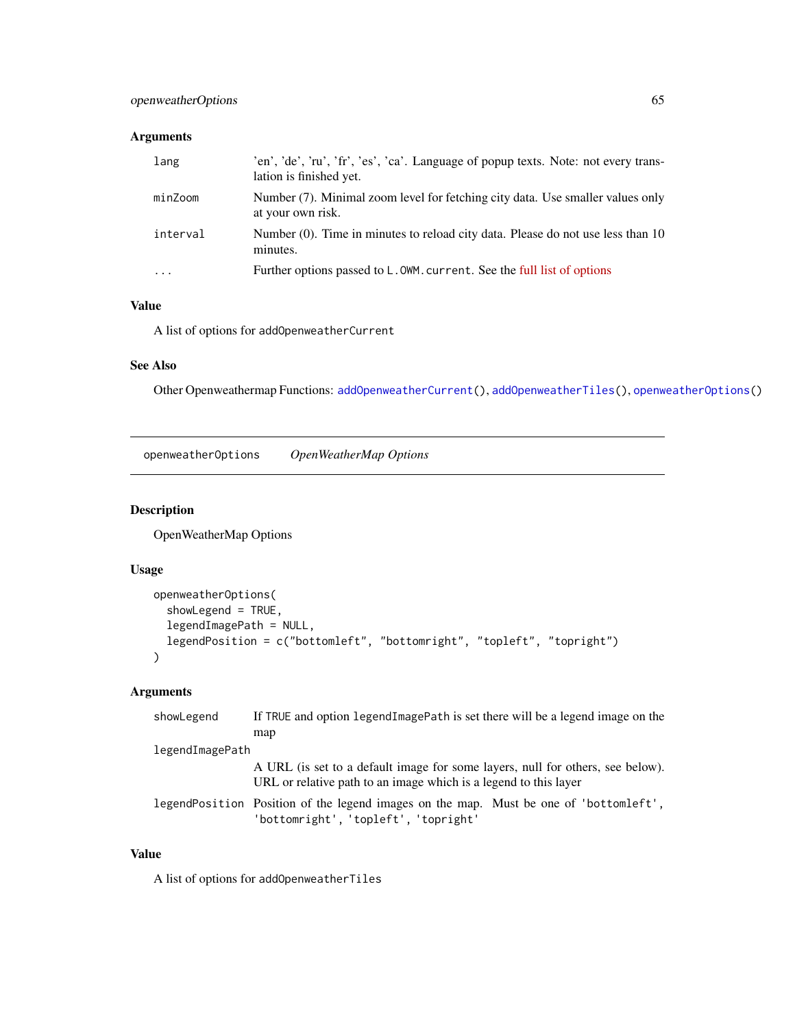### Arguments

| | |
|---|---|
| lang | 'en', 'de', 'ru', 'fr', 'es', 'ca'. Language of popup texts. Note: not every translation is finished yet. |
| minZoom | Number (7). Minimal zoom level for fetching city data. Use smaller values only at your own risk. |
| interval | Number (0). Time in minutes to reload city data. Please do not use less than 10 minutes. |
| ... | Further options passed to `L.OWM.current`. See the full list of options |

### Value

A list of options for `addOpenweatherCurrent`

### See Also

Other Openweathermap Functions: `addOpenweatherCurrent()`, `addOpenweatherTiles()`, `openweatherOptions()`

---

## openweatherOptions — *OpenWeatherMap Options*

### Description

OpenWeatherMap Options

### Usage

```
openweatherOptions(
  showLegend = TRUE,
  legendImagePath = NULL,
  legendPosition = c("bottomleft", "bottomright", "topleft", "topright")
)
```

### Arguments

| | |
|---|---|
| showLegend | If `TRUE` and option `legendImagePath` is set there will be a legend image on the map |
| legendImagePath | A URL (is set to a default image for some layers, null for others, see below). URL or relative path to an image which is a legend to this layer |
| legendPosition | Position of the legend images on the map. Must be one of `'bottomleft'`, `'bottomright'`, `'topleft'`, `'topright'` |

### Value

A list of options for `addOpenweatherTiles`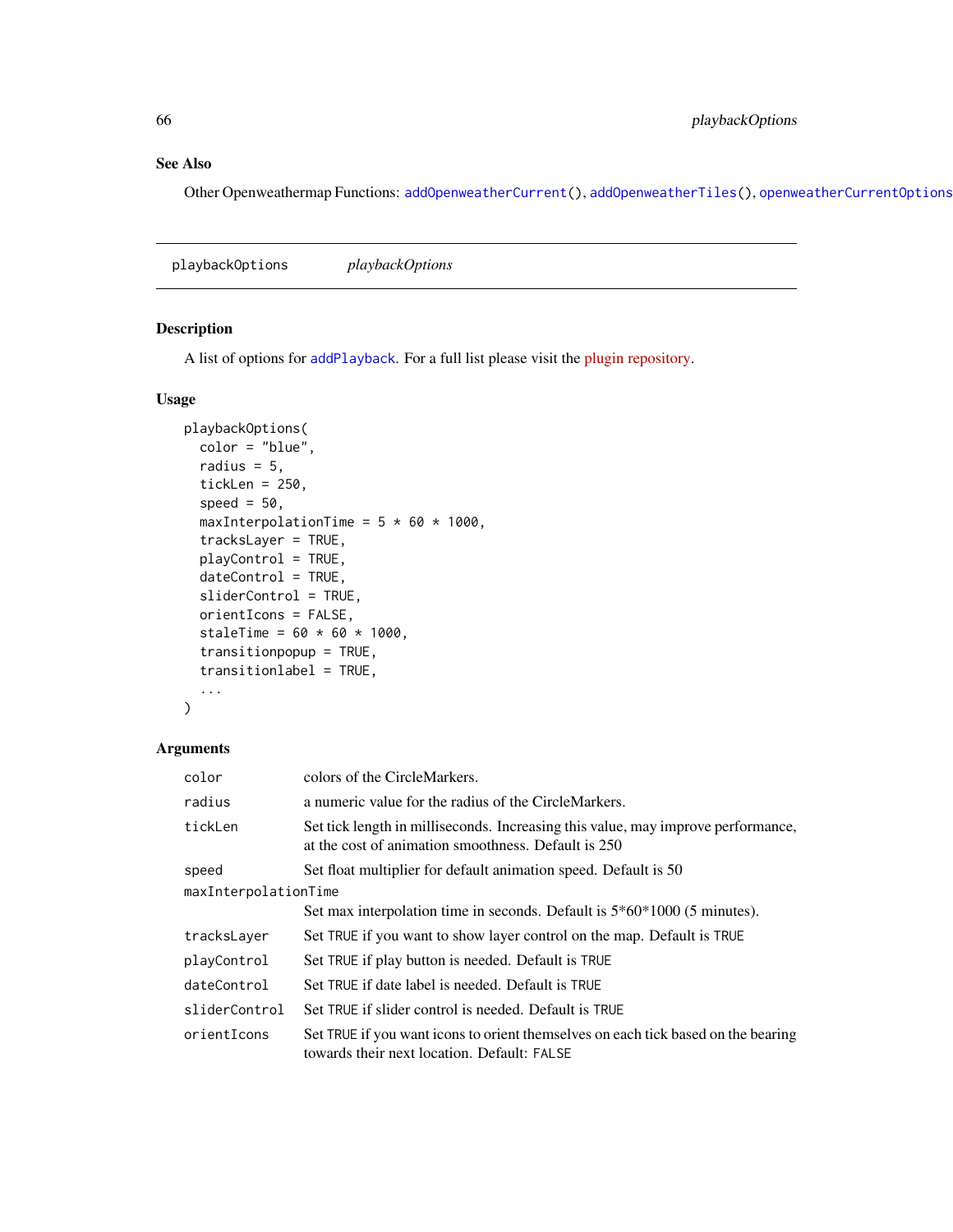## See Also

Other Openweathermap Functions: `addOpenweatherCurrent()`, `addOpenweatherTiles()`, `openweatherCurrentOptions`

---

`playbackOptions` *playbackOptions*

---

## Description

A list of options for `addPlayback`. For a full list please visit the plugin repository.

## Usage

```
playbackOptions(
  color = "blue",
  radius = 5,
  tickLen = 250,
  speed = 50,
  maxInterpolationTime = 5 * 60 * 1000,
  tracksLayer = TRUE,
  playControl = TRUE,
  dateControl = TRUE,
  sliderControl = TRUE,
  orientIcons = FALSE,
  staleTime = 60 * 60 * 1000,
  transitionpopup = TRUE,
  transitionlabel = TRUE,
  ...
)
```

## Arguments

| | |
|---|---|
| `color` | colors of the CircleMarkers. |
| `radius` | a numeric value for the radius of the CircleMarkers. |
| `tickLen` | Set tick length in milliseconds. Increasing this value, may improve performance, at the cost of animation smoothness. Default is 250 |
| `speed` | Set float multiplier for default animation speed. Default is 50 |
| `maxInterpolationTime` | Set max interpolation time in seconds. Default is 5*60*1000 (5 minutes). |
| `tracksLayer` | Set `TRUE` if you want to show layer control on the map. Default is `TRUE` |
| `playControl` | Set `TRUE` if play button is needed. Default is `TRUE` |
| `dateControl` | Set `TRUE` if date label is needed. Default is `TRUE` |
| `sliderControl` | Set `TRUE` if slider control is needed. Default is `TRUE` |
| `orientIcons` | Set `TRUE` if you want icons to orient themselves on each tick based on the bearing towards their next location. Default: `FALSE` |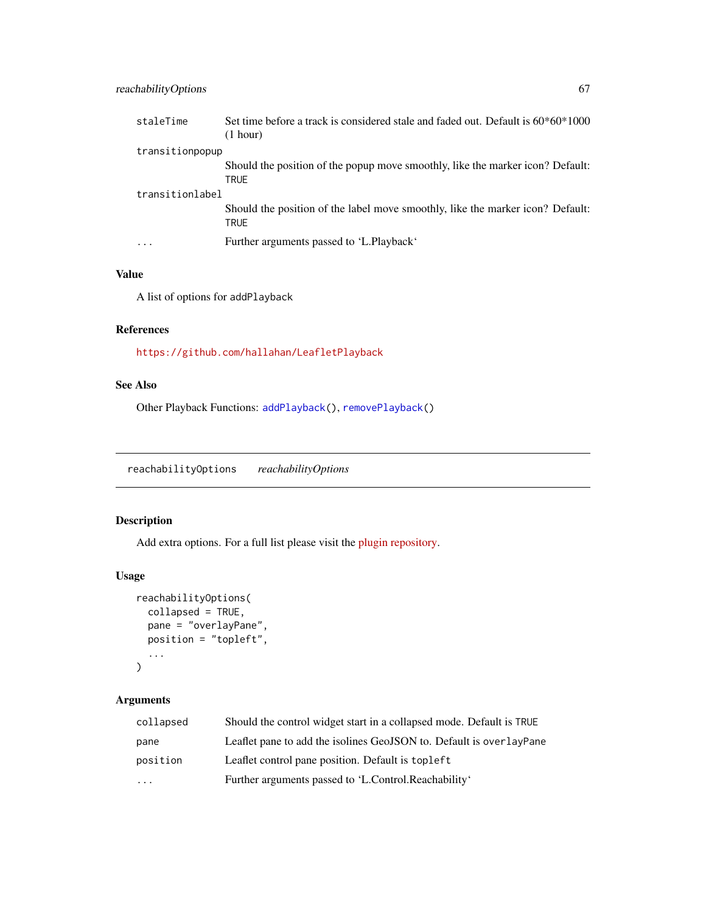| | |
|---|---|
| staleTime | Set time before a track is considered stale and faded out. Default is 60*60*1000 (1 hour) |
| transitionpopup | Should the position of the popup move smoothly, like the marker icon? Default: TRUE |
| transitionlabel | Should the position of the label move smoothly, like the marker icon? Default: TRUE |
| ... | Further arguments passed to 'L.Playback' |

### Value

A list of options for addPlayback

### References

https://github.com/hallahan/LeafletPlayback

### See Also

Other Playback Functions: addPlayback(), removePlayback()

---

## reachabilityOptions *reachabilityOptions*

### Description

Add extra options. For a full list please visit the plugin repository.

### Usage

```
reachabilityOptions(
  collapsed = TRUE,
  pane = "overlayPane",
  position = "topleft",
  ...
)
```

### Arguments

| | |
|---|---|
| collapsed | Should the control widget start in a collapsed mode. Default is TRUE |
| pane | Leaflet pane to add the isolines GeoJSON to. Default is overlayPane |
| position | Leaflet control pane position. Default is topleft |
| ... | Further arguments passed to 'L.Control.Reachability' |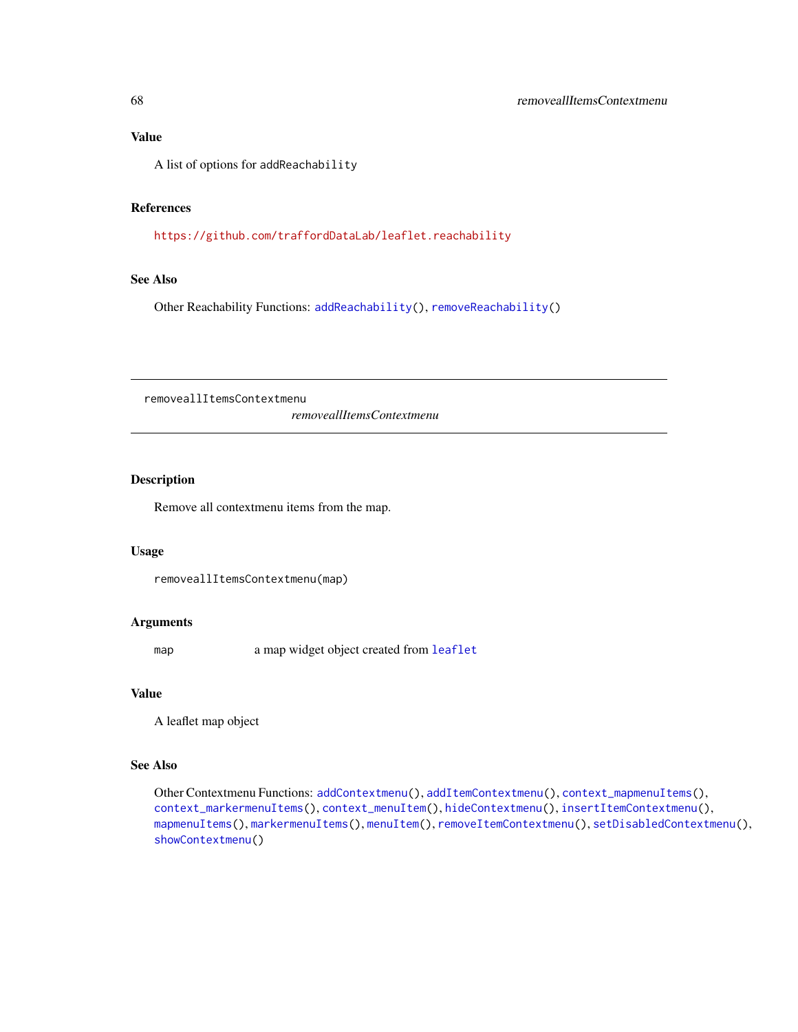### Value

A list of options for `addReachability`

### References

https://github.com/traffordDataLab/leaflet.reachability

### See Also

Other Reachability Functions: `addReachability()`, `removeReachability()`

---

## removeallItemsContextmenu

*removeallItemsContextmenu*

---

### Description

Remove all contextmenu items from the map.

### Usage

```
removeallItemsContextmenu(map)
```

### Arguments

| | |
|---|---|
| `map` | a map widget object created from `leaflet` |

### Value

A leaflet map object

### See Also

Other Contextmenu Functions: `addContextmenu()`, `addItemContextmenu()`, `context_mapmenuItems()`, `context_markermenuItems()`, `context_menuItem()`, `hideContextmenu()`, `insertItemContextmenu()`, `mapmenuItems()`, `markermenuItems()`, `menuItem()`, `removeItemContextmenu()`, `setDisabledContextmenu()`, `showContextmenu()`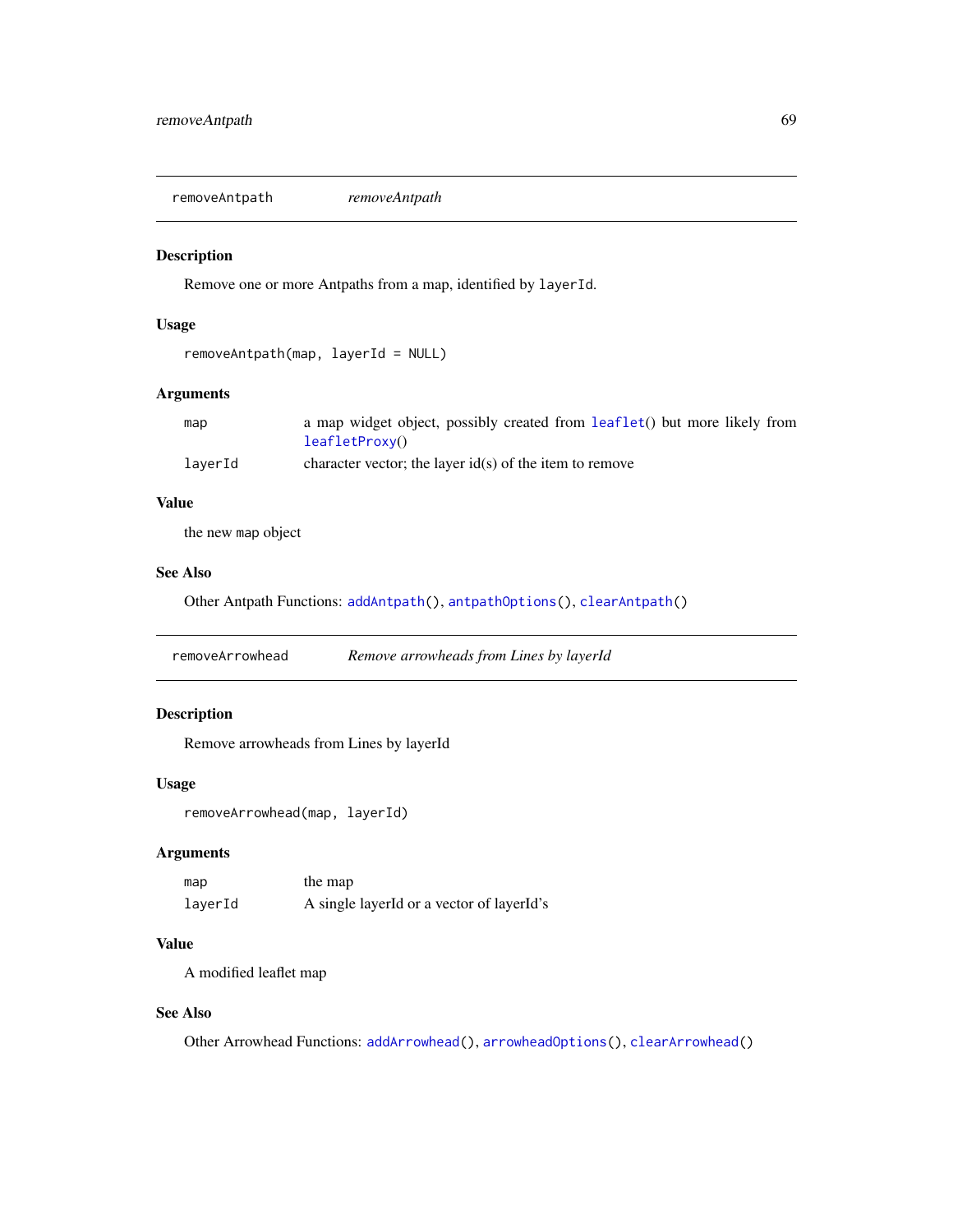## removeAntpath — *removeAntpath*

### Description

Remove one or more Antpaths from a map, identified by `layerId`.

### Usage

```
removeAntpath(map, layerId = NULL)
```

### Arguments

| | |
|---|---|
| `map` | a map widget object, possibly created from `leaflet()` but more likely from `leafletProxy()` |
| `layerId` | character vector; the layer id(s) of the item to remove |

### Value

the new `map` object

### See Also

Other Antpath Functions: `addAntpath()`, `antpathOptions()`, `clearAntpath()`

## removeArrowhead — *Remove arrowheads from Lines by layerId*

### Description

Remove arrowheads from Lines by layerId

### Usage

```
removeArrowhead(map, layerId)
```

### Arguments

| | |
|---|---|
| `map` | the map |
| `layerId` | A single layerId or a vector of layerId's |

### Value

A modified leaflet map

### See Also

Other Arrowhead Functions: `addArrowhead()`, `arrowheadOptions()`, `clearArrowhead()`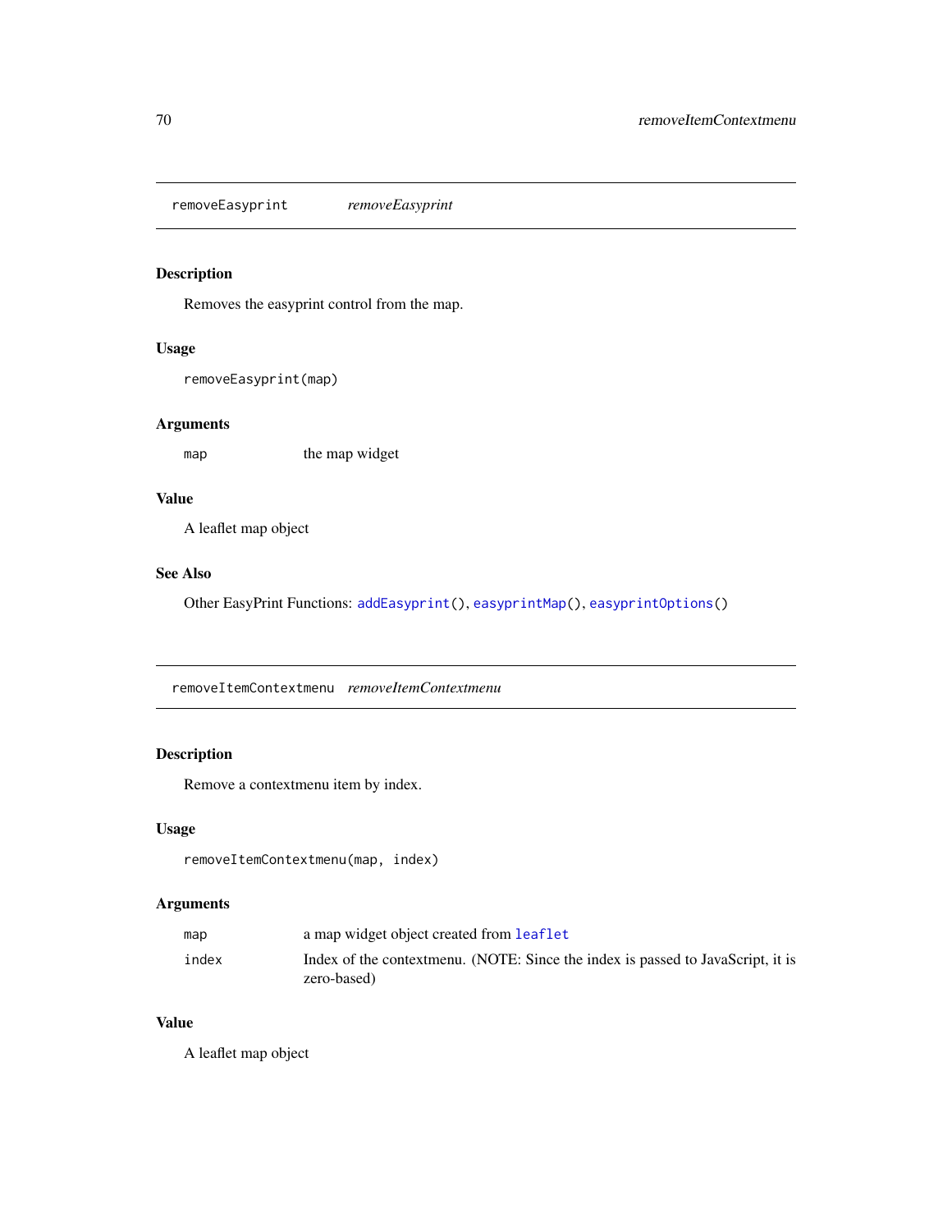## removeEasyprint *removeEasyprint*

### Description

Removes the easyprint control from the map.

### Usage

```
removeEasyprint(map)
```

### Arguments

| | |
|---|---|
| map | the map widget |

### Value

A leaflet map object

### See Also

Other EasyPrint Functions: `addEasyprint()`, `easyprintMap()`, `easyprintOptions()`

## removeItemContextmenu *removeItemContextmenu*

### Description

Remove a contextmenu item by index.

### Usage

```
removeItemContextmenu(map, index)
```

### Arguments

| | |
|---|---|
| map | a map widget object created from `leaflet` |
| index | Index of the contextmenu. (NOTE: Since the index is passed to JavaScript, it is zero-based) |

### Value

A leaflet map object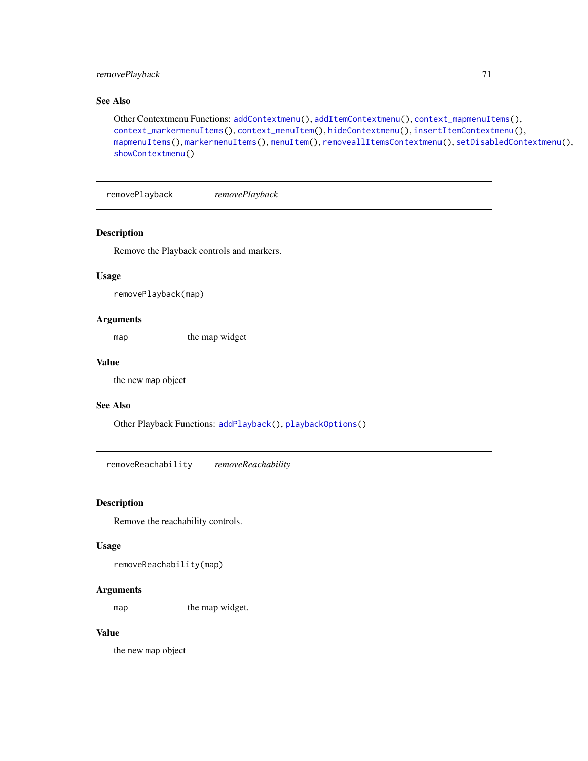### See Also

Other Contextmenu Functions: `addContextmenu()`, `addItemContextmenu()`, `context_mapmenuItems()`, `context_markermenuItems()`, `context_menuItem()`, `hideContextmenu()`, `insertItemContextmenu()`, `mapmenuItems()`, `markermenuItems()`, `menuItem()`, `removeallItemsContextmenu()`, `setDisabledContextmenu()`, `showContextmenu()`

---

## removePlayback *removePlayback*

### Description

Remove the Playback controls and markers.

### Usage

```
removePlayback(map)
```

### Arguments

| | |
|---|---|
| map | the map widget |

### Value

the new map object

### See Also

Other Playback Functions: `addPlayback()`, `playbackOptions()`

---

## removeReachability *removeReachability*

### Description

Remove the reachability controls.

### Usage

```
removeReachability(map)
```

### Arguments

| | |
|---|---|
| map | the map widget. |

### Value

the new map object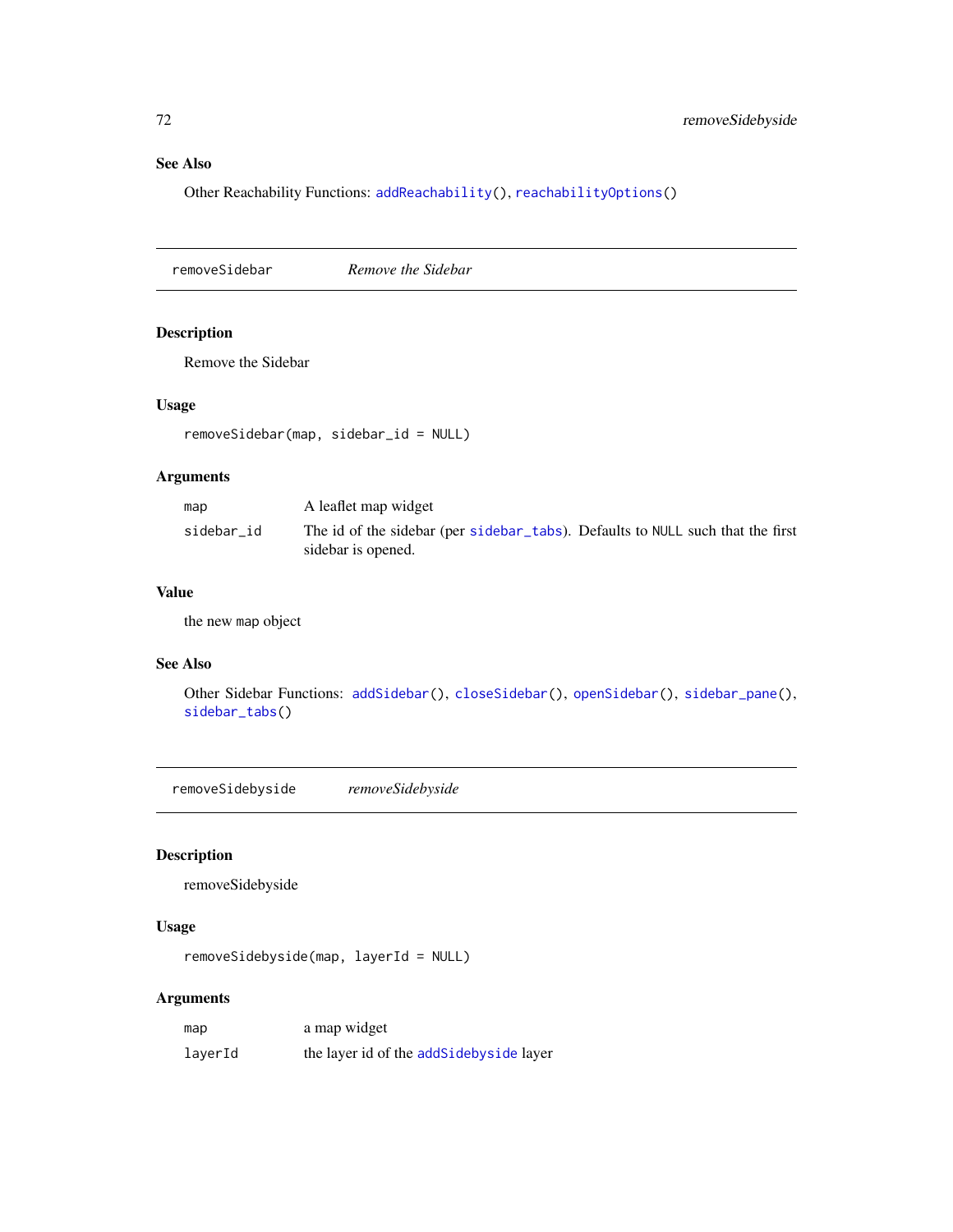### See Also

Other Reachability Functions: `addReachability()`, `reachabilityOptions()`

---

## removeSidebar — *Remove the Sidebar*

### Description

Remove the Sidebar

### Usage

```
removeSidebar(map, sidebar_id = NULL)
```

### Arguments

| | |
|---|---|
| `map` | A leaflet map widget |
| `sidebar_id` | The id of the sidebar (per `sidebar_tabs`). Defaults to `NULL` such that the first sidebar is opened. |

### Value

the new `map` object

### See Also

Other Sidebar Functions: `addSidebar()`, `closeSidebar()`, `openSidebar()`, `sidebar_pane()`, `sidebar_tabs()`

---

## removeSidebyside — *removeSidebyside*

### Description

removeSidebyside

### Usage

```
removeSidebyside(map, layerId = NULL)
```

### Arguments

| | |
|---|---|
| `map` | a map widget |
| `layerId` | the layer id of the `addSidebyside` layer |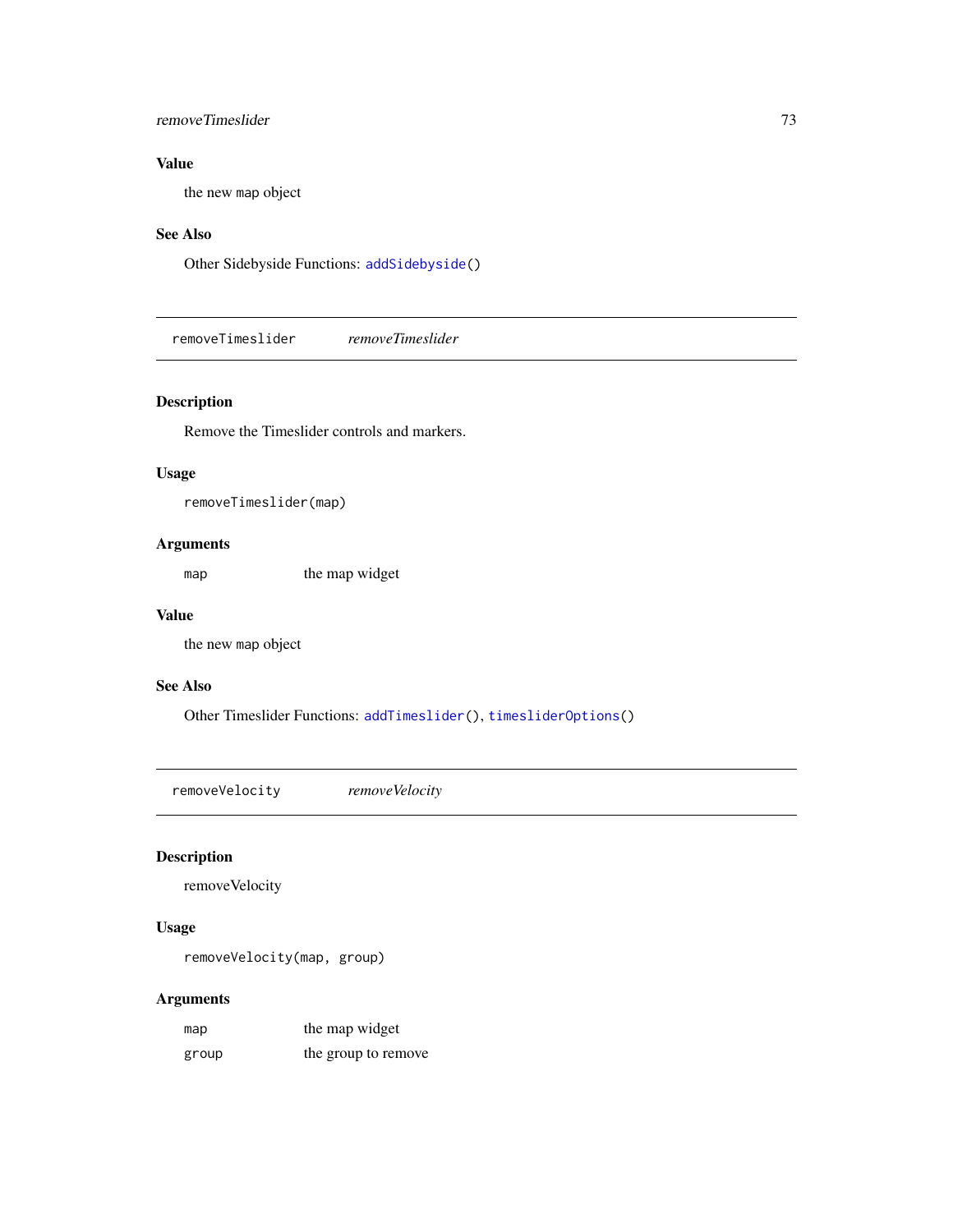## Value

the new map object

## See Also

Other Sidebyside Functions: `addSidebyside()`

---

# removeTimeslider *removeTimeslider*

## Description

Remove the Timeslider controls and markers.

## Usage

```
removeTimeslider(map)
```

## Arguments

| | |
|---|---|
| `map` | the map widget |

## Value

the new map object

## See Also

Other Timeslider Functions: `addTimeslider()`, `timesliderOptions()`

---

# removeVelocity *removeVelocity*

## Description

removeVelocity

## Usage

```
removeVelocity(map, group)
```

## Arguments

| | |
|---|---|
| `map` | the map widget |
| `group` | the group to remove |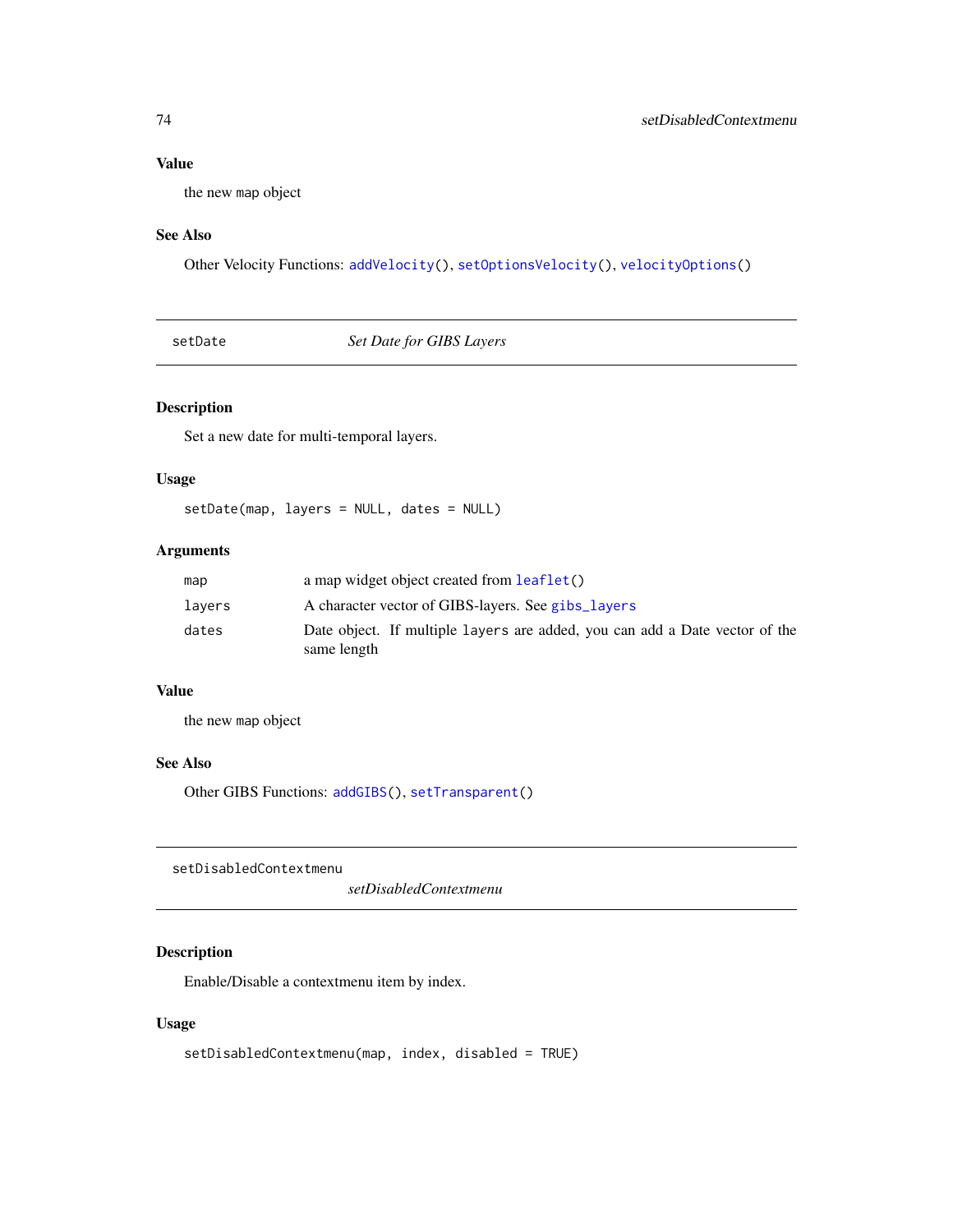### Value

the new map object

### See Also

Other Velocity Functions: `addVelocity()`, `setOptionsVelocity()`, `velocityOptions()`

---

## setDate — *Set Date for GIBS Layers*

### Description

Set a new date for multi-temporal layers.

### Usage

```
setDate(map, layers = NULL, dates = NULL)
```

### Arguments

| | |
|---|---|
| `map` | a map widget object created from `leaflet()` |
| `layers` | A character vector of GIBS-layers. See `gibs_layers` |
| `dates` | Date object. If multiple `layers` are added, you can add a Date vector of the same length |

### Value

the new `map` object

### See Also

Other GIBS Functions: `addGIBS()`, `setTransparent()`

---

## setDisabledContextmenu — *setDisabledContextmenu*

### Description

Enable/Disable a contextmenu item by index.

### Usage

```
setDisabledContextmenu(map, index, disabled = TRUE)
```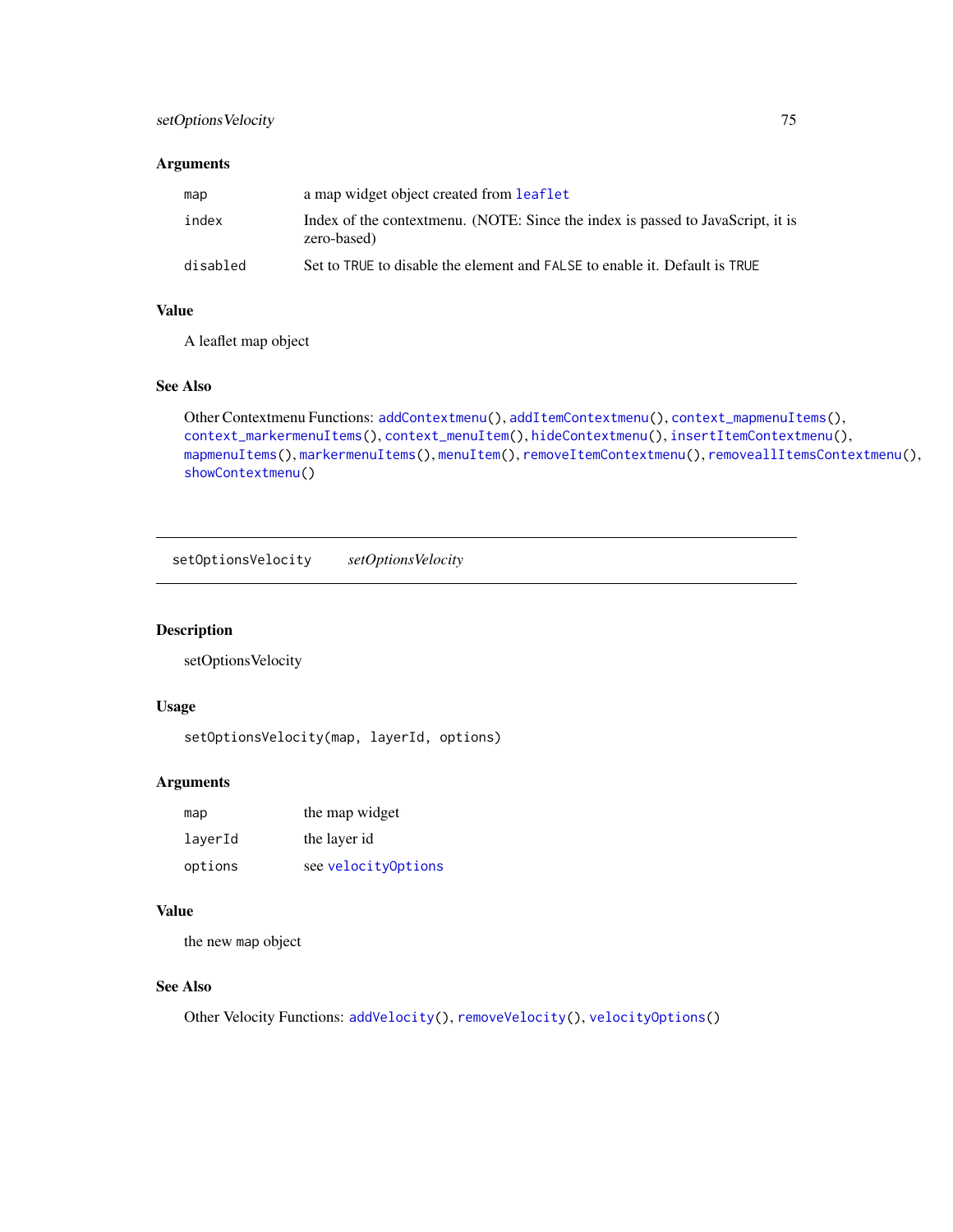### Arguments

| | |
|---|---|
| map | a map widget object created from leaflet |
| index | Index of the contextmenu. (NOTE: Since the index is passed to JavaScript, it is zero-based) |
| disabled | Set to TRUE to disable the element and FALSE to enable it. Default is TRUE |

### Value

A leaflet map object

### See Also

Other Contextmenu Functions: addContextmenu(), addItemContextmenu(), context_mapmenuItems(), context_markermenuItems(), context_menuItem(), hideContextmenu(), insertItemContextmenu(), mapmenuItems(), markermenuItems(), menuItem(), removeItemContextmenu(), removeallItemsContextmenu(), showContextmenu()

---

## setOptionsVelocity *setOptionsVelocity*

---

### Description

setOptionsVelocity

### Usage

```
setOptionsVelocity(map, layerId, options)
```

### Arguments

| | |
|---|---|
| map | the map widget |
| layerId | the layer id |
| options | see velocityOptions |

### Value

the new map object

### See Also

Other Velocity Functions: addVelocity(), removeVelocity(), velocityOptions()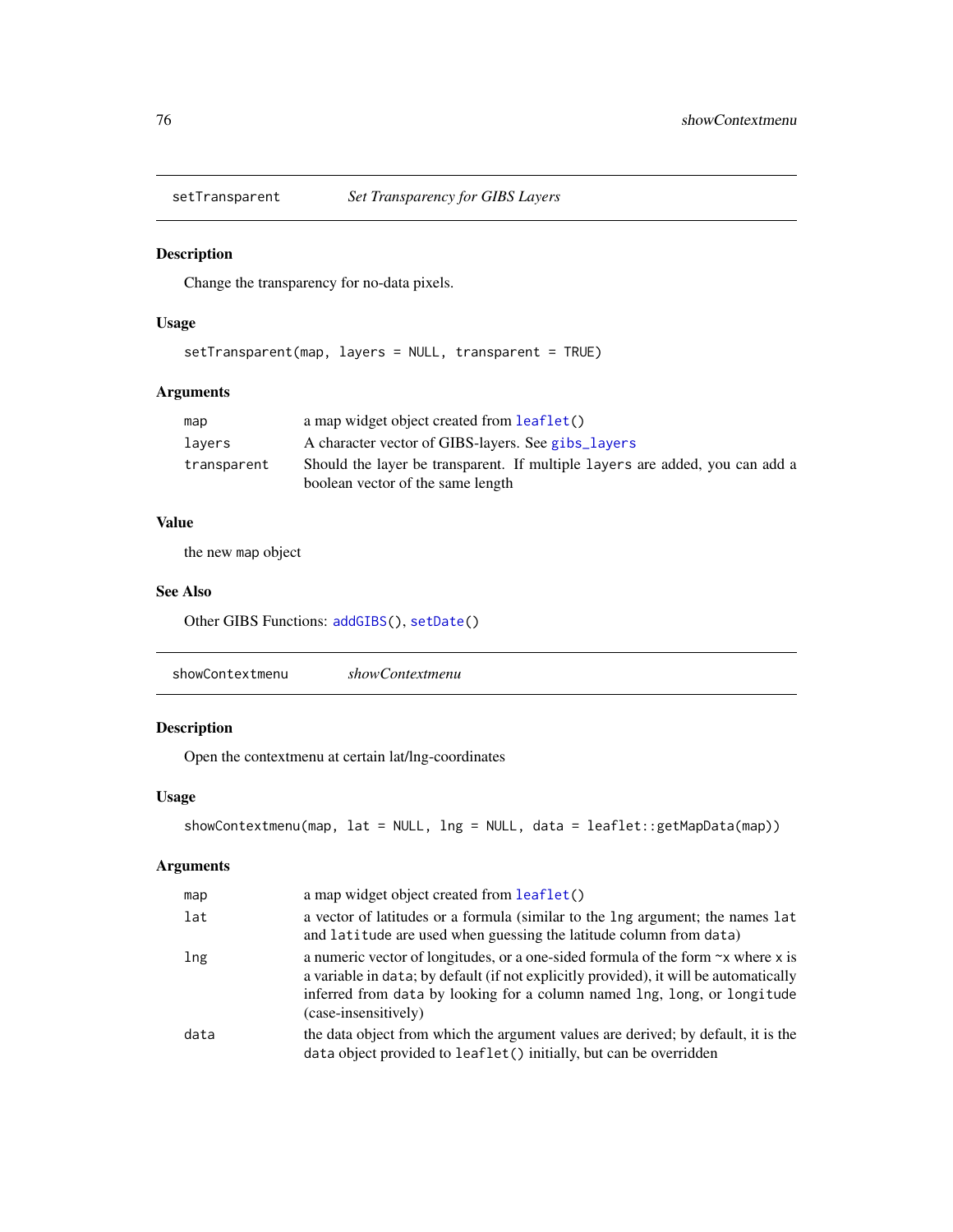## setTransparent — *Set Transparency for GIBS Layers*

### Description

Change the transparency for no-data pixels.

### Usage

```
setTransparent(map, layers = NULL, transparent = TRUE)
```

### Arguments

| | |
|---|---|
| `map` | a map widget object created from `leaflet()` |
| `layers` | A character vector of GIBS-layers. See `gibs_layers` |
| `transparent` | Should the layer be transparent. If multiple `layers` are added, you can add a boolean vector of the same length |

### Value

the new `map` object

### See Also

Other GIBS Functions: `addGIBS()`, `setDate()`

## showContextmenu — *showContextmenu*

### Description

Open the contextmenu at certain lat/lng-coordinates

### Usage

```
showContextmenu(map, lat = NULL, lng = NULL, data = leaflet::getMapData(map))
```

### Arguments

| | |
|---|---|
| `map` | a map widget object created from `leaflet()` |
| `lat` | a vector of latitudes or a formula (similar to the `lng` argument; the names `lat` and `latitude` are used when guessing the latitude column from `data`) |
| `lng` | a numeric vector of longitudes, or a one-sided formula of the form `~x` where `x` is a variable in `data`; by default (if not explicitly provided), it will be automatically inferred from `data` by looking for a column named `lng`, `long`, or `longitude` (case-insensitively) |
| `data` | the data object from which the argument values are derived; by default, it is the `data` object provided to `leaflet()` initially, but can be overridden |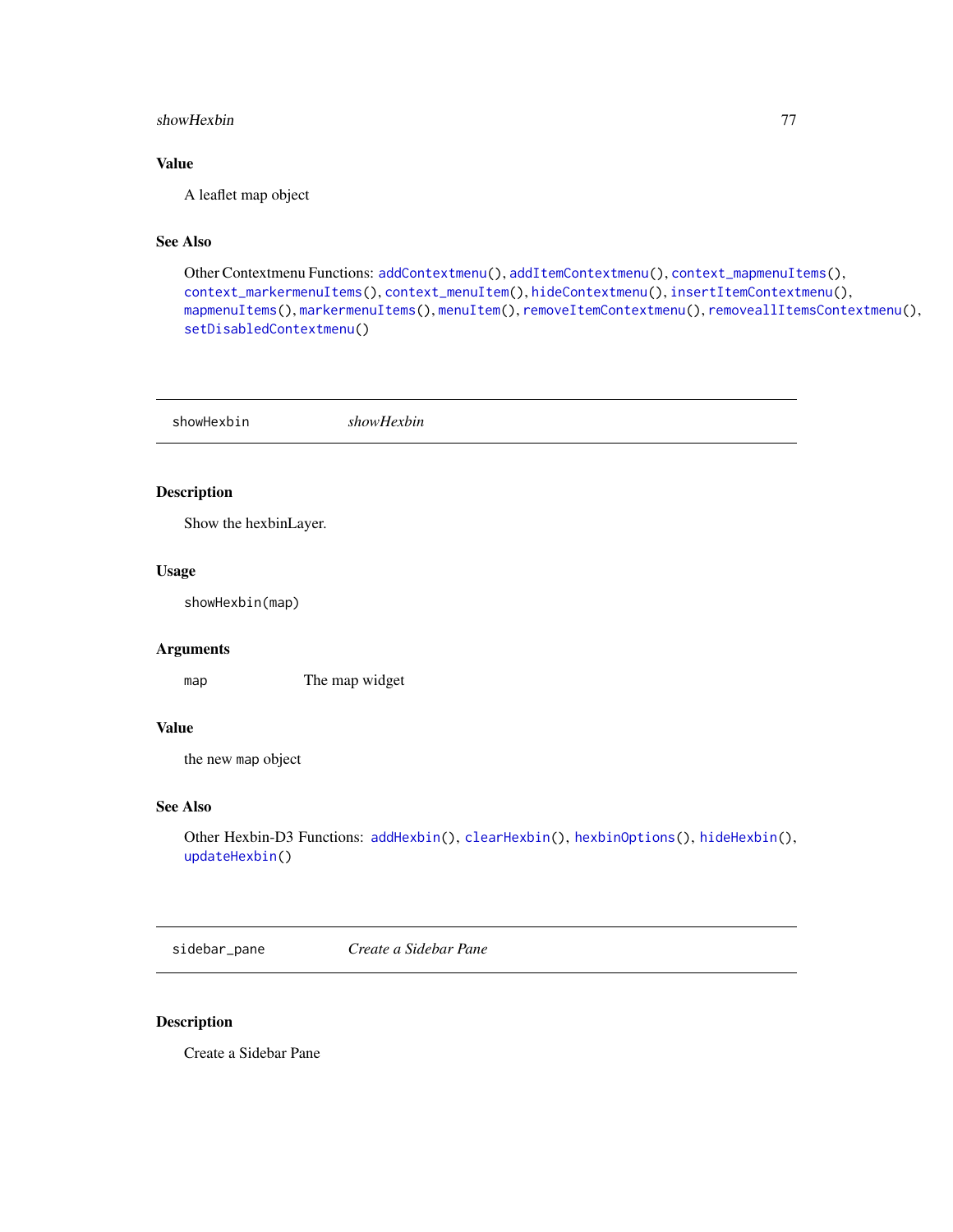## Value

A leaflet map object

## See Also

Other Contextmenu Functions: `addContextmenu()`, `addItemContextmenu()`, `context_mapmenuItems()`, `context_markermenuItems()`, `context_menuItem()`, `hideContextmenu()`, `insertItemContextmenu()`, `mapmenuItems()`, `markermenuItems()`, `menuItem()`, `removeItemContextmenu()`, `removeallItemsContextmenu()`, `setDisabledContextmenu()`

---

# showHexbin — *showHexbin*

---

## Description

Show the hexbinLayer.

## Usage

```
showHexbin(map)
```

## Arguments

| | |
|---|---|
| map | The map widget |

## Value

the new `map` object

## See Also

Other Hexbin-D3 Functions: `addHexbin()`, `clearHexbin()`, `hexbinOptions()`, `hideHexbin()`, `updateHexbin()`

---

# sidebar_pane — *Create a Sidebar Pane*

---

## Description

Create a Sidebar Pane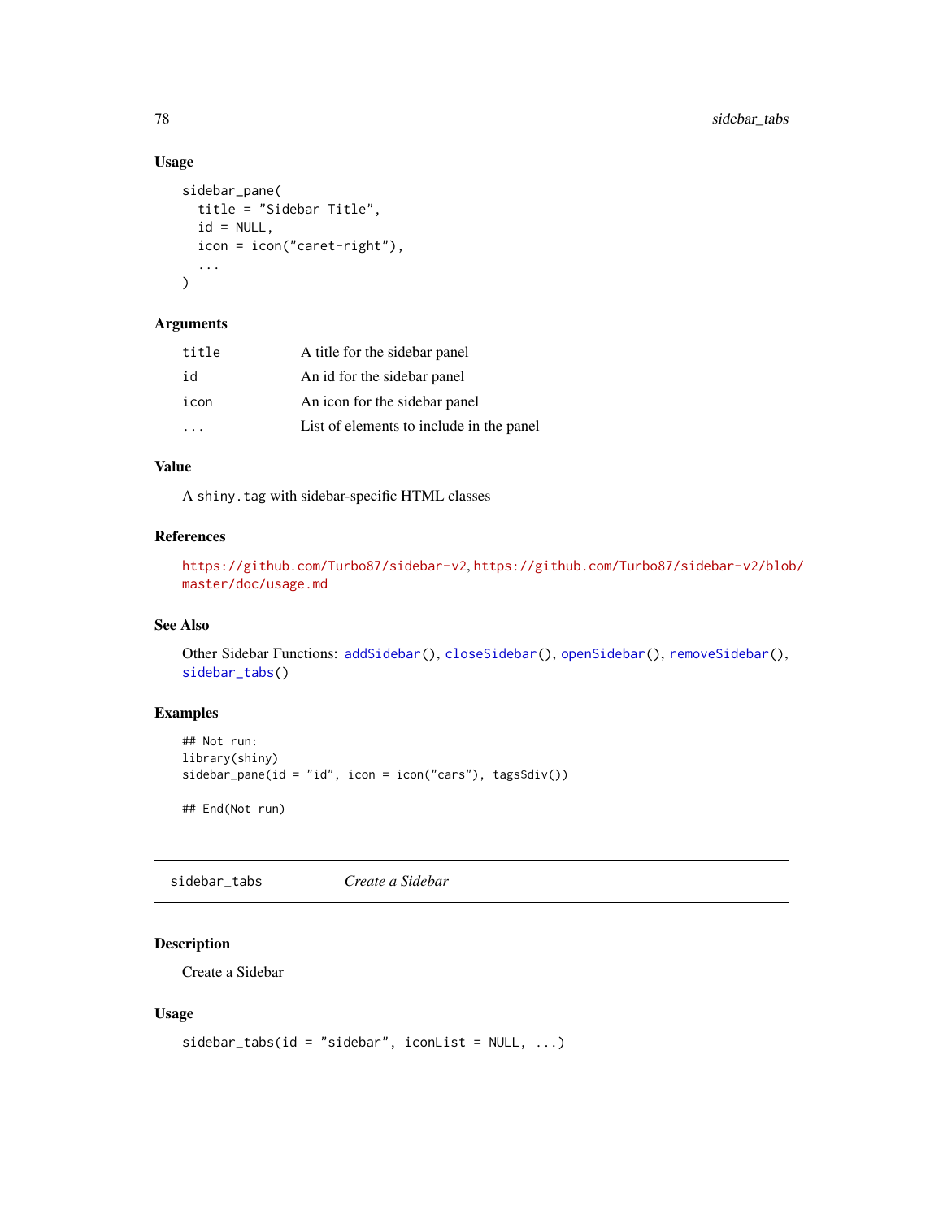### Usage

```
sidebar_pane(
  title = "Sidebar Title",
  id = NULL,
  icon = icon("caret-right"),
  ...
)
```

### Arguments

| | |
|---|---|
| `title` | A title for the sidebar panel |
| `id` | An id for the sidebar panel |
| `icon` | An icon for the sidebar panel |
| `...` | List of elements to include in the panel |

### Value

A `shiny.tag` with sidebar-specific HTML classes

### References

https://github.com/Turbo87/sidebar-v2, https://github.com/Turbo87/sidebar-v2/blob/master/doc/usage.md

### See Also

Other Sidebar Functions: `addSidebar()`, `closeSidebar()`, `openSidebar()`, `removeSidebar()`, `sidebar_tabs()`

### Examples

```
## Not run:
library(shiny)
sidebar_pane(id = "id", icon = icon("cars"), tags$div())

## End(Not run)
```

---

## sidebar_tabs *Create a Sidebar*

### Description

Create a Sidebar

### Usage

```
sidebar_tabs(id = "sidebar", iconList = NULL, ...)
```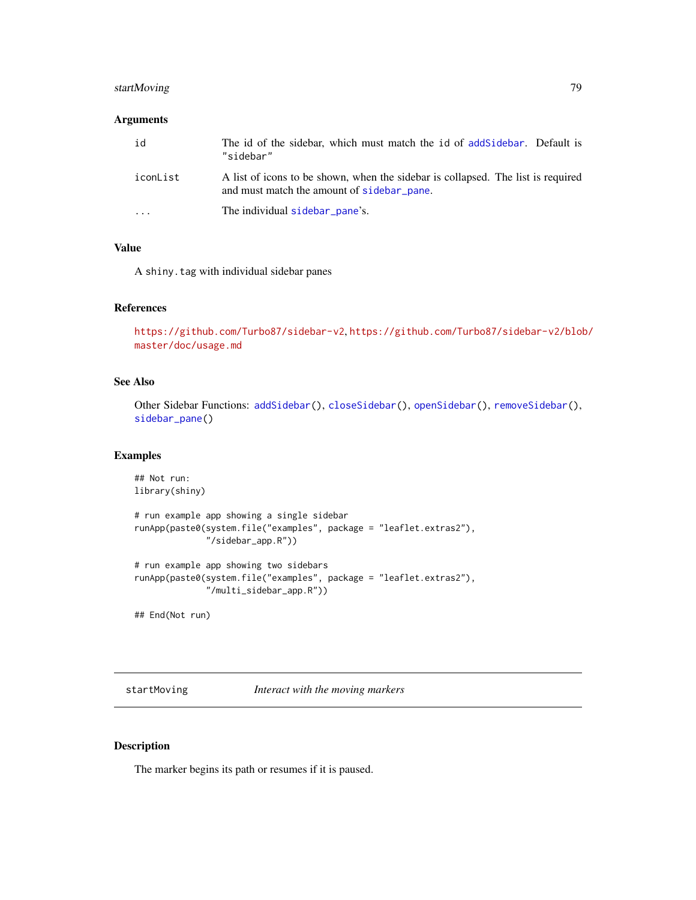### Arguments

| | |
|---|---|
| id | The id of the sidebar, which must match the id of addSidebar. Default is "sidebar" |
| iconList | A list of icons to be shown, when the sidebar is collapsed. The list is required and must match the amount of sidebar_pane. |
| ... | The individual sidebar_pane's. |

### Value

A shiny.tag with individual sidebar panes

### References

https://github.com/Turbo87/sidebar-v2, https://github.com/Turbo87/sidebar-v2/blob/master/doc/usage.md

### See Also

Other Sidebar Functions: addSidebar(), closeSidebar(), openSidebar(), removeSidebar(), sidebar_pane()

### Examples

```
## Not run:
library(shiny)

# run example app showing a single sidebar
runApp(paste0(system.file("examples", package = "leaflet.extras2"),
              "/sidebar_app.R"))

# run example app showing two sidebars
runApp(paste0(system.file("examples", package = "leaflet.extras2"),
              "/multi_sidebar_app.R"))

## End(Not run)
```

## startMoving *Interact with the moving markers*

### Description

The marker begins its path or resumes if it is paused.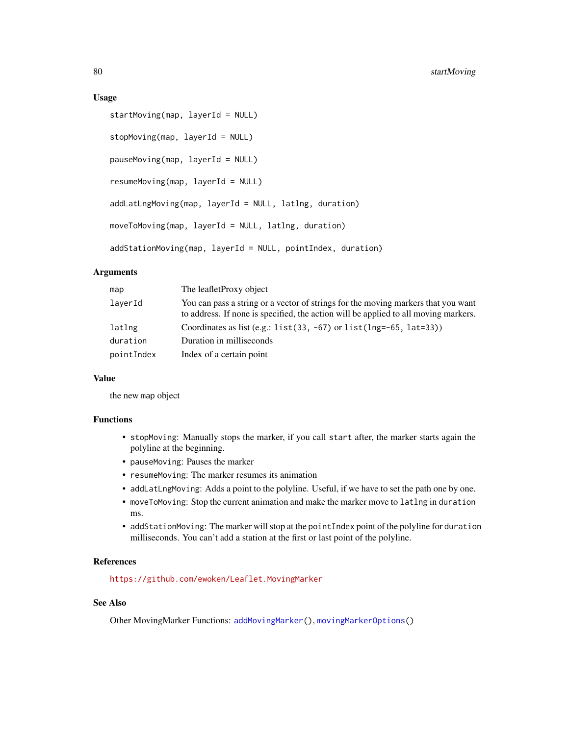### Usage

```
startMoving(map, layerId = NULL)

stopMoving(map, layerId = NULL)

pauseMoving(map, layerId = NULL)

resumeMoving(map, layerId = NULL)

addLatLngMoving(map, layerId = NULL, latlng, duration)

moveToMoving(map, layerId = NULL, latlng, duration)

addStationMoving(map, layerId = NULL, pointIndex, duration)
```

### Arguments

| | |
|---|---|
| `map` | The leafletProxy object |
| `layerId` | You can pass a string or a vector of strings for the moving markers that you want to address. If none is specified, the action will be applied to all moving markers. |
| `latlng` | Coordinates as list (e.g.: `list(33, -67)` or `list(lng=-65, lat=33)`) |
| `duration` | Duration in milliseconds |
| `pointIndex` | Index of a certain point |

### Value

the new `map` object

### Functions

- `stopMoving`: Manually stops the marker, if you call `start` after, the marker starts again the polyline at the beginning.
- `pauseMoving`: Pauses the marker
- `resumeMoving`: The marker resumes its animation
- `addLatLngMoving`: Adds a point to the polyline. Useful, if we have to set the path one by one.
- `moveToMoving`: Stop the current animation and make the marker move to `latlng` in `duration` ms.
- `addStationMoving`: The marker will stop at the `pointIndex` point of the polyline for `duration` milliseconds. You can't add a station at the first or last point of the polyline.

### References

https://github.com/ewoken/Leaflet.MovingMarker

### See Also

Other MovingMarker Functions: `addMovingMarker()`, `movingMarkerOptions()`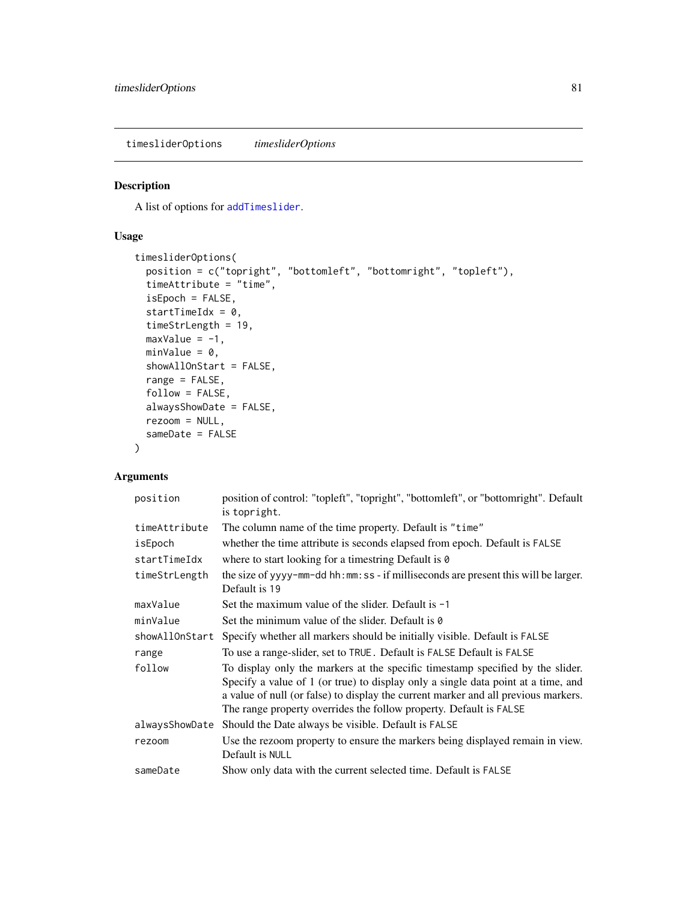## timesliderOptions *timesliderOptions*

### Description

A list of options for `addTimeslider`.

### Usage

```
timesliderOptions(
  position = c("topright", "bottomleft", "bottomright", "topleft"),
  timeAttribute = "time",
  isEpoch = FALSE,
  startTimeIdx = 0,
  timeStrLength = 19,
  maxValue = -1,
  minValue = 0,
  showAllOnStart = FALSE,
  range = FALSE,
  follow = FALSE,
  alwaysShowDate = FALSE,
  rezoom = NULL,
  sameDate = FALSE
)
```

### Arguments

| | |
|---|---|
| `position` | position of control: "topleft", "topright", "bottomleft", or "bottomright". Default is `topright`. |
| `timeAttribute` | The column name of the time property. Default is `"time"` |
| `isEpoch` | whether the time attribute is seconds elapsed from epoch. Default is `FALSE` |
| `startTimeIdx` | where to start looking for a timestring Default is `0` |
| `timeStrLength` | the size of `yyyy-mm-dd hh:mm:ss` - if milliseconds are present this will be larger. Default is `19` |
| `maxValue` | Set the maximum value of the slider. Default is `-1` |
| `minValue` | Set the minimum value of the slider. Default is `0` |
| `showAllOnStart` | Specify whether all markers should be initially visible. Default is `FALSE` |
| `range` | To use a range-slider, set to `TRUE`. Default is `FALSE` Default is `FALSE` |
| `follow` | To display only the markers at the specific timestamp specified by the slider. Specify a value of 1 (or true) to display only a single data point at a time, and a value of null (or false) to display the current marker and all previous markers. The range property overrides the follow property. Default is `FALSE` |
| `alwaysShowDate` | Should the Date always be visible. Default is `FALSE` |
| `rezoom` | Use the rezoom property to ensure the markers being displayed remain in view. Default is `NULL` |
| `sameDate` | Show only data with the current selected time. Default is `FALSE` |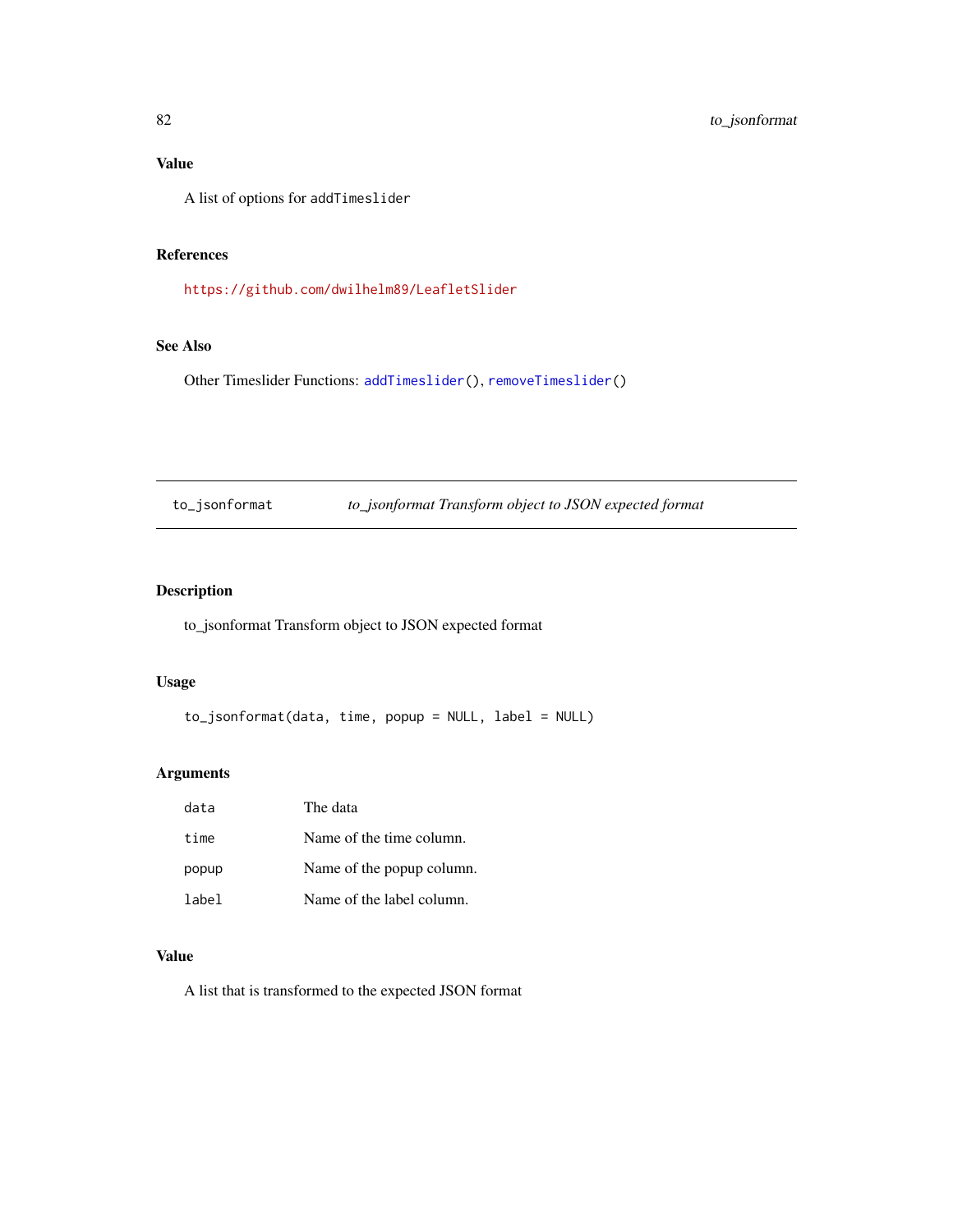### Value

A list of options for `addTimeslider`

### References

https://github.com/dwilhelm89/LeafletSlider

### See Also

Other Timeslider Functions: `addTimeslider()`, `removeTimeslider()`

---

## to_jsonformat *to_jsonformat Transform object to JSON expected format*

---

### Description

to_jsonformat Transform object to JSON expected format

### Usage

```
to_jsonformat(data, time, popup = NULL, label = NULL)
```

### Arguments

| | |
|---|---|
| `data` | The data |
| `time` | Name of the time column. |
| `popup` | Name of the popup column. |
| `label` | Name of the label column. |

### Value

A list that is transformed to the expected JSON format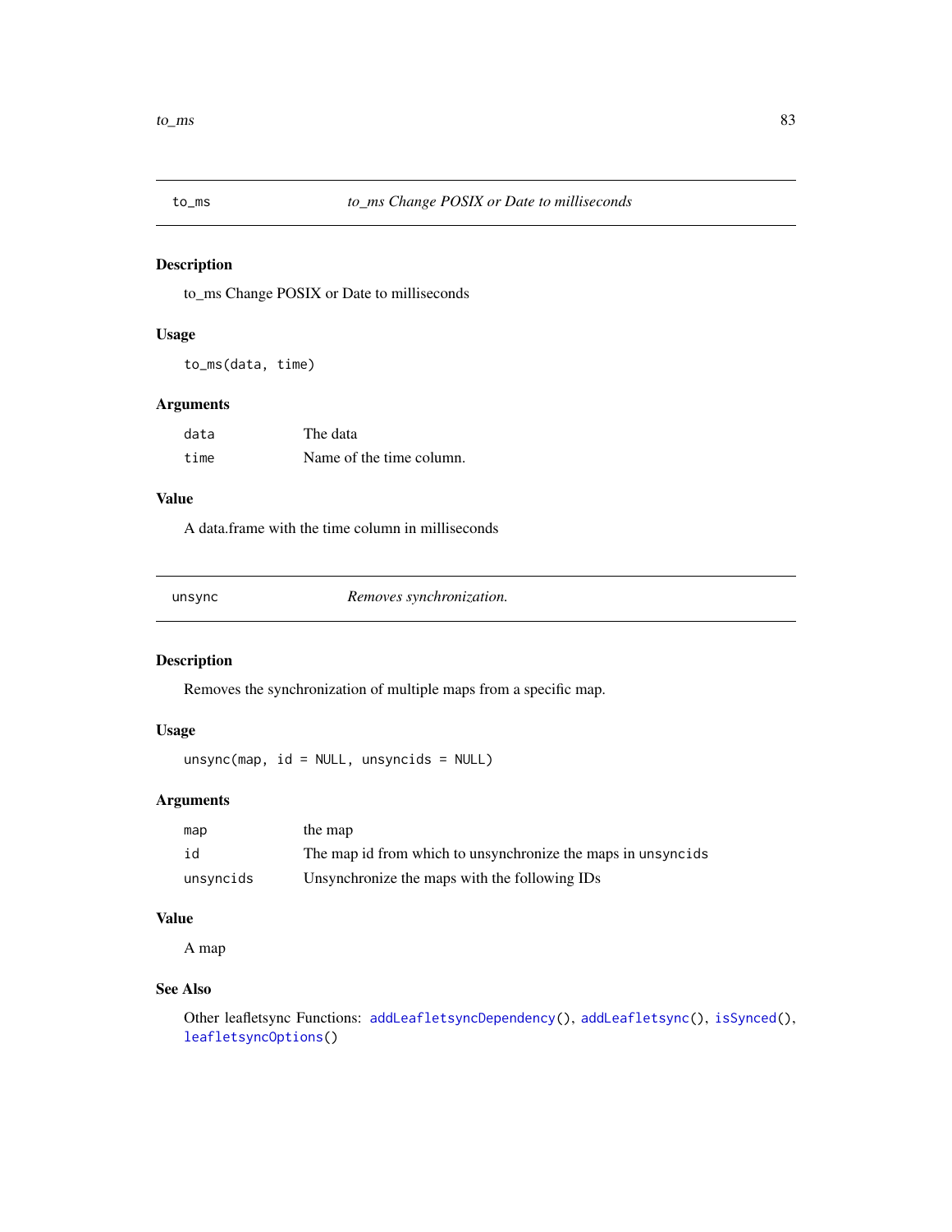## to_ms — *to_ms Change POSIX or Date to milliseconds*

### Description

to_ms Change POSIX or Date to milliseconds

### Usage

```
to_ms(data, time)
```

### Arguments

| | |
|---|---|
| data | The data |
| time | Name of the time column. |

### Value

A data.frame with the time column in milliseconds

## unsync — *Removes synchronization.*

### Description

Removes the synchronization of multiple maps from a specific map.

### Usage

```
unsync(map, id = NULL, unsyncids = NULL)
```

### Arguments

| | |
|---|---|
| map | the map |
| id | The map id from which to unsynchronize the maps in unsyncids |
| unsyncids | Unsynchronize the maps with the following IDs |

### Value

A map

### See Also

Other leafletsync Functions: addLeafletsyncDependency(), addLeafletsync(), isSynced(), leafletsyncOptions()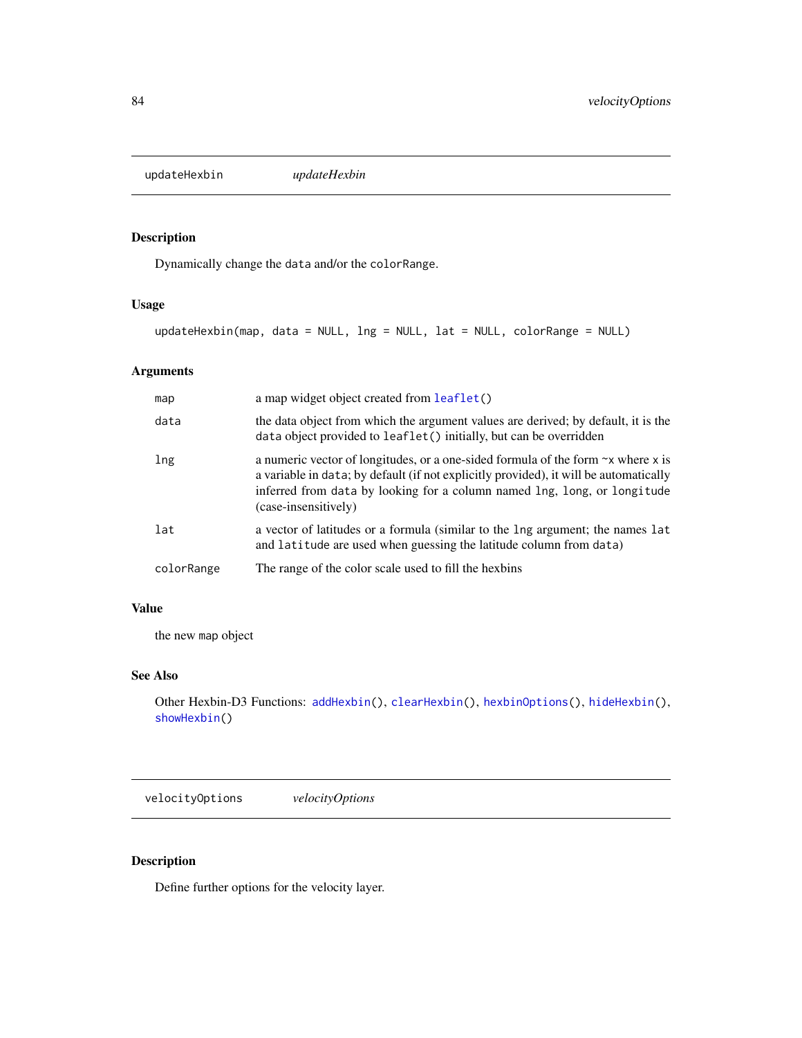## updateHexbin *updateHexbin*

### Description

Dynamically change the `data` and/or the `colorRange`.

### Usage

```
updateHexbin(map, data = NULL, lng = NULL, lat = NULL, colorRange = NULL)
```

### Arguments

| | |
|---|---|
| `map` | a map widget object created from `leaflet()` |
| `data` | the data object from which the argument values are derived; by default, it is the `data` object provided to `leaflet()` initially, but can be overridden |
| `lng` | a numeric vector of longitudes, or a one-sided formula of the form `~x` where `x` is a variable in `data`; by default (if not explicitly provided), it will be automatically inferred from `data` by looking for a column named `lng`, `long`, or `longitude` (case-insensitively) |
| `lat` | a vector of latitudes or a formula (similar to the `lng` argument; the names `lat` and `latitude` are used when guessing the latitude column from `data`) |
| `colorRange` | The range of the color scale used to fill the hexbins |

### Value

the new `map` object

### See Also

Other Hexbin-D3 Functions: `addHexbin()`, `clearHexbin()`, `hexbinOptions()`, `hideHexbin()`, `showHexbin()`

## velocityOptions *velocityOptions*

### Description

Define further options for the velocity layer.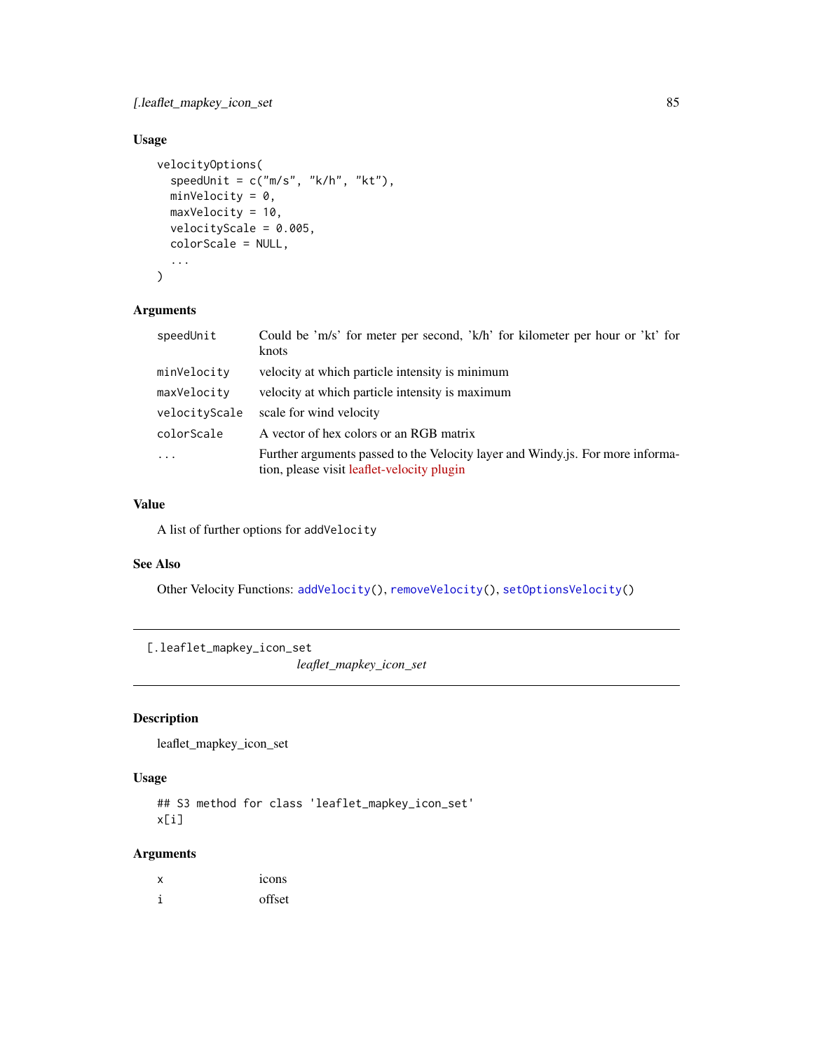### Usage

```
velocityOptions(
  speedUnit = c("m/s", "k/h", "kt"),
  minVelocity = 0,
  maxVelocity = 10,
  velocityScale = 0.005,
  colorScale = NULL,
  ...
)
```

### Arguments

| | |
|---|---|
| `speedUnit` | Could be 'm/s' for meter per second, 'k/h' for kilometer per hour or 'kt' for knots |
| `minVelocity` | velocity at which particle intensity is minimum |
| `maxVelocity` | velocity at which particle intensity is maximum |
| `velocityScale` | scale for wind velocity |
| `colorScale` | A vector of hex colors or an RGB matrix |
| `...` | Further arguments passed to the Velocity layer and Windy.js. For more information, please visit leaflet-velocity plugin |

### Value

A list of further options for `addVelocity`

### See Also

Other Velocity Functions: `addVelocity()`, `removeVelocity()`, `setOptionsVelocity()`

---

## `[.leaflet_mapkey_icon_set` *leaflet_mapkey_icon_set*

### Description

leaflet_mapkey_icon_set

### Usage

```
## S3 method for class 'leaflet_mapkey_icon_set'
x[i]
```

### Arguments

| | |
|---|---|
| `x` | icons |
| `i` | offset |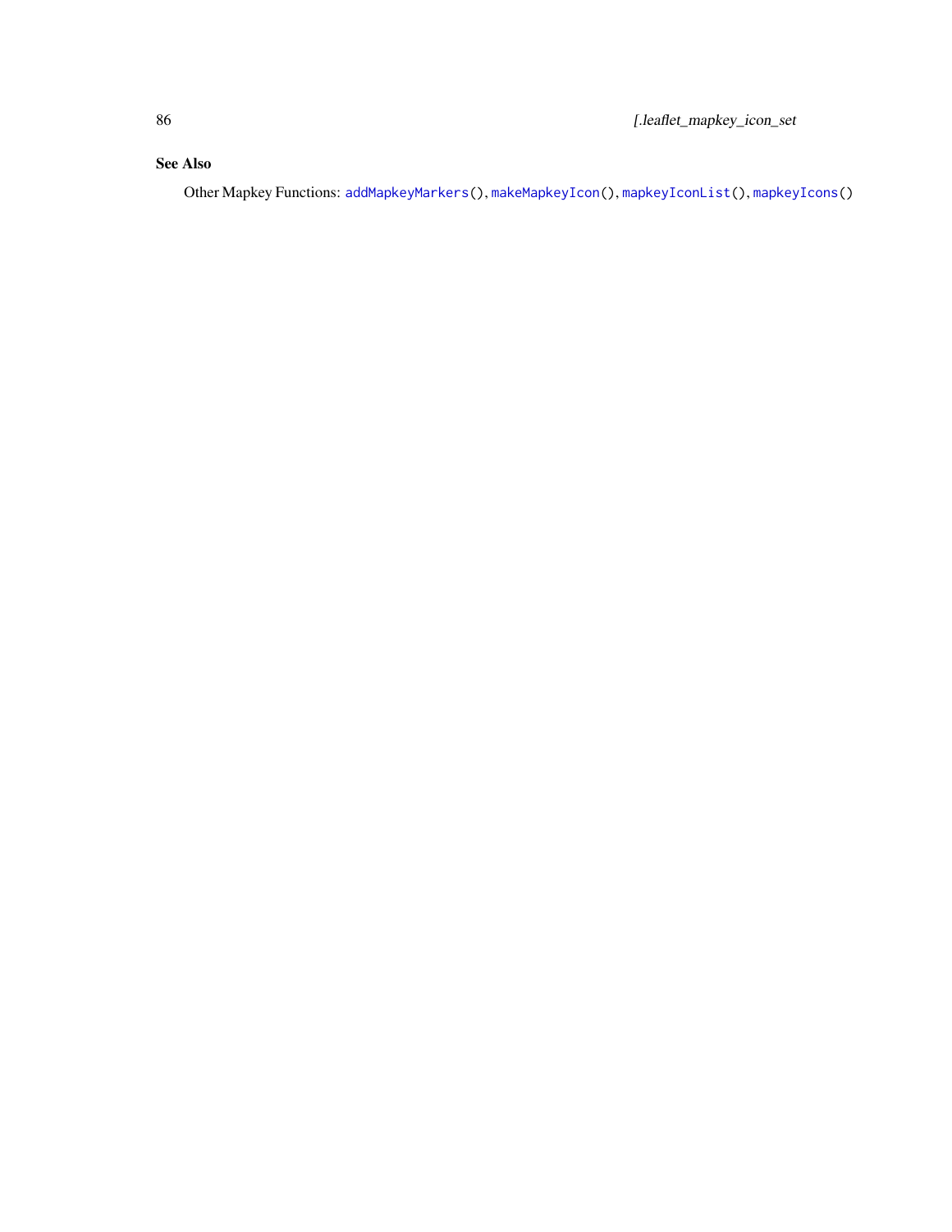## See Also

Other Mapkey Functions: `addMapkeyMarkers()`, `makeMapkeyIcon()`, `mapkeyIconList()`, `mapkeyIcons()`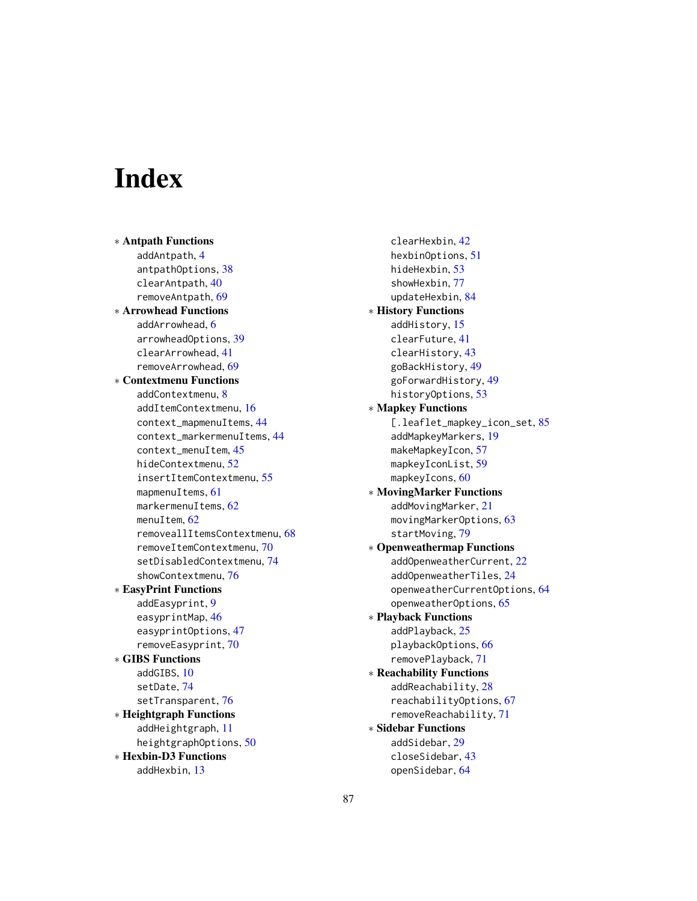# Index

* **Antpath Functions**
  - addAntpath, 4
  - antpathOptions, 38
  - clearAntpath, 40
  - removeAntpath, 69
* **Arrowhead Functions**
  - addArrowhead, 6
  - arrowheadOptions, 39
  - clearArrowhead, 41
  - removeArrowhead, 69
* **Contextmenu Functions**
  - addContextmenu, 8
  - addItemContextmenu, 16
  - context_mapmenuItems, 44
  - context_markermenuItems, 44
  - context_menuItem, 45
  - hideContextmenu, 52
  - insertItemContextmenu, 55
  - mapmenuItems, 61
  - markermenuItems, 62
  - menuItem, 62
  - removeallItemsContextmenu, 68
  - removeItemContextmenu, 70
  - setDisabledContextmenu, 74
  - showContextmenu, 76
* **EasyPrint Functions**
  - addEasyprint, 9
  - easyprintMap, 46
  - easyprintOptions, 47
  - removeEasyprint, 70
* **GIBS Functions**
  - addGIBS, 10
  - setDate, 74
  - setTransparent, 76
* **Heightgraph Functions**
  - addHeightgraph, 11
  - heightgraphOptions, 50
* **Hexbin-D3 Functions**
  - addHexbin, 13
  - clearHexbin, 42
  - hexbinOptions, 51
  - hideHexbin, 53
  - showHexbin, 77
  - updateHexbin, 84
* **History Functions**
  - addHistory, 15
  - clearFuture, 41
  - clearHistory, 43
  - goBackHistory, 49
  - goForwardHistory, 49
  - historyOptions, 53
* **Mapkey Functions**
  - [.leaflet_mapkey_icon_set, 85
  - addMapkeyMarkers, 19
  - makeMapkeyIcon, 57
  - mapkeyIconList, 59
  - mapkeyIcons, 60
* **MovingMarker Functions**
  - addMovingMarker, 21
  - movingMarkerOptions, 63
  - startMoving, 79
* **Openweathermap Functions**
  - addOpenweatherCurrent, 22
  - addOpenweatherTiles, 24
  - openweatherCurrentOptions, 64
  - openweatherOptions, 65
* **Playback Functions**
  - addPlayback, 25
  - playbackOptions, 66
  - removePlayback, 71
* **Reachability Functions**
  - addReachability, 28
  - reachabilityOptions, 67
  - removeReachability, 71
* **Sidebar Functions**
  - addSidebar, 29
  - closeSidebar, 43
  - openSidebar, 64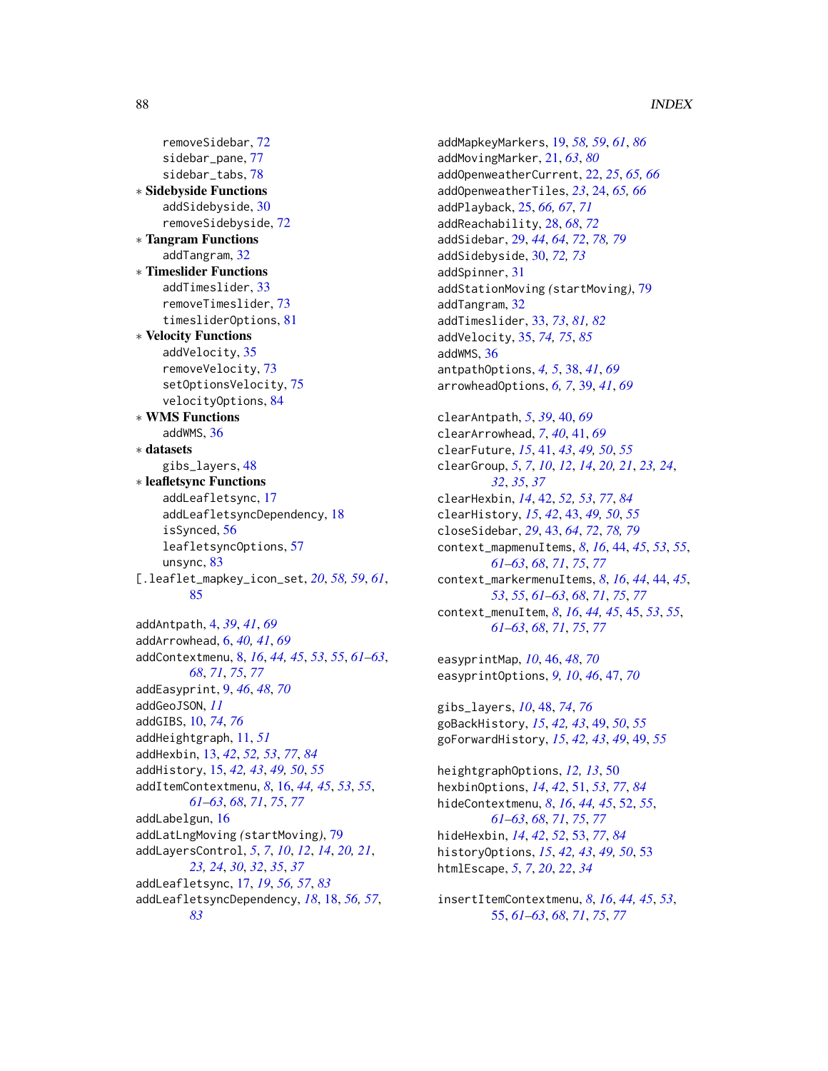removeSidebar, 72
sidebar_pane, 77
sidebar_tabs, 78

∗ **Sidebyside Functions**
addSidebyside, 30
removeSidebyside, 72

∗ **Tangram Functions**
addTangram, 32

∗ **Timeslider Functions**
addTimeslider, 33
removeTimeslider, 73
timesliderOptions, 81

∗ **Velocity Functions**
addVelocity, 35
removeVelocity, 73
setOptionsVelocity, 75
velocityOptions, 84

∗ **WMS Functions**
addWMS, 36

∗ **datasets**
gibs_layers, 48

∗ **leafletsync Functions**
addLeafletsync, 17
addLeafletsyncDependency, 18
isSynced, 56
leafletsyncOptions, 57
unsync, 83

[.leaflet_mapkey_icon_set, *20*, *58, 59*, *61*, 85

addAntpath, 4, *39*, *41*, *69*
addArrowhead, 6, *40, 41*, *69*
addContextmenu, 8, *16*, *44, 45*, *53*, *55*, *61–63*, *68*, *71*, *75*, *77*
addEasyprint, 9, *46*, *48*, *70*
addGeoJSON, *11*
addGIBS, 10, *74*, *76*
addHeightgraph, 11, *51*
addHexbin, 13, *42*, *52, 53*, *77*, *84*
addHistory, 15, *42, 43*, *49, 50*, *55*
addItemContextmenu, *8*, 16, *44, 45*, *53*, *55*, *61–63*, *68*, *71*, *75*, *77*
addLabelgun, 16
addLatLngMoving (startMoving), 79
addLayersControl, *5*, *7*, *10*, *12*, *14*, *20, 21*, *23, 24*, *30*, *32*, *35*, *37*
addLeafletsync, 17, *19*, *56, 57*, *83*
addLeafletsyncDependency, *18*, 18, *56, 57*, *83*
addMapkeyMarkers, 19, *58, 59*, *61*, *86*
addMovingMarker, 21, *63*, *80*
addOpenweatherCurrent, 22, *25*, *65, 66*
addOpenweatherTiles, *23*, 24, *65, 66*
addPlayback, 25, *66, 67*, *71*
addReachability, 28, *68*, *72*
addSidebar, 29, *44*, *64*, *72*, *78, 79*
addSidebyside, 30, *72, 73*
addSpinner, 31
addStationMoving (startMoving), 79
addTangram, 32
addTimeslider, 33, *73*, *81, 82*
addVelocity, 35, *74, 75*, *85*
addWMS, 36
antpathOptions, *4, 5*, 38, *41*, *69*
arrowheadOptions, *6, 7*, 39, *41*, *69*

clearAntpath, *5*, *39*, 40, *69*
clearArrowhead, *7*, *40*, 41, *69*
clearFuture, *15*, 41, *43*, *49, 50*, *55*
clearGroup, *5*, *7*, *10*, *12*, *14*, *20, 21*, *23, 24*, *32*, *35*, *37*
clearHexbin, *14*, 42, *52, 53*, *77*, *84*
clearHistory, *15*, *42*, 43, *49, 50*, *55*
closeSidebar, *29*, 43, *64*, *72*, *78, 79*
context_mapmenuItems, *8*, *16*, 44, *45*, *53*, *55*, *61–63*, *68*, *71*, *75*, *77*
context_markermenuItems, *8*, *16*, *44*, 44, *45*, *53*, *55*, *61–63*, *68*, *71*, *75*, *77*
context_menuItem, *8*, *16*, *44, 45*, 45, *53*, *55*, *61–63*, *68*, *71*, *75*, *77*

easyprintMap, *10*, 46, *48*, *70*
easyprintOptions, *9, 10*, *46*, 47, *70*

gibs_layers, *10*, 48, *74*, *76*
goBackHistory, *15*, *42, 43*, 49, *50*, *55*
goForwardHistory, *15*, *42, 43*, *49*, 49, *55*

heightgraphOptions, *12, 13*, 50
hexbinOptions, *14*, *42*, 51, *53*, *77*, *84*
hideContextmenu, *8*, *16*, *44, 45*, 52, *55*, *61–63*, *68*, *71*, *75*, *77*
hideHexbin, *14*, *42*, *52*, 53, *77*, *84*
historyOptions, *15*, *42, 43*, *49, 50*, 53
htmlEscape, *5*, *7*, *20*, *22*, *34*

insertItemContextmenu, *8*, *16*, *44, 45*, *53*, 55, *61–63*, *68*, *71*, *75*, *77*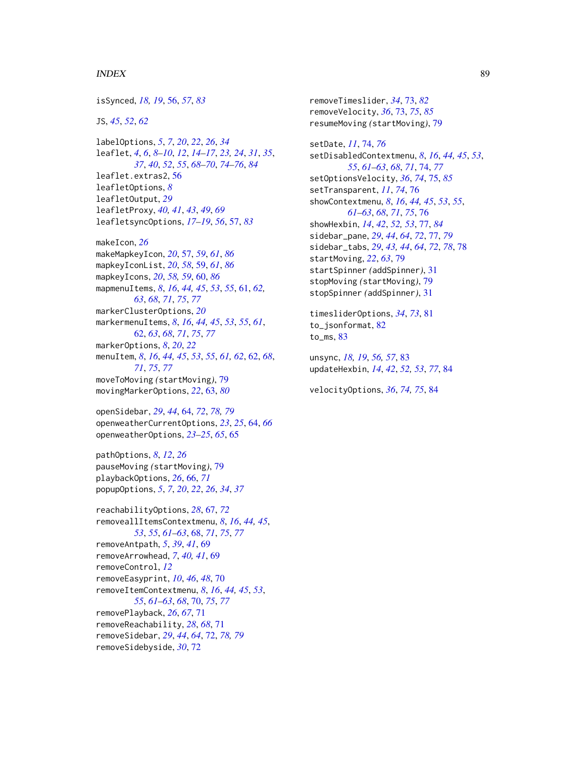isSynced, *18, 19*, 56, *57*, *83*

JS, *45*, *52*, *62*

labelOptions, *5*, *7*, *20*, *22*, *26*, *34*
leaflet, *4*, *6*, *8–10*, *12*, *14–17*, *23, 24*, *31*, *35*, *37*, *40*, *52*, *55*, *68–70*, *74–76*, *84*
leaflet.extras2, 56
leafletOptions, *8*
leafletOutput, *29*
leafletProxy, *40, 41*, *43*, *49*, *69*
leafletsyncOptions, *17–19*, *56*, 57, *83*

makeIcon, *26*
makeMapkeyIcon, *20*, 57, *59*, *61*, *86*
mapkeyIconList, *20*, *58*, 59, *61*, *86*
mapkeyIcons, *20*, *58, 59*, 60, *86*
mapmenuItems, *8*, *16*, *44, 45*, *53*, *55*, 61, *62, 63*, *68*, *71*, *75*, *77*
markerClusterOptions, *20*
markermenuItems, *8*, *16*, *44, 45*, *53*, *55*, *61*, 62, *63*, *68*, *71*, *75*, *77*
markerOptions, *8*, *20*, *22*
menuItem, *8*, *16*, *44, 45*, *53*, *55*, *61, 62*, 62, *68*, *71*, *75*, *77*
moveToMoving (startMoving), 79
movingMarkerOptions, *22*, 63, *80*

openSidebar, *29*, *44*, 64, *72*, *78, 79*
openweatherCurrentOptions, *23*, *25*, 64, *66*
openweatherOptions, *23–25*, *65*, 65

pathOptions, *8*, *12*, *26*
pauseMoving (startMoving), 79
playbackOptions, *26*, 66, *71*
popupOptions, *5*, *7*, *20*, *22*, *26*, *34*, *37*

reachabilityOptions, *28*, 67, *72*
removeallItemsContextmenu, *8*, *16*, *44, 45*, *53*, *55*, *61–63*, 68, *71*, *75*, *77*
removeAntpath, *5*, *39*, *41*, 69
removeArrowhead, *7*, *40, 41*, 69
removeControl, *12*
removeEasyprint, *10*, *46*, *48*, 70
removeItemContextmenu, *8*, *16*, *44, 45*, *53*, *55*, *61–63*, *68*, 70, *75*, *77*
removePlayback, *26*, *67*, 71
removeReachability, *28*, *68*, 71
removeSidebar, *29*, *44*, *64*, 72, *78, 79*
removeSidebyside, *30*, 72
removeTimeslider, *34*, 73, *82*
removeVelocity, *36*, 73, *75*, *85*
resumeMoving (startMoving), 79

setDate, *11*, 74, *76*
setDisabledContextmenu, *8*, *16*, *44, 45*, *53*, *55*, *61–63*, *68*, *71*, 74, *77*
setOptionsVelocity, *36*, *74*, 75, *85*
setTransparent, *11*, *74*, 76
showContextmenu, *8*, *16*, *44, 45*, *53*, *55*, *61–63*, *68*, *71*, *75*, 76
showHexbin, *14*, *42*, *52, 53*, 77, *84*
sidebar_pane, *29*, *44*, *64*, *72*, 77, *79*
sidebar_tabs, *29*, *43, 44*, *64*, *72*, *78*, 78
startMoving, *22*, *63*, 79
startSpinner (addSpinner), 31
stopMoving (startMoving), 79
stopSpinner (addSpinner), 31

timesliderOptions, *34*, *73*, 81
to_jsonformat, 82
to_ms, 83

unsync, *18, 19*, *56, 57*, 83
updateHexbin, *14*, *42*, *52, 53*, *77*, 84

velocityOptions, *36*, *74, 75*, 84